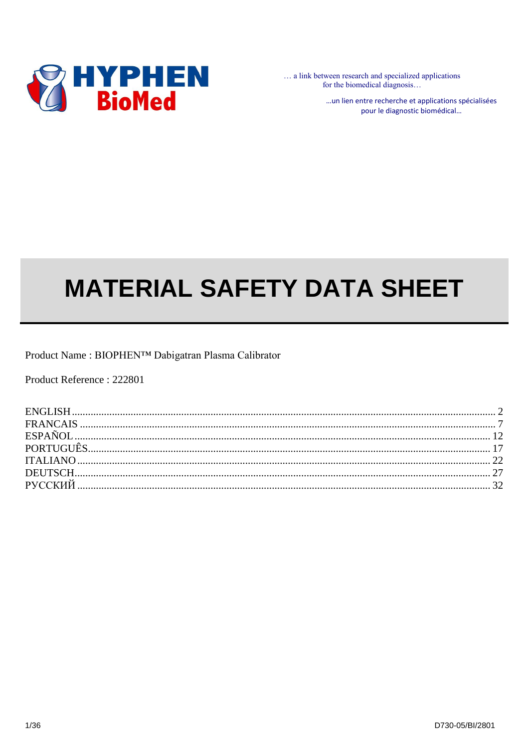HYPHEN BioMed

… a link between research and specialized applications for the biomedical diagnosis…

…un lien entre recherche et applications spécialisées pour le diagnostic biomédical…

# MATERIAL SAFETY DATA SHEET

Product Name : BIOPHEN™ Dabigatran Plasma Calibrator

Product Reference : 222801

ENGLISH .......... 2
FRANCAIS .......... 7
ESPAÑOL .......... 12
PORTUGUÊS .......... 17
ITALIANO .......... 22
DEUTSCH .......... 27
РУССКИЙ .......... 32

D730-05/BI/2801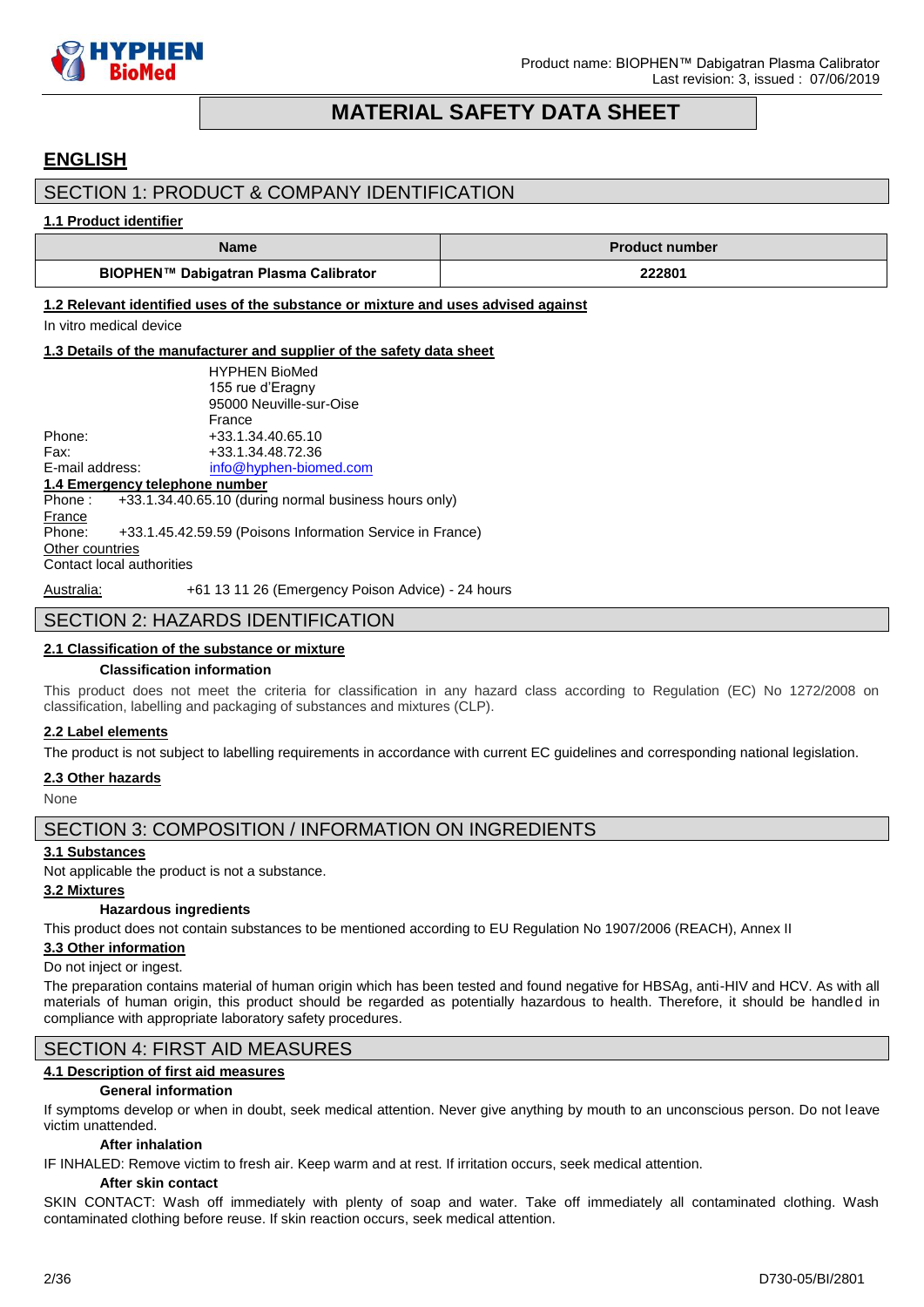# MATERIAL SAFETY DATA SHEET

## ENGLISH

## SECTION 1: PRODUCT & COMPANY IDENTIFICATION

### 1.1 Product identifier

| Name | Product number |
|---|---|
| **BIOPHEN™ Dabigatran Plasma Calibrator** | **222801** |

### 1.2 Relevant identified uses of the substance or mixture and uses advised against

In vitro medical device

### 1.3 Details of the manufacturer and supplier of the safety data sheet

HYPHEN BioMed
155 rue d'Eragny
95000 Neuville-sur-Oise
France

Phone: +33.1.34.40.65.10
Fax: +33.1.34.48.72.36
E-mail address: info@hyphen-biomed.com

### 1.4 Emergency telephone number

Phone : +33.1.34.40.65.10 (during normal business hours only)

France
Phone: +33.1.45.42.59.59 (Poisons Information Service in France)

Other countries
Contact local authorities

Australia: +61 13 11 26 (Emergency Poison Advice) - 24 hours

## SECTION 2: HAZARDS IDENTIFICATION

### 2.1 Classification of the substance or mixture

**Classification information**

This product does not meet the criteria for classification in any hazard class according to Regulation (EC) No 1272/2008 on classification, labelling and packaging of substances and mixtures (CLP).

### 2.2 Label elements

The product is not subject to labelling requirements in accordance with current EC guidelines and corresponding national legislation.

### 2.3 Other hazards

None

## SECTION 3: COMPOSITION / INFORMATION ON INGREDIENTS

### 3.1 Substances

Not applicable the product is not a substance.

### 3.2 Mixtures

**Hazardous ingredients**

This product does not contain substances to be mentioned according to EU Regulation No 1907/2006 (REACH), Annex II

### 3.3 Other information

Do not inject or ingest.

The preparation contains material of human origin which has been tested and found negative for HBSAg, anti-HIV and HCV. As with all materials of human origin, this product should be regarded as potentially hazardous to health. Therefore, it should be handled in compliance with appropriate laboratory safety procedures.

## SECTION 4: FIRST AID MEASURES

### 4.1 Description of first aid measures

**General information**

If symptoms develop or when in doubt, seek medical attention. Never give anything by mouth to an unconscious person. Do not leave victim unattended.

**After inhalation**

IF INHALED: Remove victim to fresh air. Keep warm and at rest. If irritation occurs, seek medical attention.

**After skin contact**

SKIN CONTACT: Wash off immediately with plenty of soap and water. Take off immediately all contaminated clothing. Wash contaminated clothing before reuse. If skin reaction occurs, seek medical attention.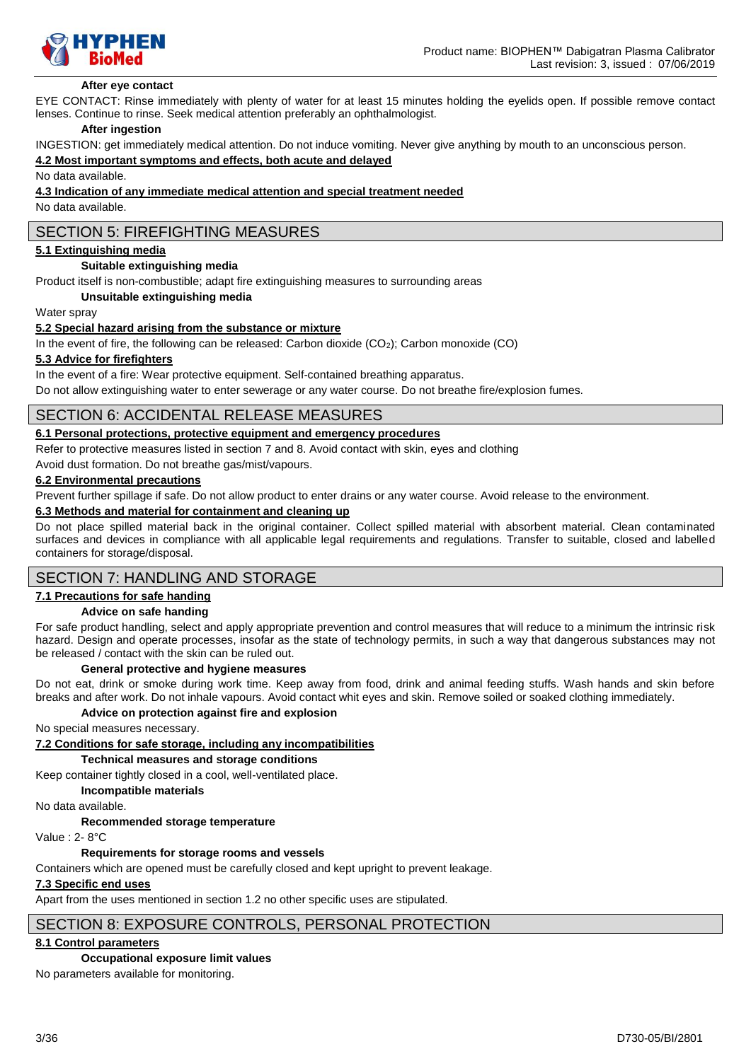**After eye contact**

EYE CONTACT: Rinse immediately with plenty of water for at least 15 minutes holding the eyelids open. If possible remove contact lenses. Continue to rinse. Seek medical attention preferably an ophthalmologist.

**After ingestion**

INGESTION: get immediately medical attention. Do not induce vomiting. Never give anything by mouth to an unconscious person.

**4.2 Most important symptoms and effects, both acute and delayed**

No data available.

**4.3 Indication of any immediate medical attention and special treatment needed**

No data available.

## SECTION 5: FIREFIGHTING MEASURES

**5.1 Extinguishing media**

**Suitable extinguishing media**

Product itself is non-combustible; adapt fire extinguishing measures to surrounding areas

**Unsuitable extinguishing media**

Water spray

**5.2 Special hazard arising from the substance or mixture**

In the event of fire, the following can be released: Carbon dioxide ($CO_2$); Carbon monoxide (CO)

**5.3 Advice for firefighters**

In the event of a fire: Wear protective equipment. Self-contained breathing apparatus.

Do not allow extinguishing water to enter sewerage or any water course. Do not breathe fire/explosion fumes.

## SECTION 6: ACCIDENTAL RELEASE MEASURES

**6.1 Personal protections, protective equipment and emergency procedures**

Refer to protective measures listed in section 7 and 8. Avoid contact with skin, eyes and clothing

Avoid dust formation. Do not breathe gas/mist/vapours.

**6.2 Environmental precautions**

Prevent further spillage if safe. Do not allow product to enter drains or any water course. Avoid release to the environment.

**6.3 Methods and material for containment and cleaning up**

Do not place spilled material back in the original container. Collect spilled material with absorbent material. Clean contaminated surfaces and devices in compliance with all applicable legal requirements and regulations. Transfer to suitable, closed and labelled containers for storage/disposal.

## SECTION 7: HANDLING AND STORAGE

**7.1 Precautions for safe handing**

**Advice on safe handing**

For safe product handling, select and apply appropriate prevention and control measures that will reduce to a minimum the intrinsic risk hazard. Design and operate processes, insofar as the state of technology permits, in such a way that dangerous substances may not be released / contact with the skin can be ruled out.

**General protective and hygiene measures**

Do not eat, drink or smoke during work time. Keep away from food, drink and animal feeding stuffs. Wash hands and skin before breaks and after work. Do not inhale vapours. Avoid contact whit eyes and skin. Remove soiled or soaked clothing immediately.

**Advice on protection against fire and explosion**

No special measures necessary.

**7.2 Conditions for safe storage, including any incompatibilities**

**Technical measures and storage conditions**

Keep container tightly closed in a cool, well-ventilated place.

**Incompatible materials**

No data available.

**Recommended storage temperature**

Value : 2- 8°C

**Requirements for storage rooms and vessels**

Containers which are opened must be carefully closed and kept upright to prevent leakage.

**7.3 Specific end uses**

Apart from the uses mentioned in section 1.2 no other specific uses are stipulated.

## SECTION 8: EXPOSURE CONTROLS, PERSONAL PROTECTION

**8.1 Control parameters**

**Occupational exposure limit values**

No parameters available for monitoring.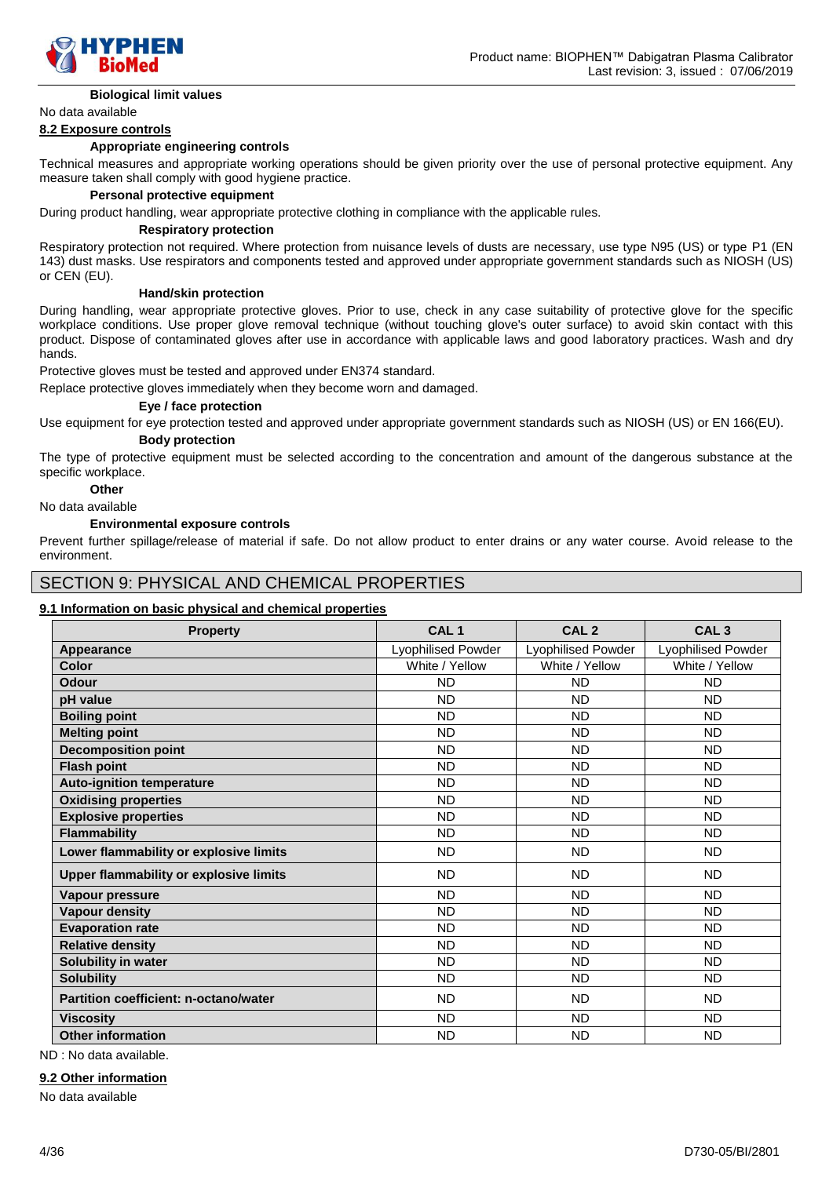#### Biological limit values

No data available

**8.2 Exposure controls**

#### Appropriate engineering controls

Technical measures and appropriate working operations should be given priority over the use of personal protective equipment. Any measure taken shall comply with good hygiene practice.

#### Personal protective equipment

During product handling, wear appropriate protective clothing in compliance with the applicable rules.

##### Respiratory protection

Respiratory protection not required. Where protection from nuisance levels of dusts are necessary, use type N95 (US) or type P1 (EN 143) dust masks. Use respirators and components tested and approved under appropriate government standards such as NIOSH (US) or CEN (EU).

##### Hand/skin protection

During handling, wear appropriate protective gloves. Prior to use, check in any case suitability of protective glove for the specific workplace conditions. Use proper glove removal technique (without touching glove's outer surface) to avoid skin contact with this product. Dispose of contaminated gloves after use in accordance with applicable laws and good laboratory practices. Wash and dry hands.

Protective gloves must be tested and approved under EN374 standard.

Replace protective gloves immediately when they become worn and damaged.

##### Eye / face protection

Use equipment for eye protection tested and approved under appropriate government standards such as NIOSH (US) or EN 166(EU).

##### Body protection

The type of protective equipment must be selected according to the concentration and amount of the dangerous substance at the specific workplace.

#### Other

No data available

#### Environmental exposure controls

Prevent further spillage/release of material if safe. Do not allow product to enter drains or any water course. Avoid release to the environment.

## SECTION 9: PHYSICAL AND CHEMICAL PROPERTIES

**9.1 Information on basic physical and chemical properties**

| Property | CAL 1 | CAL 2 | CAL 3 |
|---|---|---|---|
| **Appearance** | Lyophilised Powder | Lyophilised Powder | Lyophilised Powder |
| **Color** | White / Yellow | White / Yellow | White / Yellow |
| **Odour** | ND | ND | ND |
| **pH value** | ND | ND | ND |
| **Boiling point** | ND | ND | ND |
| **Melting point** | ND | ND | ND |
| **Decomposition point** | ND | ND | ND |
| **Flash point** | ND | ND | ND |
| **Auto-ignition temperature** | ND | ND | ND |
| **Oxidising properties** | ND | ND | ND |
| **Explosive properties** | ND | ND | ND |
| **Flammability** | ND | ND | ND |
| **Lower flammability or explosive limits** | ND | ND | ND |
| **Upper flammability or explosive limits** | ND | ND | ND |
| **Vapour pressure** | ND | ND | ND |
| **Vapour density** | ND | ND | ND |
| **Evaporation rate** | ND | ND | ND |
| **Relative density** | ND | ND | ND |
| **Solubility in water** | ND | ND | ND |
| **Solubility** | ND | ND | ND |
| **Partition coefficient: n-octano/water** | ND | ND | ND |
| **Viscosity** | ND | ND | ND |
| **Other information** | ND | ND | ND |

ND : No data available.

**9.2 Other information**

No data available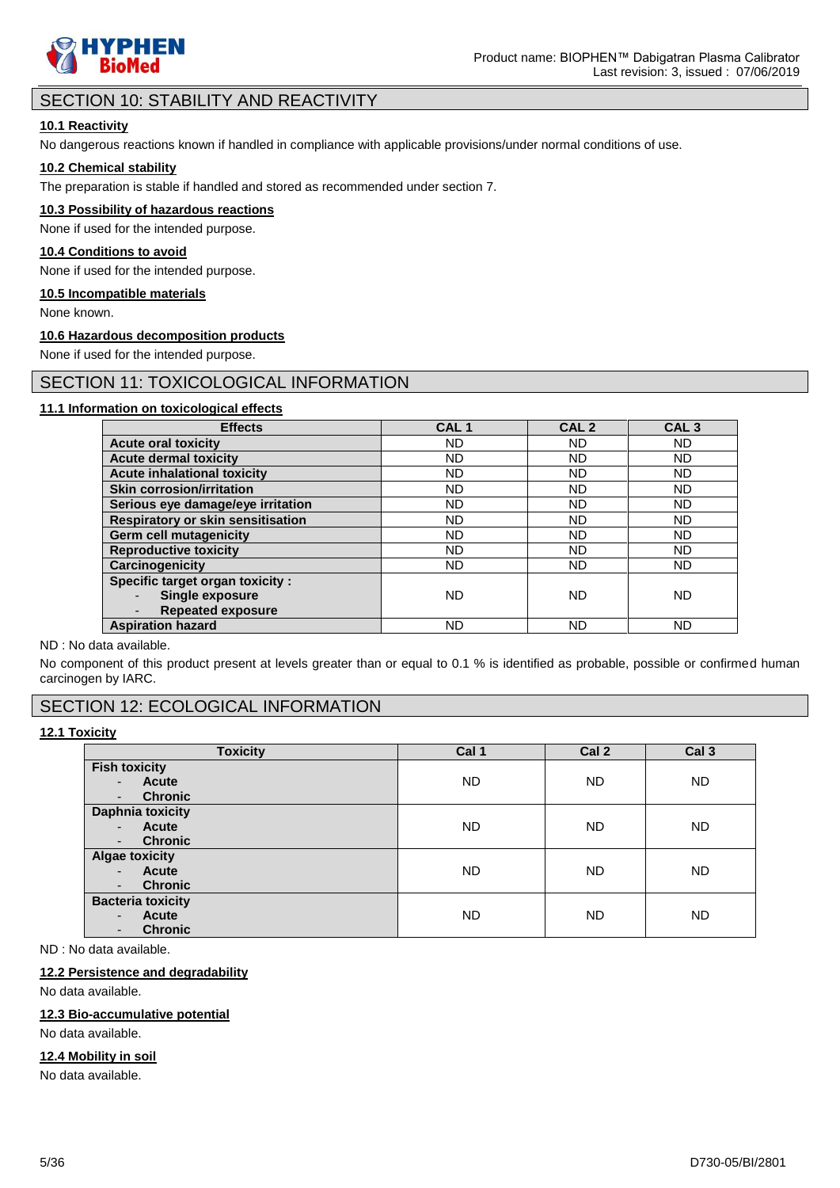## SECTION 10: STABILITY AND REACTIVITY

### 10.1 Reactivity

No dangerous reactions known if handled in compliance with applicable provisions/under normal conditions of use.

### 10.2 Chemical stability

The preparation is stable if handled and stored as recommended under section 7.

### 10.3 Possibility of hazardous reactions

None if used for the intended purpose.

### 10.4 Conditions to avoid

None if used for the intended purpose.

### 10.5 Incompatible materials

None known.

### 10.6 Hazardous decomposition products

None if used for the intended purpose.

## SECTION 11: TOXICOLOGICAL INFORMATION

### 11.1 Information on toxicological effects

| Effects | CAL 1 | CAL 2 | CAL 3 |
|---|---|---|---|
| **Acute oral toxicity** | ND | ND | ND |
| **Acute dermal toxicity** | ND | ND | ND |
| **Acute inhalational toxicity** | ND | ND | ND |
| **Skin corrosion/irritation** | ND | ND | ND |
| **Serious eye damage/eye irritation** | ND | ND | ND |
| **Respiratory or skin sensitisation** | ND | ND | ND |
| **Germ cell mutagenicity** | ND | ND | ND |
| **Reproductive toxicity** | ND | ND | ND |
| **Carcinogenicity** | ND | ND | ND |
| **Specific target organ toxicity :** - **Single exposure** - **Repeated exposure** | ND | ND | ND |
| **Aspiration hazard** | ND | ND | ND |

ND : No data available.

No component of this product present at levels greater than or equal to 0.1 % is identified as probable, possible or confirmed human carcinogen by IARC.

## SECTION 12: ECOLOGICAL INFORMATION

### 12.1 Toxicity

| Toxicity | Cal 1 | Cal 2 | Cal 3 |
|---|---|---|---|
| **Fish toxicity** - **Acute** - **Chronic** | ND | ND | ND |
| **Daphnia toxicity** - **Acute** - **Chronic** | ND | ND | ND |
| **Algae toxicity** - **Acute** - **Chronic** | ND | ND | ND |
| **Bacteria toxicity** - **Acute** - **Chronic** | ND | ND | ND |

ND : No data available.

### 12.2 Persistence and degradability

No data available.

### 12.3 Bio-accumulative potential

No data available.

### 12.4 Mobility in soil

No data available.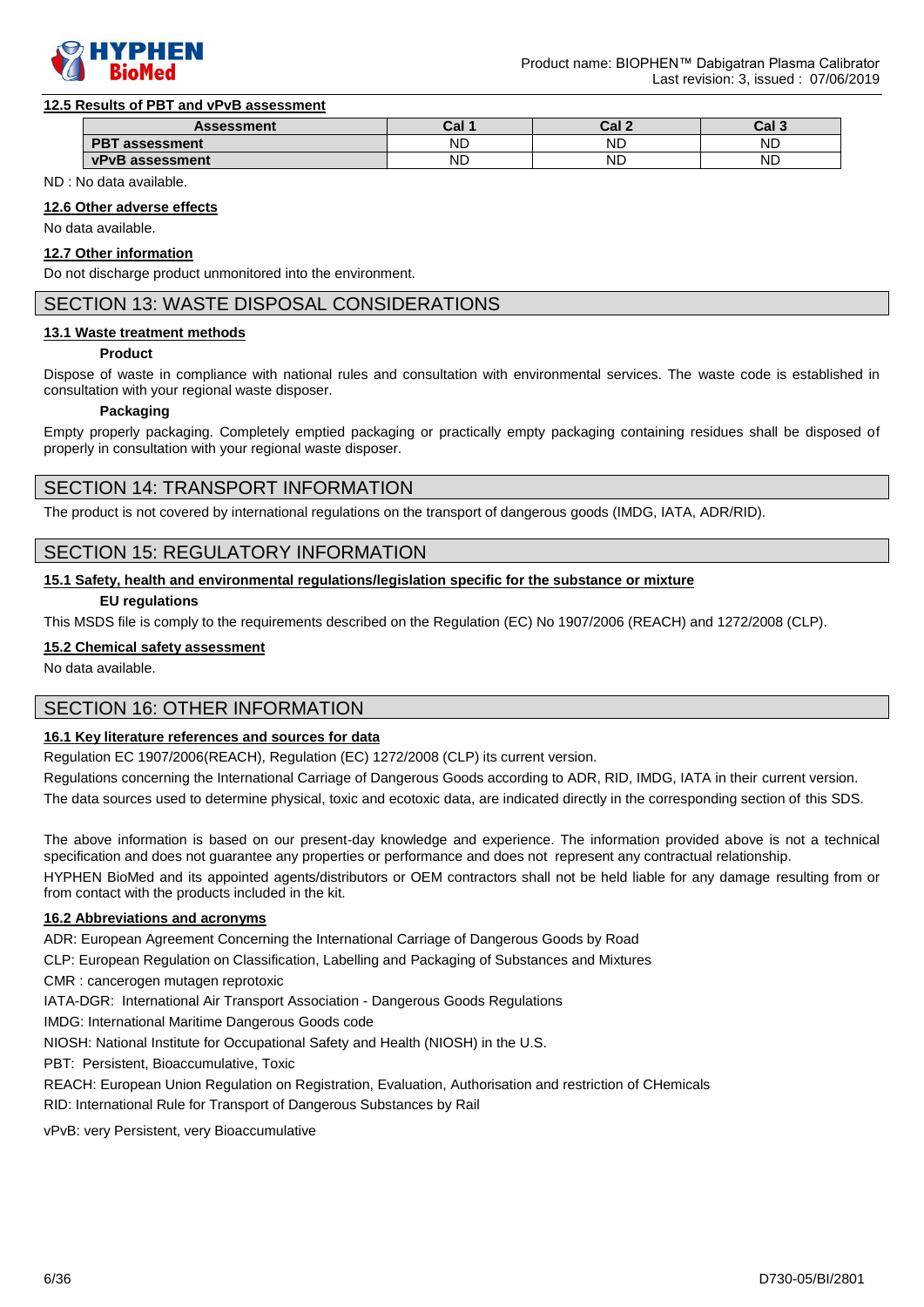### 12.5 Results of PBT and vPvB assessment

| Assessment | Cal 1 | Cal 2 | Cal 3 |
|---|---|---|---|
| **PBT assessment** | ND | ND | ND |
| **vPvB assessment** | ND | ND | ND |

ND : No data available.

### 12.6 Other adverse effects

No data available.

### 12.7 Other information

Do not discharge product unmonitored into the environment.

## SECTION 13: WASTE DISPOSAL CONSIDERATIONS

### 13.1 Waste treatment methods

**Product**

Dispose of waste in compliance with national rules and consultation with environmental services. The waste code is established in consultation with your regional waste disposer.

**Packaging**

Empty properly packaging. Completely emptied packaging or practically empty packaging containing residues shall be disposed of properly in consultation with your regional waste disposer.

## SECTION 14: TRANSPORT INFORMATION

The product is not covered by international regulations on the transport of dangerous goods (IMDG, IATA, ADR/RID).

## SECTION 15: REGULATORY INFORMATION

### 15.1 Safety, health and environmental regulations/legislation specific for the substance or mixture

**EU regulations**

This MSDS file is comply to the requirements described on the Regulation (EC) No 1907/2006 (REACH) and 1272/2008 (CLP).

### 15.2 Chemical safety assessment

No data available.

## SECTION 16: OTHER INFORMATION

### 16.1 Key literature references and sources for data

Regulation EC 1907/2006(REACH), Regulation (EC) 1272/2008 (CLP) its current version.

Regulations concerning the International Carriage of Dangerous Goods according to ADR, RID, IMDG, IATA in their current version.

The data sources used to determine physical, toxic and ecotoxic data, are indicated directly in the corresponding section of this SDS.

The above information is based on our present-day knowledge and experience. The information provided above is not a technical specification and does not guarantee any properties or performance and does not represent any contractual relationship.

HYPHEN BioMed and its appointed agents/distributors or OEM contractors shall not be held liable for any damage resulting from or from contact with the products included in the kit.

### 16.2 Abbreviations and acronyms

ADR: European Agreement Concerning the International Carriage of Dangerous Goods by Road

CLP: European Regulation on Classification, Labelling and Packaging of Substances and Mixtures

CMR : cancerogen mutagen reprotoxic

IATA-DGR: International Air Transport Association - Dangerous Goods Regulations

IMDG: International Maritime Dangerous Goods code

NIOSH: National Institute for Occupational Safety and Health (NIOSH) in the U.S.

PBT: Persistent, Bioaccumulative, Toxic

REACH: European Union Regulation on Registration, Evaluation, Authorisation and restriction of CHemicals

RID: International Rule for Transport of Dangerous Substances by Rail

vPvB: very Persistent, very Bioaccumulative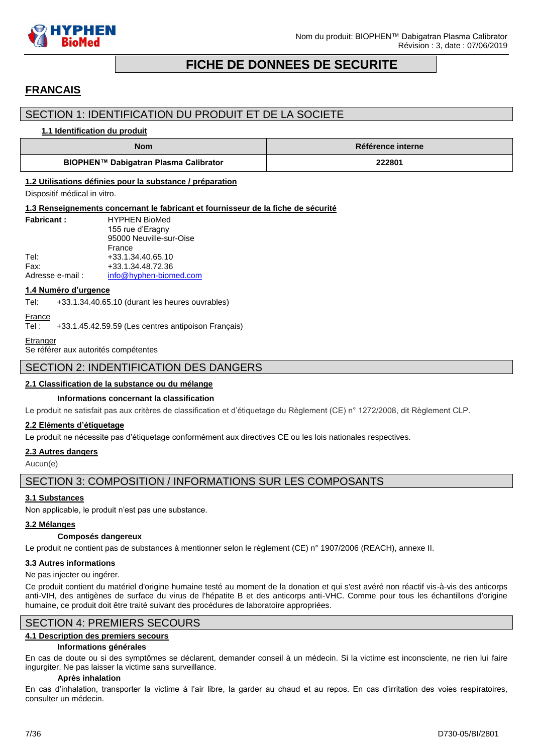# FICHE DE DONNEES DE SECURITE

## FRANCAIS

## SECTION 1: IDENTIFICATION DU PRODUIT ET DE LA SOCIETE

### 1.1 Identification du produit

| Nom | Référence interne |
|---|---|
| **BIOPHEN™ Dabigatran Plasma Calibrator** | **222801** |

### 1.2 Utilisations définies pour la substance / préparation

Dispositif médical in vitro.

### 1.3 Renseignements concernant le fabricant et fournisseur de la fiche de sécurité

**Fabricant :** HYPHEN BioMed
155 rue d'Eragny
95000 Neuville-sur-Oise
France

Tel: +33.1.34.40.65.10
Fax: +33.1.34.48.72.36
Adresse e-mail : info@hyphen-biomed.com

### 1.4 Numéro d'urgence

Tel: +33.1.34.40.65.10 (durant les heures ouvrables)

France
Tel : +33.1.45.42.59.59 (Les centres antipoison Français)

Etranger
Se référer aux autorités compétentes

## SECTION 2: INDENTIFICATION DES DANGERS

### 2.1 Classification de la substance ou du mélange

**Informations concernant la classification**

Le produit ne satisfait pas aux critères de classification et d'étiquetage du Règlement (CE) n° 1272/2008, dit Règlement CLP.

### 2.2 Eléments d'étiquetage

Le produit ne nécessite pas d'étiquetage conformément aux directives CE ou les lois nationales respectives.

### 2.3 Autres dangers

Aucun(e)

## SECTION 3: COMPOSITION / INFORMATIONS SUR LES COMPOSANTS

### 3.1 Substances

Non applicable, le produit n'est pas une substance.

### 3.2 Mélanges

**Composés dangereux**

Le produit ne contient pas de substances à mentionner selon le règlement (CE) n° 1907/2006 (REACH), annexe II.

### 3.3 Autres informations

Ne pas injecter ou ingérer.

Ce produit contient du matériel d'origine humaine testé au moment de la donation et qui s'est avéré non réactif vis-à-vis des anticorps anti-VIH, des antigènes de surface du virus de l'hépatite B et des anticorps anti-VHC. Comme pour tous les échantillons d'origine humaine, ce produit doit être traité suivant des procédures de laboratoire appropriées.

## SECTION 4: PREMIERS SECOURS

### 4.1 Description des premiers secours

**Informations générales**

En cas de doute ou si des symptômes se déclarent, demander conseil à un médecin. Si la victime est inconsciente, ne rien lui faire ingurgiter. Ne pas laisser la victime sans surveillance.

**Après inhalation**

En cas d'inhalation, transporter la victime à l'air libre, la garder au chaud et au repos. En cas d'irritation des voies respiratoires, consulter un médecin.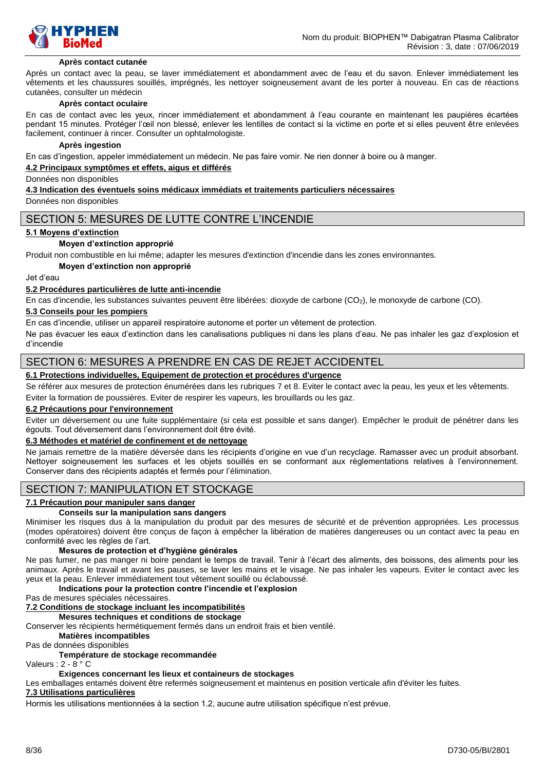**Après contact cutanée**

Après un contact avec la peau, se laver immédiatement et abondamment avec de l'eau et du savon. Enlever immédiatement les vêtements et les chaussures souillés, imprégnés, les nettoyer soigneusement avant de les porter à nouveau. En cas de réactions cutanées, consulter un médecin

**Après contact oculaire**

En cas de contact avec les yeux, rincer immédiatement et abondamment à l'eau courante en maintenant les paupières écartées pendant 15 minutes. Protéger l'œil non blessé, enlever les lentilles de contact si la victime en porte et si elles peuvent être enlevées facilement, continuer à rincer. Consulter un ophtalmologiste.

**Après ingestion**

En cas d'ingestion, appeler immédiatement un médecin. Ne pas faire vomir. Ne rien donner à boire ou à manger.

**4.2 Principaux symptômes et effets, aigus et différés**

Données non disponibles

**4.3 Indication des éventuels soins médicaux immédiats et traitements particuliers nécessaires**

Données non disponibles

## SECTION 5: MESURES DE LUTTE CONTRE L'INCENDIE

**5.1 Moyens d'extinction**

**Moyen d'extinction approprié**

Produit non combustible en lui même; adapter les mesures d'extinction d'incendie dans les zones environnantes.

**Moyen d'extinction non approprié**

Jet d'eau

**5.2 Procédures particulières de lutte anti-incendie**

En cas d'incendie, les substances suivantes peuvent être libérées: dioxyde de carbone ($CO_2$), le monoxyde de carbone (CO).

**5.3 Conseils pour les pompiers**

En cas d'incendie, utiliser un appareil respiratoire autonome et porter un vêtement de protection.

Ne pas évacuer les eaux d'extinction dans les canalisations publiques ni dans les plans d'eau. Ne pas inhaler les gaz d'explosion et d'incendie

## SECTION 6: MESURES A PRENDRE EN CAS DE REJET ACCIDENTEL

**6.1 Protections individuelles, Equipement de protection et procédures d'urgence**

Se référer aux mesures de protection énumérées dans les rubriques 7 et 8. Eviter le contact avec la peau, les yeux et les vêtements.

Eviter la formation de poussières. Eviter de respirer les vapeurs, les brouillards ou les gaz.

**6.2 Précautions pour l'environnement**

Eviter un déversement ou une fuite supplémentaire (si cela est possible et sans danger). Empêcher le produit de pénétrer dans les égouts. Tout déversement dans l'environnement doit être évité.

**6.3 Méthodes et matériel de confinement et de nettoyage**

Ne jamais remettre de la matière déversée dans les récipients d'origine en vue d'un recyclage. Ramasser avec un produit absorbant. Nettoyer soigneusement les surfaces et les objets souillés en se conformant aux règlementations relatives à l'environnement. Conserver dans des récipients adaptés et fermés pour l'élimination.

## SECTION 7: MANIPULATION ET STOCKAGE

**7.1 Précaution pour manipuler sans danger**

**Conseils sur la manipulation sans dangers**

Minimiser les risques dus à la manipulation du produit par des mesures de sécurité et de prévention appropriées. Les processus (modes opératoires) doivent être conçus de façon à empêcher la libération de matières dangereuses ou un contact avec la peau en conformité avec les règles de l'art.

**Mesures de protection et d'hygiène générales**

Ne pas fumer, ne pas manger ni boire pendant le temps de travail. Tenir à l'écart des aliments, des boissons, des aliments pour les animaux. Après le travail et avant les pauses, se laver les mains et le visage. Ne pas inhaler les vapeurs. Eviter le contact avec les yeux et la peau. Enlever immédiatement tout vêtement souillé ou éclaboussé.

**Indications pour la protection contre l'incendie et l'explosion**

Pas de mesures spéciales nécessaires.

**7.2 Conditions de stockage incluant les incompatibilités**

**Mesures techniques et conditions de stockage**

Conserver les récipients hermétiquement fermés dans un endroit frais et bien ventilé.

**Matières incompatibles**

Pas de données disponibles

**Température de stockage recommandée**

Valeurs : 2 - 8 ° C

**Exigences concernant les lieux et containeurs de stockages**

Les emballages entamés doivent être refermés soigneusement et maintenus en position verticale afin d'éviter les fuites.

**7.3 Utilisations particulières**

Hormis les utilisations mentionnées à la section 1.2, aucune autre utilisation spécifique n'est prévue.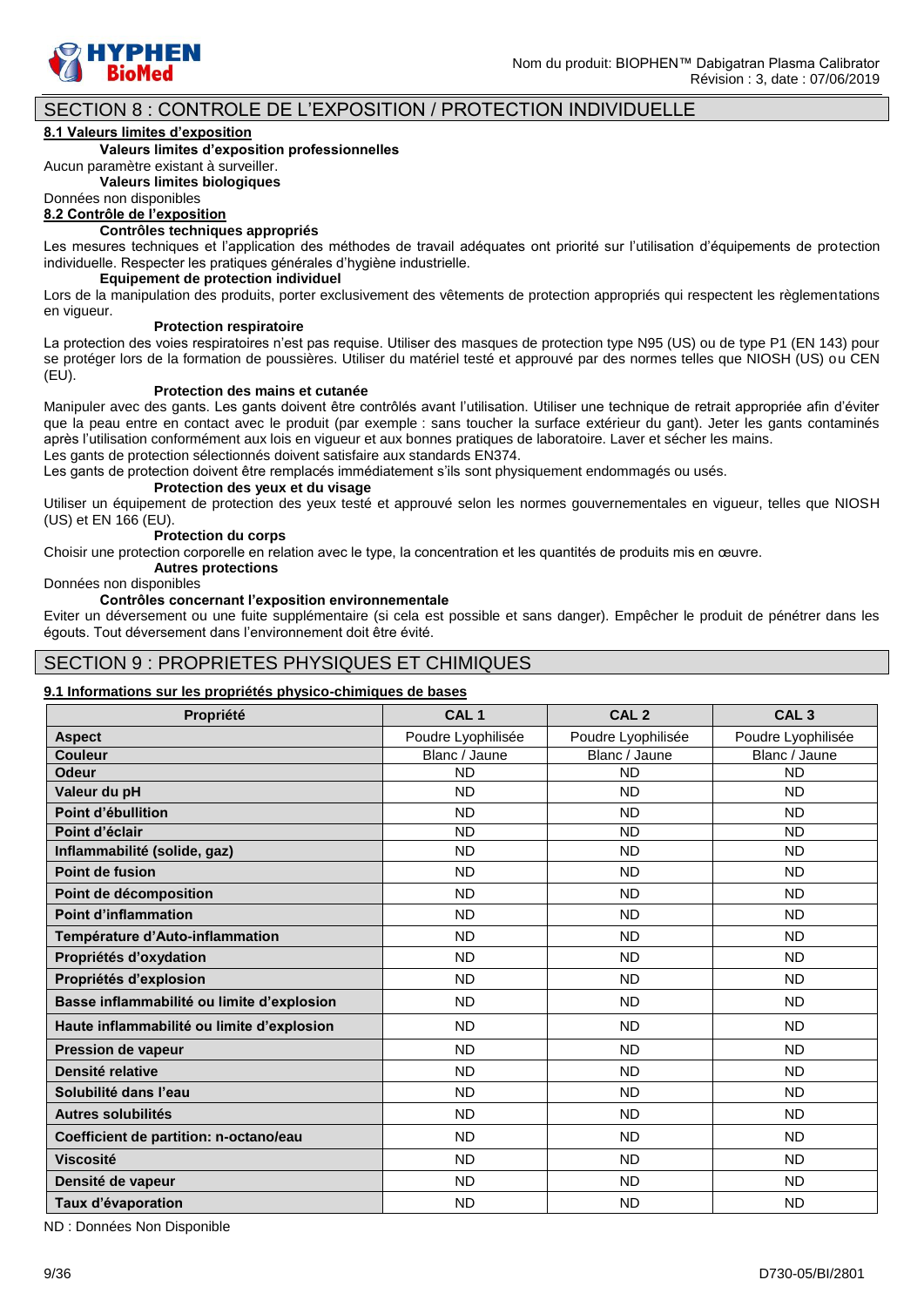## SECTION 8 : CONTROLE DE L'EXPOSITION / PROTECTION INDIVIDUELLE

### 8.1 Valeurs limites d'exposition

**Valeurs limites d'exposition professionnelles**

Aucun paramètre existant à surveiller.

**Valeurs limites biologiques**

Données non disponibles

### 8.2 Contrôle de l'exposition

**Contrôles techniques appropriés**

Les mesures techniques et l'application des méthodes de travail adéquates ont priorité sur l'utilisation d'équipements de protection individuelle. Respecter les pratiques générales d'hygiène industrielle.

**Equipement de protection individuel**

Lors de la manipulation des produits, porter exclusivement des vêtements de protection appropriés qui respectent les règlementations en vigueur.

**Protection respiratoire**

La protection des voies respiratoires n'est pas requise. Utiliser des masques de protection type N95 (US) ou de type P1 (EN 143) pour se protéger lors de la formation de poussières. Utiliser du matériel testé et approuvé par des normes telles que NIOSH (US) ou CEN (EU).

**Protection des mains et cutanée**

Manipuler avec des gants. Les gants doivent être contrôlés avant l'utilisation. Utiliser une technique de retrait appropriée afin d'éviter que la peau entre en contact avec le produit (par exemple : sans toucher la surface extérieur du gant). Jeter les gants contaminés après l'utilisation conformément aux lois en vigueur et aux bonnes pratiques de laboratoire. Laver et sécher les mains.

Les gants de protection sélectionnés doivent satisfaire aux standards EN374.

Les gants de protection doivent être remplacés immédiatement s'ils sont physiquement endommagés ou usés.

**Protection des yeux et du visage**

Utiliser un équipement de protection des yeux testé et approuvé selon les normes gouvernementales en vigueur, telles que NIOSH (US) et EN 166 (EU).

**Protection du corps**

Choisir une protection corporelle en relation avec le type, la concentration et les quantités de produits mis en œuvre.

**Autres protections**

Données non disponibles

**Contrôles concernant l'exposition environnementale**

Eviter un déversement ou une fuite supplémentaire (si cela est possible et sans danger). Empêcher le produit de pénétrer dans les égouts. Tout déversement dans l'environnement doit être évité.

## SECTION 9 : PROPRIETES PHYSIQUES ET CHIMIQUES

### 9.1 Informations sur les propriétés physico-chimiques de bases

| Propriété | CAL 1 | CAL 2 | CAL 3 |
|---|---|---|---|
| **Aspect** | Poudre Lyophilisée | Poudre Lyophilisée | Poudre Lyophilisée |
| **Couleur** | Blanc / Jaune | Blanc / Jaune | Blanc / Jaune |
| **Odeur** | ND | ND | ND |
| **Valeur du pH** | ND | ND | ND |
| **Point d'ébullition** | ND | ND | ND |
| **Point d'éclair** | ND | ND | ND |
| **Inflammabilité (solide, gaz)** | ND | ND | ND |
| **Point de fusion** | ND | ND | ND |
| **Point de décomposition** | ND | ND | ND |
| **Point d'inflammation** | ND | ND | ND |
| **Température d'Auto-inflammation** | ND | ND | ND |
| **Propriétés d'oxydation** | ND | ND | ND |
| **Propriétés d'explosion** | ND | ND | ND |
| **Basse inflammabilité ou limite d'explosion** | ND | ND | ND |
| **Haute inflammabilité ou limite d'explosion** | ND | ND | ND |
| **Pression de vapeur** | ND | ND | ND |
| **Densité relative** | ND | ND | ND |
| **Solubilité dans l'eau** | ND | ND | ND |
| **Autres solubilités** | ND | ND | ND |
| **Coefficient de partition: n-octano/eau** | ND | ND | ND |
| **Viscosité** | ND | ND | ND |
| **Densité de vapeur** | ND | ND | ND |
| **Taux d'évaporation** | ND | ND | ND |

ND : Données Non Disponible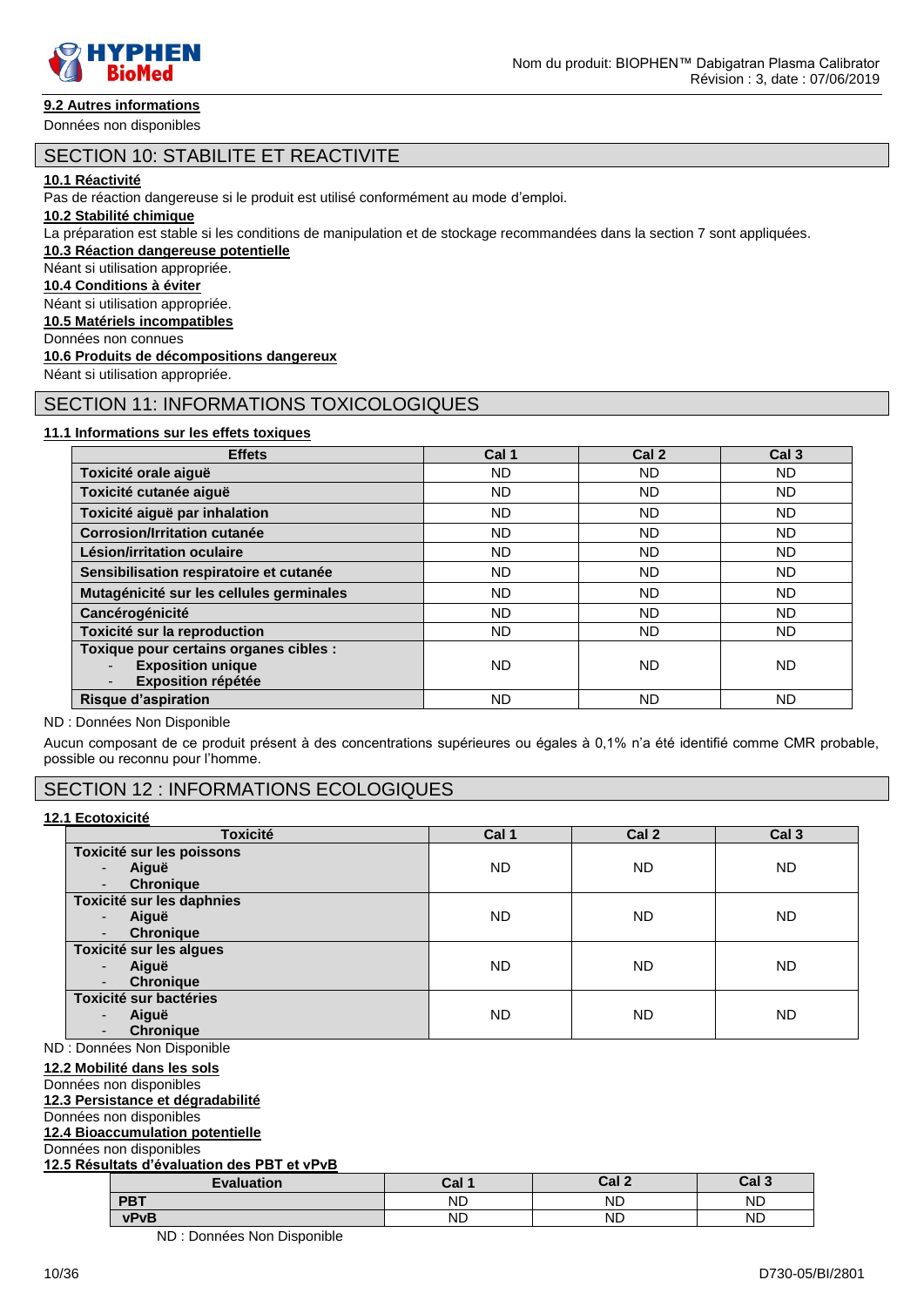### 9.2 Autres informations

Données non disponibles

## SECTION 10: STABILITE ET REACTIVITE

### 10.1 Réactivité

Pas de réaction dangereuse si le produit est utilisé conformément au mode d'emploi.

### 10.2 Stabilité chimique

La préparation est stable si les conditions de manipulation et de stockage recommandées dans la section 7 sont appliquées.

### 10.3 Réaction dangereuse potentielle

Néant si utilisation appropriée.

### 10.4 Conditions à éviter

Néant si utilisation appropriée.

### 10.5 Matériels incompatibles

Données non connues

### 10.6 Produits de décompositions dangereux

Néant si utilisation appropriée.

## SECTION 11: INFORMATIONS TOXICOLOGIQUES

### 11.1 Informations sur les effets toxiques

| Effets | Cal 1 | Cal 2 | Cal 3 |
|---|---|---|---|
| **Toxicité orale aiguë** | ND | ND | ND |
| **Toxicité cutanée aiguë** | ND | ND | ND |
| **Toxicité aiguë par inhalation** | ND | ND | ND |
| **Corrosion/Irritation cutanée** | ND | ND | ND |
| **Lésion/irritation oculaire** | ND | ND | ND |
| **Sensibilisation respiratoire et cutanée** | ND | ND | ND |
| **Mutagénicité sur les cellules germinales** | ND | ND | ND |
| **Cancérogénicité** | ND | ND | ND |
| **Toxicité sur la reproduction** | ND | ND | ND |
| **Toxique pour certains organes cibles :** - **Exposition unique** - **Exposition répétée** | ND | ND | ND |
| **Risque d'aspiration** | ND | ND | ND |

ND : Données Non Disponible

Aucun composant de ce produit présent à des concentrations supérieures ou égales à 0,1% n'a été identifié comme CMR probable, possible ou reconnu pour l'homme.

## SECTION 12 : INFORMATIONS ECOLOGIQUES

### 12.1 Ecotoxicité

| Toxicité | Cal 1 | Cal 2 | Cal 3 |
|---|---|---|---|
| **Toxicité sur les poissons** - **Aiguë** - **Chronique** | ND | ND | ND |
| **Toxicité sur les daphnies** - **Aiguë** - **Chronique** | ND | ND | ND |
| **Toxicité sur les algues** - **Aiguë** - **Chronique** | ND | ND | ND |
| **Toxicité sur bactéries** - **Aiguë** - **Chronique** | ND | ND | ND |

ND : Données Non Disponible

### 12.2 Mobilité dans les sols

Données non disponibles

### 12.3 Persistance et dégradabilité

Données non disponibles

### 12.4 Bioaccumulation potentielle

Données non disponibles

### 12.5 Résultats d'évaluation des PBT et vPvB

| Evaluation | Cal 1 | Cal 2 | Cal 3 |
|---|---|---|---|
| **PBT** | ND | ND | ND |
| **vPvB** | ND | ND | ND |

ND : Données Non Disponible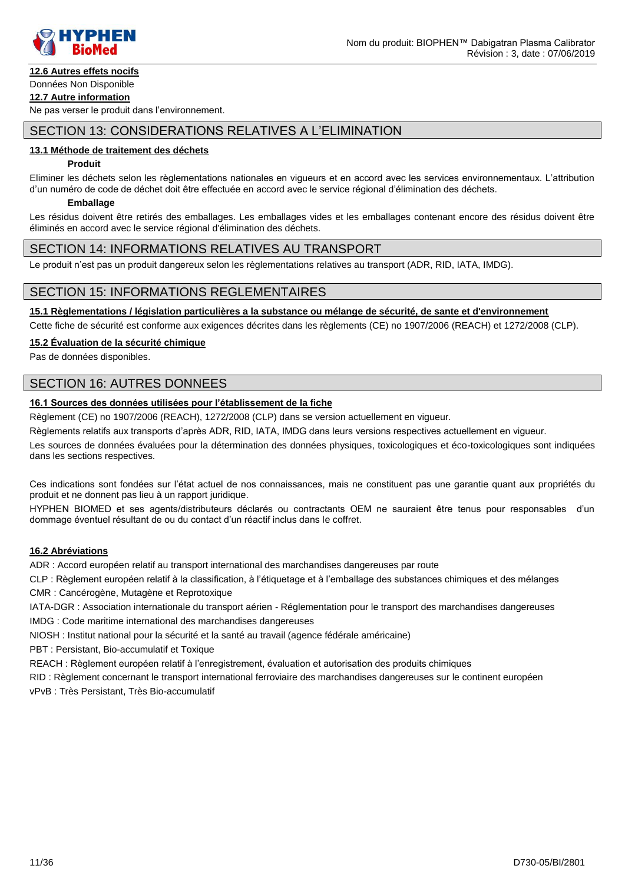#### 12.6 Autres effets nocifs

Données Non Disponible

#### 12.7 Autre information

Ne pas verser le produit dans l'environnement.

## SECTION 13: CONSIDERATIONS RELATIVES A L'ELIMINATION

#### 13.1 Méthode de traitement des déchets

**Produit**

Eliminer les déchets selon les règlementations nationales en vigueurs et en accord avec les services environnementaux. L'attribution d'un numéro de code de déchet doit être effectuée en accord avec le service régional d'élimination des déchets.

**Emballage**

Les résidus doivent être retirés des emballages. Les emballages vides et les emballages contenant encore des résidus doivent être éliminés en accord avec le service régional d'élimination des déchets.

## SECTION 14: INFORMATIONS RELATIVES AU TRANSPORT

Le produit n'est pas un produit dangereux selon les règlementations relatives au transport (ADR, RID, IATA, IMDG).

## SECTION 15: INFORMATIONS REGLEMENTAIRES

#### 15.1 Règlementations / législation particulières a la substance ou mélange de sécurité, de sante et d'environnement

Cette fiche de sécurité est conforme aux exigences décrites dans les règlements (CE) no 1907/2006 (REACH) et 1272/2008 (CLP).

#### 15.2 Évaluation de la sécurité chimique

Pas de données disponibles.

## SECTION 16: AUTRES DONNEES

#### 16.1 Sources des données utilisées pour l'établissement de la fiche

Règlement (CE) no 1907/2006 (REACH), 1272/2008 (CLP) dans se version actuellement en vigueur.

Règlements relatifs aux transports d'après ADR, RID, IATA, IMDG dans leurs versions respectives actuellement en vigueur.

Les sources de données évaluées pour la détermination des données physiques, toxicologiques et éco-toxicologiques sont indiquées dans les sections respectives.

Ces indications sont fondées sur l'état actuel de nos connaissances, mais ne constituent pas une garantie quant aux propriétés du produit et ne donnent pas lieu à un rapport juridique.

HYPHEN BIOMED et ses agents/distributeurs déclarés ou contractants OEM ne sauraient être tenus pour responsables d'un dommage éventuel résultant de ou du contact d'un réactif inclus dans le coffret.

#### 16.2 Abréviations

ADR : Accord européen relatif au transport international des marchandises dangereuses par route

CLP : Règlement européen relatif à la classification, à l'étiquetage et à l'emballage des substances chimiques et des mélanges

CMR : Cancérogène, Mutagène et Reprotoxique

IATA-DGR : Association internationale du transport aérien - Réglementation pour le transport des marchandises dangereuses

IMDG : Code maritime international des marchandises dangereuses

NIOSH : Institut national pour la sécurité et la santé au travail (agence fédérale américaine)

PBT : Persistant, Bio-accumulatif et Toxique

REACH : Règlement européen relatif à l'enregistrement, évaluation et autorisation des produits chimiques

RID : Règlement concernant le transport international ferroviaire des marchandises dangereuses sur le continent européen

vPvB : Très Persistant, Très Bio-accumulatif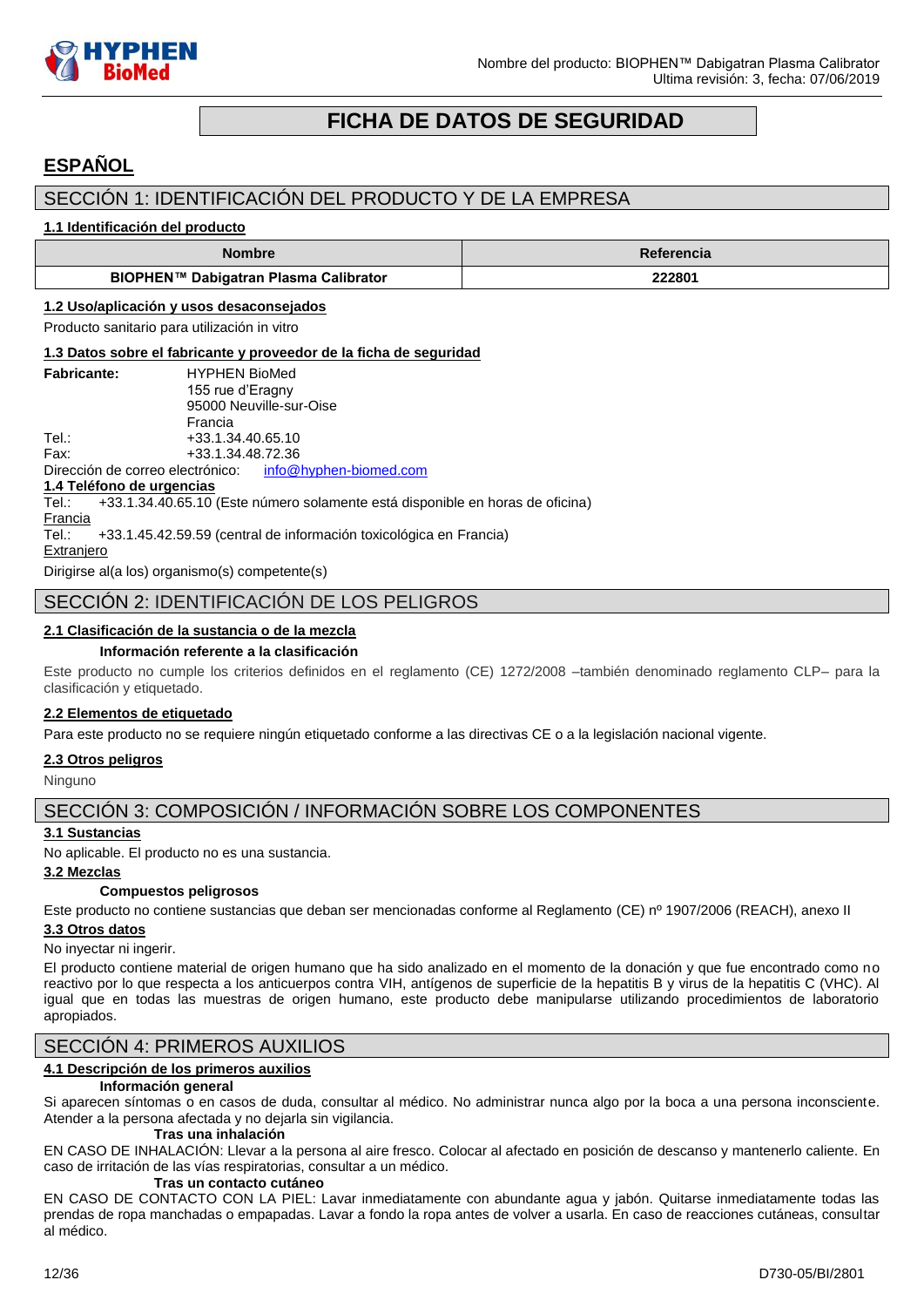# FICHA DE DATOS DE SEGURIDAD

## ESPAÑOL

## SECCIÓN 1: IDENTIFICACIÓN DEL PRODUCTO Y DE LA EMPRESA

### 1.1 Identificación del producto

| Nombre | Referencia |
|---|---|
| **BIOPHEN™ Dabigatran Plasma Calibrator** | **222801** |

### 1.2 Uso/aplicación y usos desaconsejados

Producto sanitario para utilización in vitro

### 1.3 Datos sobre el fabricante y proveedor de la ficha de seguridad

**Fabricante:** HYPHEN BioMed
155 rue d'Eragny
95000 Neuville-sur-Oise
Francia

Tel.: +33.1.34.40.65.10
Fax: +33.1.34.48.72.36
Dirección de correo electrónico: info@hyphen-biomed.com

### 1.4 Teléfono de urgencias

Tel.: +33.1.34.40.65.10 (Este número solamente está disponible en horas de oficina)

Francia
Tel.: +33.1.45.42.59.59 (central de información toxicológica en Francia)

Extranjero
Dirigirse al(a los) organismo(s) competente(s)

## SECCIÓN 2: IDENTIFICACIÓN DE LOS PELIGROS

### 2.1 Clasificación de la sustancia o de la mezcla

**Información referente a la clasificación**

Este producto no cumple los criterios definidos en el reglamento (CE) 1272/2008 –también denominado reglamento CLP– para la clasificación y etiquetado.

### 2.2 Elementos de etiquetado

Para este producto no se requiere ningún etiquetado conforme a las directivas CE o a la legislación nacional vigente.

### 2.3 Otros peligros

Ninguno

## SECCIÓN 3: COMPOSICIÓN / INFORMACIÓN SOBRE LOS COMPONENTES

### 3.1 Sustancias

No aplicable. El producto no es una sustancia.

### 3.2 Mezclas

**Compuestos peligrosos**

Este producto no contiene sustancias que deban ser mencionadas conforme al Reglamento (CE) nº 1907/2006 (REACH), anexo II

### 3.3 Otros datos

No inyectar ni ingerir.

El producto contiene material de origen humano que ha sido analizado en el momento de la donación y que fue encontrado como no reactivo por lo que respecta a los anticuerpos contra VIH, antígenos de superficie de la hepatitis B y virus de la hepatitis C (VHC). Al igual que en todas las muestras de origen humano, este producto debe manipularse utilizando procedimientos de laboratorio apropiados.

## SECCIÓN 4: PRIMEROS AUXILIOS

### 4.1 Descripción de los primeros auxilios

**Información general**

Si aparecen síntomas o en casos de duda, consultar al médico. No administrar nunca algo por la boca a una persona inconsciente. Atender a la persona afectada y no dejarla sin vigilancia.

**Tras una inhalación**

EN CASO DE INHALACIÓN: Llevar a la persona al aire fresco. Colocar al afectado en posición de descanso y mantenerlo caliente. En caso de irritación de las vías respiratorias, consultar a un médico.

**Tras un contacto cutáneo**

EN CASO DE CONTACTO CON LA PIEL: Lavar inmediatamente con abundante agua y jabón. Quitarse inmediatamente todas las prendas de ropa manchadas o empapadas. Lavar a fondo la ropa antes de volver a usarla. En caso de reacciones cutáneas, consultar al médico.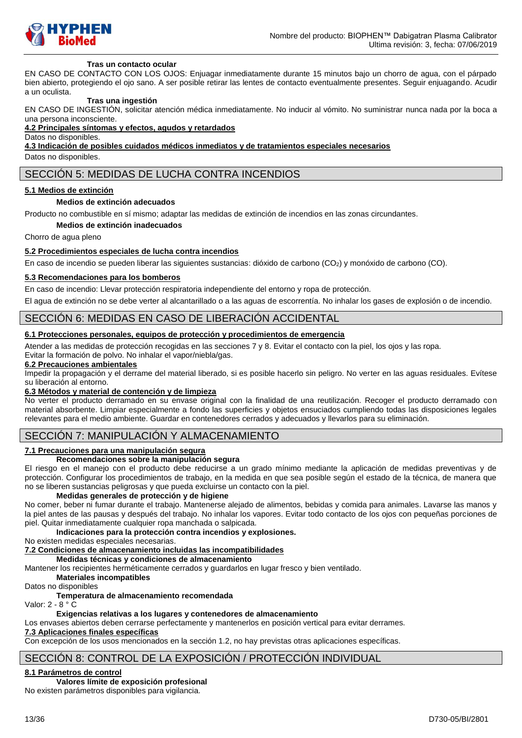**Tras un contacto ocular**

EN CASO DE CONTACTO CON LOS OJOS: Enjuagar inmediatamente durante 15 minutos bajo un chorro de agua, con el párpado bien abierto, protegiendo el ojo sano. A ser posible retirar las lentes de contacto eventualmente presentes. Seguir enjuagando. Acudir a un oculista.

**Tras una ingestión**

EN CASO DE INGESTIÓN, solicitar atención médica inmediatamente. No inducir al vómito. No suministrar nunca nada por la boca a una persona inconsciente.

**4.2 Principales síntomas y efectos, agudos y retardados**

Datos no disponibles.

**4.3 Indicación de posibles cuidados médicos inmediatos y de tratamientos especiales necesarios**

Datos no disponibles.

## SECCIÓN 5: MEDIDAS DE LUCHA CONTRA INCENDIOS

**5.1 Medios de extinción**

**Medios de extinción adecuados**

Producto no combustible en sí mismo; adaptar las medidas de extinción de incendios en las zonas circundantes.

**Medios de extinción inadecuados**

Chorro de agua pleno

**5.2 Procedimientos especiales de lucha contra incendios**

En caso de incendio se pueden liberar las siguientes sustancias: dióxido de carbono ($CO_2$) y monóxido de carbono (CO).

**5.3 Recomendaciones para los bomberos**

En caso de incendio: Llevar protección respiratoria independiente del entorno y ropa de protección.

El agua de extinción no se debe verter al alcantarillado o a las aguas de escorrentía. No inhalar los gases de explosión o de incendio.

## SECCIÓN 6: MEDIDAS EN CASO DE LIBERACIÓN ACCIDENTAL

**6.1 Protecciones personales, equipos de protección y procedimientos de emergencia**

Atender a las medidas de protección recogidas en las secciones 7 y 8. Evitar el contacto con la piel, los ojos y las ropa.
Evitar la formación de polvo. No inhalar el vapor/niebla/gas.

**6.2 Precauciones ambientales**

Impedir la propagación y el derrame del material liberado, si es posible hacerlo sin peligro. No verter en las aguas residuales. Evítese su liberación al entorno.

**6.3 Métodos y material de contención y de limpieza**

No verter el producto derramado en su envase original con la finalidad de una reutilización. Recoger el producto derramado con material absorbente. Limpiar especialmente a fondo las superficies y objetos ensuciados cumpliendo todas las disposiciones legales relevantes para el medio ambiente. Guardar en contenedores cerrados y adecuados y llevarlos para su eliminación.

## SECCIÓN 7: MANIPULACIÓN Y ALMACENAMIENTO

**7.1 Precauciones para una manipulación segura**

**Recomendaciones sobre la manipulación segura**

El riesgo en el manejo con el producto debe reducirse a un grado mínimo mediante la aplicación de medidas preventivas y de protección. Configurar los procedimientos de trabajo, en la medida en que sea posible según el estado de la técnica, de manera que no se liberen sustancias peligrosas y que pueda excluirse un contacto con la piel.

**Medidas generales de protección y de higiene**

No comer, beber ni fumar durante el trabajo. Mantenerse alejado de alimentos, bebidas y comida para animales. Lavarse las manos y la piel antes de las pausas y después del trabajo. No inhalar los vapores. Evitar todo contacto de los ojos con pequeñas porciones de piel. Quitar inmediatamente cualquier ropa manchada o salpicada.

**Indicaciones para la protección contra incendios y explosiones.**

No existen medidas especiales necesarias.

**7.2 Condiciones de almacenamiento incluidas las incompatibilidades**

**Medidas técnicas y condiciones de almacenamiento**

Mantener los recipientes herméticamente cerrados y guardarlos en lugar fresco y bien ventilado.

**Materiales incompatibles**

Datos no disponibles

**Temperatura de almacenamiento recomendada**

Valor: 2 - 8 ° C

**Exigencias relativas a los lugares y contenedores de almacenamiento**

Los envases abiertos deben cerrarse perfectamente y mantenerlos en posición vertical para evitar derrames.

**7.3 Aplicaciones finales específicas**

Con excepción de los usos mencionados en la sección 1.2, no hay previstas otras aplicaciones específicas.

## SECCIÓN 8: CONTROL DE LA EXPOSICIÓN / PROTECCIÓN INDIVIDUAL

**8.1 Parámetros de control**

**Valores límite de exposición profesional**

No existen parámetros disponibles para vigilancia.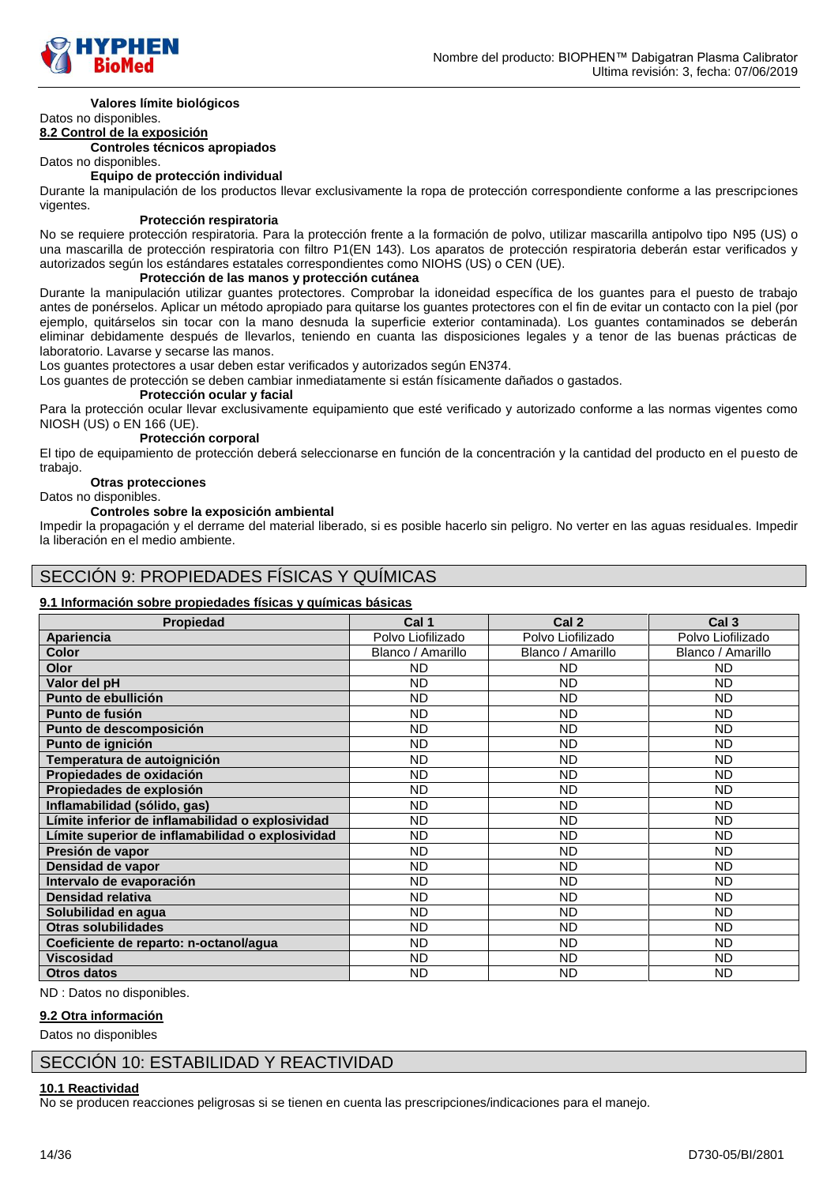**Valores límite biológicos**

Datos no disponibles.

**8.2 Control de la exposición**

**Controles técnicos apropiados**

Datos no disponibles.

**Equipo de protección individual**

Durante la manipulación de los productos llevar exclusivamente la ropa de protección correspondiente conforme a las prescripciones vigentes.

**Protección respiratoria**

No se requiere protección respiratoria. Para la protección frente a la formación de polvo, utilizar mascarilla antipolvo tipo N95 (US) o una mascarilla de protección respiratoria con filtro P1(EN 143). Los aparatos de protección respiratoria deberán estar verificados y autorizados según los estándares estatales correspondientes como NIOHS (US) o CEN (UE).

**Protección de las manos y protección cutánea**

Durante la manipulación utilizar guantes protectores. Comprobar la idoneidad específica de los guantes para el puesto de trabajo antes de ponérselos. Aplicar un método apropiado para quitarse los guantes protectores con el fin de evitar un contacto con la piel (por ejemplo, quitárselos sin tocar con la mano desnuda la superficie exterior contaminada). Los guantes contaminados se deberán eliminar debidamente después de llevarlos, teniendo en cuenta las disposiciones legales y a tenor de las buenas prácticas de laboratorio. Lavarse y secarse las manos.

Los guantes protectores a usar deben estar verificados y autorizados según EN374.

Los guantes de protección se deben cambiar inmediatamente si están físicamente dañados o gastados.

**Protección ocular y facial**

Para la protección ocular llevar exclusivamente equipamiento que esté verificado y autorizado conforme a las normas vigentes como NIOSH (US) o EN 166 (UE).

**Protección corporal**

El tipo de equipamiento de protección deberá seleccionarse en función de la concentración y la cantidad del producto en el puesto de trabajo.

**Otras protecciones**

Datos no disponibles.

**Controles sobre la exposición ambiental**

Impedir la propagación y el derrame del material liberado, si es posible hacerlo sin peligro. No verter en las aguas residuales. Impedir la liberación en el medio ambiente.

## SECCIÓN 9: PROPIEDADES FÍSICAS Y QUÍMICAS

**9.1 Información sobre propiedades físicas y químicas básicas**

| Propiedad | Cal 1 | Cal 2 | Cal 3 |
|---|---|---|---|
| **Apariencia** | Polvo Liofilizado | Polvo Liofilizado | Polvo Liofilizado |
| **Color** | Blanco / Amarillo | Blanco / Amarillo | Blanco / Amarillo |
| **Olor** | ND | ND | ND |
| **Valor del pH** | ND | ND | ND |
| **Punto de ebullición** | ND | ND | ND |
| **Punto de fusión** | ND | ND | ND |
| **Punto de descomposición** | ND | ND | ND |
| **Punto de ignición** | ND | ND | ND |
| **Temperatura de autoignición** | ND | ND | ND |
| **Propiedades de oxidación** | ND | ND | ND |
| **Propiedades de explosión** | ND | ND | ND |
| **Inflamabilidad (sólido, gas)** | ND | ND | ND |
| **Límite inferior de inflamabilidad o explosividad** | ND | ND | ND |
| **Límite superior de inflamabilidad o explosividad** | ND | ND | ND |
| **Presión de vapor** | ND | ND | ND |
| **Densidad de vapor** | ND | ND | ND |
| **Intervalo de evaporación** | ND | ND | ND |
| **Densidad relativa** | ND | ND | ND |
| **Solubilidad en agua** | ND | ND | ND |
| **Otras solubilidades** | ND | ND | ND |
| **Coeficiente de reparto: n-octanol/agua** | ND | ND | ND |
| **Viscosidad** | ND | ND | ND |
| **Otros datos** | ND | ND | ND |

ND : Datos no disponibles.

**9.2 Otra información**

Datos no disponibles

## SECCIÓN 10: ESTABILIDAD Y REACTIVIDAD

**10.1 Reactividad**

No se producen reacciones peligrosas si se tienen en cuenta las prescripciones/indicaciones para el manejo.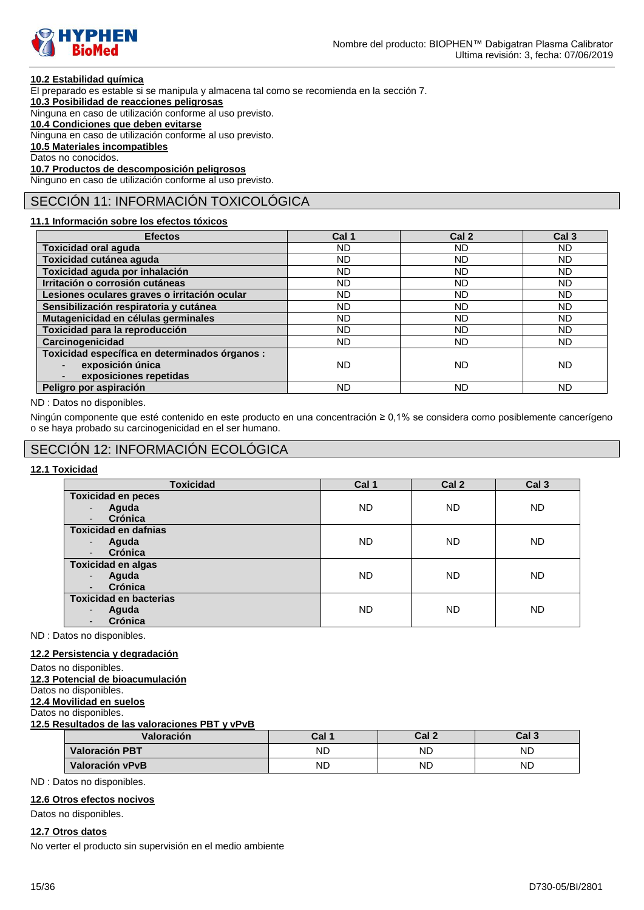**10.2 Estabilidad química**

El preparado es estable si se manipula y almacena tal como se recomienda en la sección 7.

**10.3 Posibilidad de reacciones peligrosas**

Ninguna en caso de utilización conforme al uso previsto.

**10.4 Condiciones que deben evitarse**

Ninguna en caso de utilización conforme al uso previsto.

**10.5 Materiales incompatibles**

Datos no conocidos.

**10.7 Productos de descomposición peligrosos**

Ninguno en caso de utilización conforme al uso previsto.

## SECCIÓN 11: INFORMACIÓN TOXICOLÓGICA

**11.1 Información sobre los efectos tóxicos**

| Efectos | Cal 1 | Cal 2 | Cal 3 |
|---|---|---|---|
| **Toxicidad oral aguda** | ND | ND | ND |
| **Toxicidad cutánea aguda** | ND | ND | ND |
| **Toxicidad aguda por inhalación** | ND | ND | ND |
| **Irritación o corrosión cutáneas** | ND | ND | ND |
| **Lesiones oculares graves o irritación ocular** | ND | ND | ND |
| **Sensibilización respiratoria y cutánea** | ND | ND | ND |
| **Mutagenicidad en células germinales** | ND | ND | ND |
| **Toxicidad para la reproducción** | ND | ND | ND |
| **Carcinogenicidad** | ND | ND | ND |
| **Toxicidad específica en determinados órganos :** - **exposición única** - **exposiciones repetidas** | ND | ND | ND |
| **Peligro por aspiración** | ND | ND | ND |

ND : Datos no disponibles.

Ningún componente que esté contenido en este producto en una concentración ≥ 0,1% se considera como posiblemente cancerígeno o se haya probado su carcinogenicidad en el ser humano.

## SECCIÓN 12: INFORMACIÓN ECOLÓGICA

**12.1 Toxicidad**

| Toxicidad | Cal 1 | Cal 2 | Cal 3 |
|---|---|---|---|
| **Toxicidad en peces** - **Aguda** - **Crónica** | ND | ND | ND |
| **Toxicidad en dafnias** - **Aguda** - **Crónica** | ND | ND | ND |
| **Toxicidad en algas** - **Aguda** - **Crónica** | ND | ND | ND |
| **Toxicidad en bacterias** - **Aguda** - **Crónica** | ND | ND | ND |

ND : Datos no disponibles.

**12.2 Persistencia y degradación**

Datos no disponibles.

**12.3 Potencial de bioacumulación**

Datos no disponibles.

**12.4 Movilidad en suelos**

Datos no disponibles.

**12.5 Resultados de las valoraciones PBT y vPvB**

| Valoración | Cal 1 | Cal 2 | Cal 3 |
|---|---|---|---|
| **Valoración PBT** | ND | ND | ND |
| **Valoración vPvB** | ND | ND | ND |

ND : Datos no disponibles.

**12.6 Otros efectos nocivos**

Datos no disponibles.

**12.7 Otros datos**

No verter el producto sin supervisión en el medio ambiente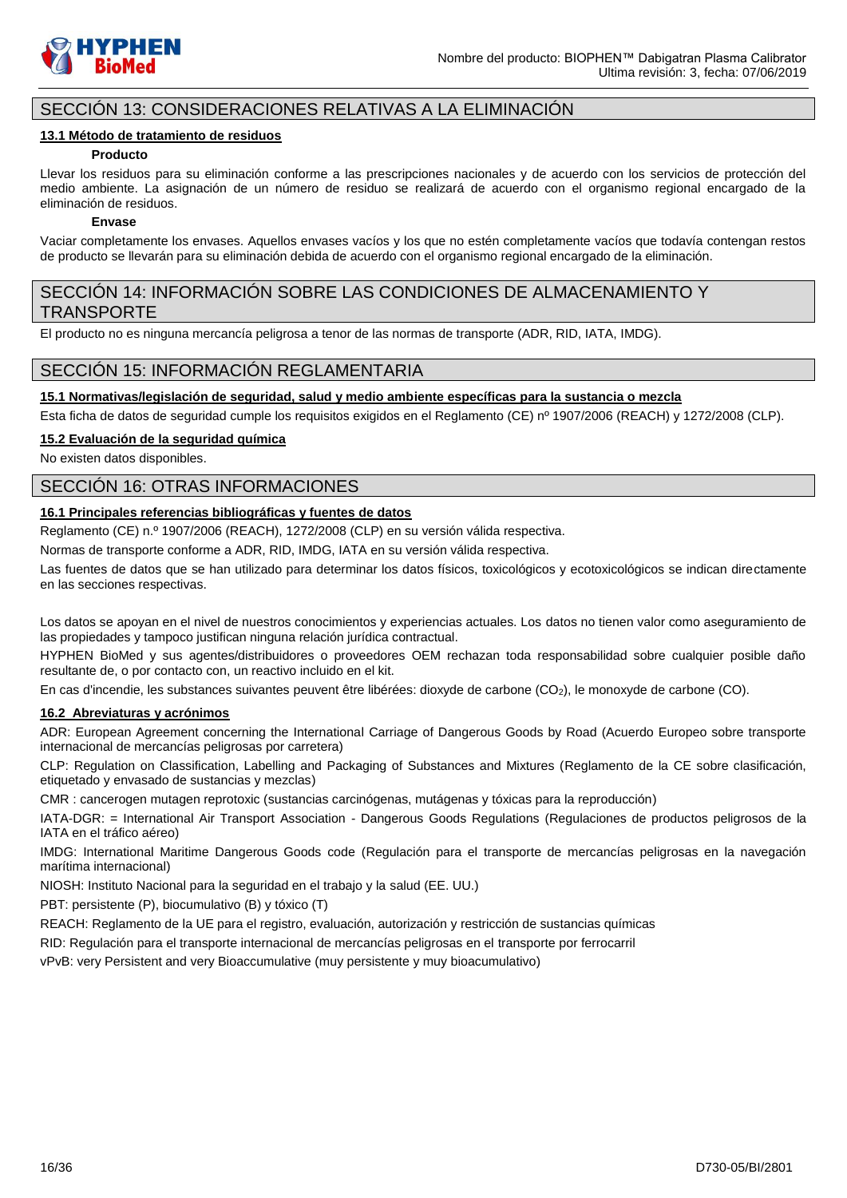## SECCIÓN 13: CONSIDERACIONES RELATIVAS A LA ELIMINACIÓN

### 13.1 Método de tratamiento de residuos

**Producto**

Llevar los residuos para su eliminación conforme a las prescripciones nacionales y de acuerdo con los servicios de protección del medio ambiente. La asignación de un número de residuo se realizará de acuerdo con el organismo regional encargado de la eliminación de residuos.

**Envase**

Vaciar completamente los envases. Aquellos envases vacíos y los que no estén completamente vacíos que todavía contengan restos de producto se llevarán para su eliminación debida de acuerdo con el organismo regional encargado de la eliminación.

## SECCIÓN 14: INFORMACIÓN SOBRE LAS CONDICIONES DE ALMACENAMIENTO Y TRANSPORTE

El producto no es ninguna mercancía peligrosa a tenor de las normas de transporte (ADR, RID, IATA, IMDG).

## SECCIÓN 15: INFORMACIÓN REGLAMENTARIA

### 15.1 Normativas/legislación de seguridad, salud y medio ambiente específicas para la sustancia o mezcla

Esta ficha de datos de seguridad cumple los requisitos exigidos en el Reglamento (CE) nº 1907/2006 (REACH) y 1272/2008 (CLP).

### 15.2 Evaluación de la seguridad química

No existen datos disponibles.

## SECCIÓN 16: OTRAS INFORMACIONES

### 16.1 Principales referencias bibliográficas y fuentes de datos

Reglamento (CE) n.º 1907/2006 (REACH), 1272/2008 (CLP) en su versión válida respectiva.

Normas de transporte conforme a ADR, RID, IMDG, IATA en su versión válida respectiva.

Las fuentes de datos que se han utilizado para determinar los datos físicos, toxicológicos y ecotoxicológicos se indican directamente en las secciones respectivas.

Los datos se apoyan en el nivel de nuestros conocimientos y experiencias actuales. Los datos no tienen valor como aseguramiento de las propiedades y tampoco justifican ninguna relación jurídica contractual.

HYPHEN BioMed y sus agentes/distribuidores o proveedores OEM rechazan toda responsabilidad sobre cualquier posible daño resultante de, o por contacto con, un reactivo incluido en el kit.

En cas d'incendie, les substances suivantes peuvent être libérées: dioxyde de carbone ($CO_2$), le monoxyde de carbone (CO).

### 16.2 Abreviaturas y acrónimos

ADR: European Agreement concerning the International Carriage of Dangerous Goods by Road (Acuerdo Europeo sobre transporte internacional de mercancías peligrosas por carretera)

CLP: Regulation on Classification, Labelling and Packaging of Substances and Mixtures (Reglamento de la CE sobre clasificación, etiquetado y envasado de sustancias y mezclas)

CMR : cancerogen mutagen reprotoxic (sustancias carcinógenas, mutágenas y tóxicas para la reproducción)

IATA-DGR: = International Air Transport Association - Dangerous Goods Regulations (Regulaciones de productos peligrosos de la IATA en el tráfico aéreo)

IMDG: International Maritime Dangerous Goods code (Regulación para el transporte de mercancías peligrosas en la navegación marítima internacional)

NIOSH: Instituto Nacional para la seguridad en el trabajo y la salud (EE. UU.)

PBT: persistente (P), biocumulativo (B) y tóxico (T)

REACH: Reglamento de la UE para el registro, evaluación, autorización y restricción de sustancias químicas

RID: Regulación para el transporte internacional de mercancías peligrosas en el transporte por ferrocarril

vPvB: very Persistent and very Bioaccumulative (muy persistente y muy bioacumulativo)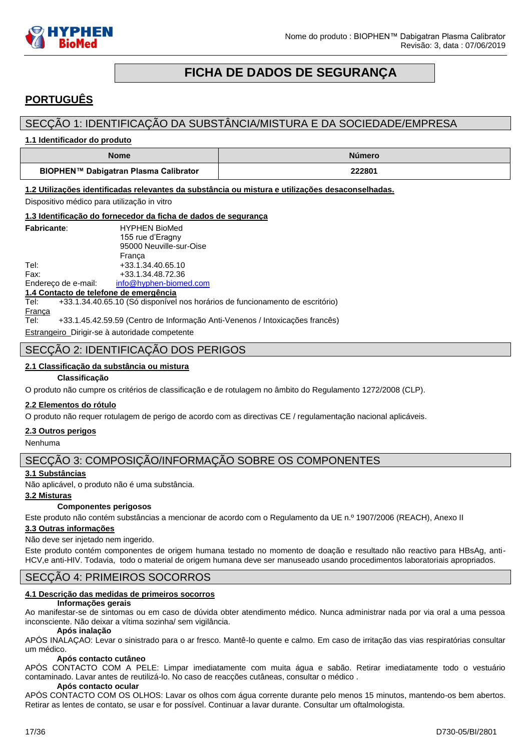# FICHA DE DADOS DE SEGURANÇA

## PORTUGUÊS

## SECÇÃO 1: IDENTIFICAÇÃO DA SUBSTÂNCIA/MISTURA E DA SOCIEDADE/EMPRESA

**1.1 Identificador do produto**

| Nome | Número |
|---|---|
| **BIOPHEN™ Dabigatran Plasma Calibrator** | **222801** |

**1.2 Utilizações identificadas relevantes da substância ou mistura e utilizações desaconselhadas.**

Dispositivo médico para utilização in vitro

**1.3 Identificação do fornecedor da ficha de dados de segurança**

**Fabricante**: HYPHEN BioMed
155 rue d'Eragny
95000 Neuville-sur-Oise
França

Tel: +33.1.34.40.65.10
Fax: +33.1.34.48.72.36
Endereço de e-mail: info@hyphen-biomed.com

**1.4 Contacto de telefone de emergência**

Tel: +33.1.34.40.65.10 (Só disponível nos horários de funcionamento de escritório)

França
Tel: +33.1.45.42.59.59 (Centro de Informação Anti-Venenos / Intoxicações francês)

Estrangeiro Dirigir-se à autoridade competente

## SECÇÃO 2: IDENTIFICAÇÃO DOS PERIGOS

**2.1 Classificação da substância ou mistura**

**Classificação**

O produto não cumpre os critérios de classificação e de rotulagem no âmbito do Regulamento 1272/2008 (CLP).

**2.2 Elementos do rótulo**

O produto não requer rotulagem de perigo de acordo com as directivas CE / regulamentação nacional aplicáveis.

**2.3 Outros perigos**

Nenhuma

## SECÇÃO 3: COMPOSIÇÃO/INFORMAÇÃO SOBRE OS COMPONENTES

**3.1 Substâncias**

Não aplicável, o produto não é uma substância.

**3.2 Misturas**

**Componentes perigosos**

Este produto não contém substâncias a mencionar de acordo com o Regulamento da UE n.º 1907/2006 (REACH), Anexo II

**3.3 Outras informações**

Não deve ser injetado nem ingerido.

Este produto contém componentes de origem humana testado no momento de doação e resultado não reactivo para HBsAg, anti-HCV,e anti-HIV. Todavia, todo o material de origem humana deve ser manuseado usando procedimentos laboratoriais apropriados.

## SECÇÃO 4: PRIMEIROS SOCORROS

**4.1 Descrição das medidas de primeiros socorros**

**Informações gerais**

Ao manifestar-se de sintomas ou em caso de dúvida obter atendimento médico. Nunca administrar nada por via oral a uma pessoa inconsciente. Não deixar a vítima sozinha/ sem vigilância.

**Após inalação**

APÓS INALAÇAO: Levar o sinistrado para o ar fresco. Mantê-lo quente e calmo. Em caso de irritação das vias respiratórias consultar um médico.

**Após contacto cutâneo**

APÓS CONTACTO COM A PELE: Limpar imediatamente com muita água e sabão. Retirar imediatamente todo o vestuário contaminado. Lavar antes de reutilizá-lo. No caso de reacções cutâneas, consultar o médico .

**Após contacto ocular**

APÓS CONTACTO COM OS OLHOS: Lavar os olhos com água corrente durante pelo menos 15 minutos, mantendo-os bem abertos. Retirar as lentes de contato, se usar e for possível. Continuar a lavar durante. Consultar um oftalmologista.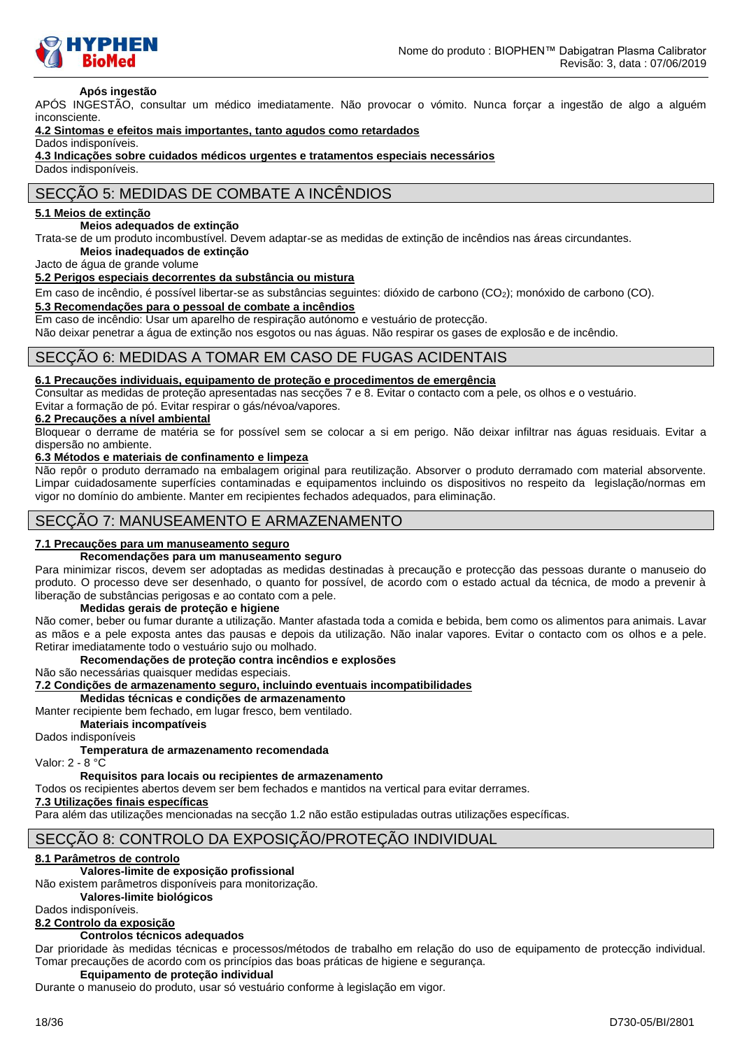**Após ingestão**

APÓS INGESTÃO, consultar um médico imediatamente. Não provocar o vómito. Nunca forçar a ingestão de algo a alguém inconsciente.

**4.2 Sintomas e efeitos mais importantes, tanto agudos como retardados**

Dados indisponíveis.

**4.3 Indicações sobre cuidados médicos urgentes e tratamentos especiais necessários**

Dados indisponíveis.

## SECÇÃO 5: MEDIDAS DE COMBATE A INCÊNDIOS

**5.1 Meios de extinção**

**Meios adequados de extinção**

Trata-se de um produto incombustível. Devem adaptar-se as medidas de extinção de incêndios nas áreas circundantes.

**Meios inadequados de extinção**

Jacto de água de grande volume

**5.2 Perigos especiais decorrentes da substância ou mistura**

Em caso de incêndio, é possível libertar-se as substâncias seguintes: dióxido de carbono ($CO_2$); monóxido de carbono (CO).

**5.3 Recomendações para o pessoal de combate a incêndios**

Em caso de incêndio: Usar um aparelho de respiração autónomo e vestuário de protecção.

Não deixar penetrar a água de extinção nos esgotos ou nas águas. Não respirar os gases de explosão e de incêndio.

## SECÇÃO 6: MEDIDAS A TOMAR EM CASO DE FUGAS ACIDENTAIS

**6.1 Precauções individuais, equipamento de proteção e procedimentos de emergência**

Consultar as medidas de proteção apresentadas nas secções 7 e 8. Evitar o contacto com a pele, os olhos e o vestuário.

Evitar a formação de pó. Evitar respirar o gás/névoa/vapores.

**6.2 Precauções a nível ambiental**

Bloquear o derrame de matéria se for possível sem se colocar a si em perigo. Não deixar infiltrar nas águas residuais. Evitar a dispersão no ambiente.

**6.3 Métodos e materiais de confinamento e limpeza**

Não repôr o produto derramado na embalagem original para reutilização. Absorver o produto derramado com material absorvente. Limpar cuidadosamente superfícies contaminadas e equipamentos incluindo os dispositivos no respeito da legislação/normas em vigor no domínio do ambiente. Manter em recipientes fechados adequados, para eliminação.

## SECÇÃO 7: MANUSEAMENTO E ARMAZENAMENTO

**7.1 Precauções para um manuseamento seguro**

**Recomendações para um manuseamento seguro**

Para minimizar riscos, devem ser adoptadas as medidas destinadas à precaução e protecção das pessoas durante o manuseio do produto. O processo deve ser desenhado, o quanto for possível, de acordo com o estado actual da técnica, de modo a prevenir à liberação de substâncias perigosas e ao contato com a pele.

**Medidas gerais de proteção e higiene**

Não comer, beber ou fumar durante a utilização. Manter afastada toda a comida e bebida, bem como os alimentos para animais. Lavar as mãos e a pele exposta antes das pausas e depois da utilização. Não inalar vapores. Evitar o contacto com os olhos e a pele. Retirar imediatamente todo o vestuário sujo ou molhado.

**Recomendações de proteção contra incêndios e explosões**

Não são necessárias quaisquer medidas especiais.

**7.2 Condições de armazenamento seguro, incluindo eventuais incompatibilidades**

**Medidas técnicas e condições de armazenamento**

Manter recipiente bem fechado, em lugar fresco, bem ventilado.

**Materiais incompatíveis**

Dados indisponíveis

**Temperatura de armazenamento recomendada**

Valor: 2 - 8 °C

**Requisitos para locais ou recipientes de armazenamento**

Todos os recipientes abertos devem ser bem fechados e mantidos na vertical para evitar derrames.

**7.3 Utilizações finais específicas**

Para além das utilizações mencionadas na secção 1.2 não estão estipuladas outras utilizações específicas.

## SECÇÃO 8: CONTROLO DA EXPOSIÇÃO/PROTEÇÃO INDIVIDUAL

**8.1 Parâmetros de controlo**

**Valores-limite de exposição profissional**

Não existem parâmetros disponíveis para monitorização.

**Valores-limite biológicos**

Dados indisponíveis.

**8.2 Controlo da exposição**

**Controlos técnicos adequados**

Dar prioridade às medidas técnicas e processos/métodos de trabalho em relação do uso de equipamento de protecção individual. Tomar precauções de acordo com os princípios das boas práticas de higiene e segurança.

**Equipamento de proteção individual**

Durante o manuseio do produto, usar só vestuário conforme à legislação em vigor.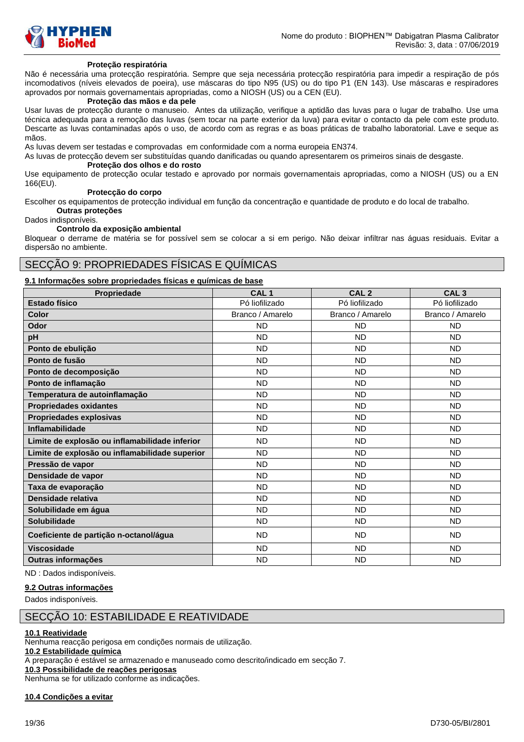**Proteção respiratória**

Não é necessária uma protecção respiratória. Sempre que seja necessária protecção respiratória para impedir a respiração de pós incomodativos (níveis elevados de poeira), use máscaras do tipo N95 (US) ou do tipo P1 (EN 143). Use máscaras e respiradores aprovados por normais governamentais apropriadas, como a NIOSH (US) ou a CEN (EU).

**Proteção das mãos e da pele**

Usar luvas de protecção durante o manuseio. Antes da utilização, verifique a aptidão das luvas para o lugar de trabalho. Use uma técnica adequada para a remoção das luvas (sem tocar na parte exterior da luva) para evitar o contacto da pele com este produto. Descarte as luvas contaminadas após o uso, de acordo com as regras e as boas práticas de trabalho laboratorial. Lave e seque as mãos.

As luvas devem ser testadas e comprovadas em conformidade com a norma europeia EN374.

As luvas de protecção devem ser substituídas quando danificadas ou quando apresentarem os primeiros sinais de desgaste.

**Proteção dos olhos e do rosto**

Use equipamento de protecção ocular testado e aprovado por normais governamentais apropriadas, como a NIOSH (US) ou a EN 166(EU).

**Protecção do corpo**

Escolher os equipamentos de protecção individual em função da concentração e quantidade de produto e do local de trabalho.

**Outras proteções**

Dados indisponíveis.

**Controlo da exposição ambiental**

Bloquear o derrame de matéria se for possível sem se colocar a si em perigo. Não deixar infiltrar nas águas residuais. Evitar a dispersão no ambiente.

## SECÇÃO 9: PROPRIEDADES FÍSICAS E QUÍMICAS

### 9.1 Informações sobre propriedades físicas e químicas de base

| Propriedade | CAL 1 | CAL 2 | CAL 3 |
|---|---|---|---|
| **Estado físico** | Pó liofilizado | Pó liofilizado | Pó liofilizado |
| **Color** | Branco / Amarelo | Branco / Amarelo | Branco / Amarelo |
| **Odor** | ND | ND | ND |
| **pH** | ND | ND | ND |
| **Ponto de ebulição** | ND | ND | ND |
| **Ponto de fusão** | ND | ND | ND |
| **Ponto de decomposição** | ND | ND | ND |
| **Ponto de inflamação** | ND | ND | ND |
| **Temperatura de autoinflamação** | ND | ND | ND |
| **Propriedades oxidantes** | ND | ND | ND |
| **Propriedades explosivas** | ND | ND | ND |
| **Inflamabilidade** | ND | ND | ND |
| **Limite de explosão ou inflamabilidade inferior** | ND | ND | ND |
| **Limite de explosão ou inflamabilidade superior** | ND | ND | ND |
| **Pressão de vapor** | ND | ND | ND |
| **Densidade de vapor** | ND | ND | ND |
| **Taxa de evaporação** | ND | ND | ND |
| **Densidade relativa** | ND | ND | ND |
| **Solubilidade em água** | ND | ND | ND |
| **Solubilidade** | ND | ND | ND |
| **Coeficiente de partição n-octanol/água** | ND | ND | ND |
| **Viscosidade** | ND | ND | ND |
| **Outras informações** | ND | ND | ND |

ND : Dados indisponíveis.

### 9.2 Outras informações

Dados indisponíveis.

## SECÇÃO 10: ESTABILIDADE E REATIVIDADE

### 10.1 Reatividade

Nenhuma reacção perigosa em condições normais de utilização.

### 10.2 Estabilidade química

A preparação é estável se armazenado e manuseado como descrito/indicado em secção 7.

### 10.3 Possibilidade de reações perigosas

Nenhuma se for utilizado conforme as indicações.

### 10.4 Condições a evitar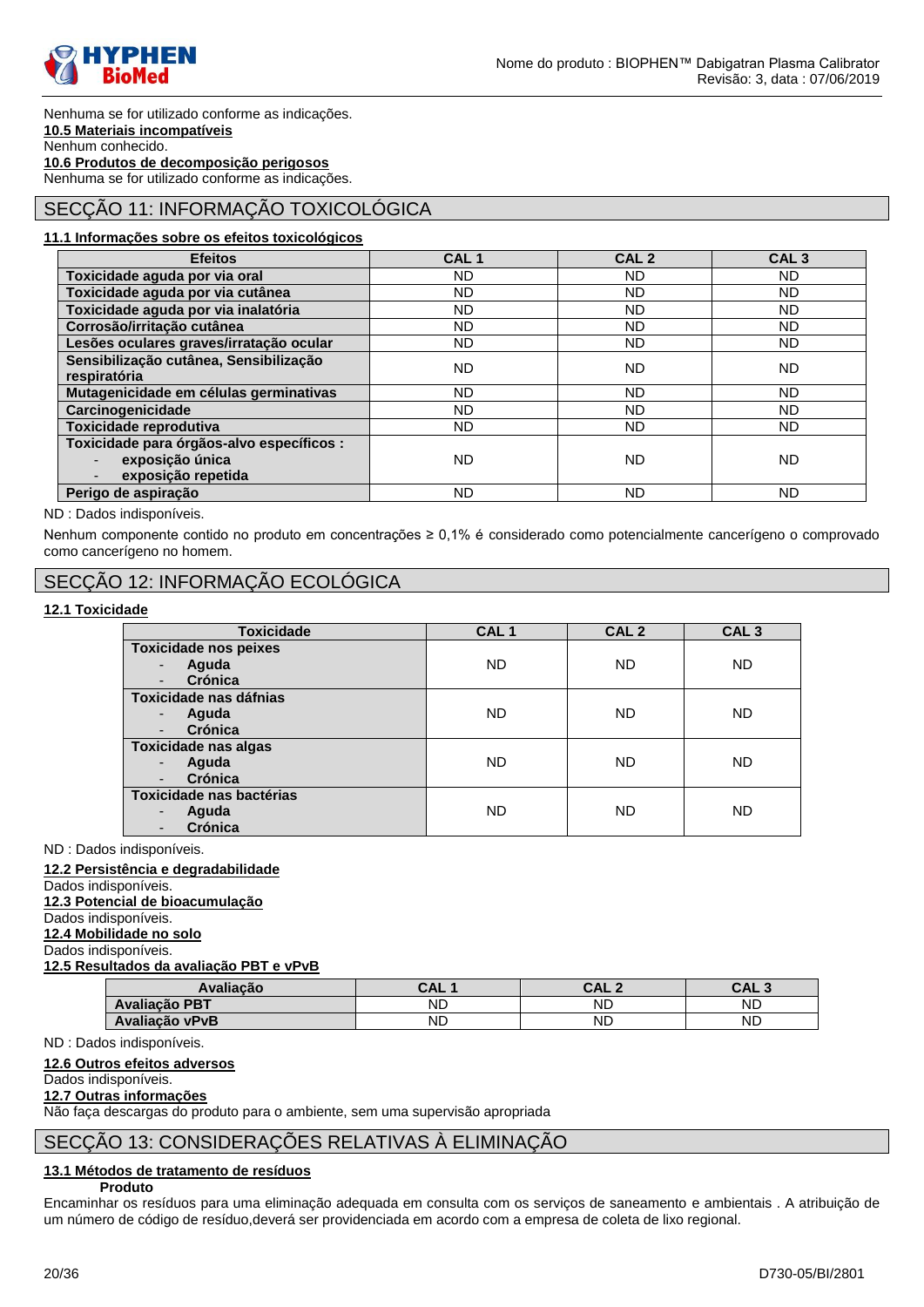Nenhuma se for utilizado conforme as indicações.

**10.5 Materiais incompatíveis**

Nenhum conhecido.

**10.6 Produtos de decomposição perigosos**

Nenhuma se for utilizado conforme as indicações.

# SECÇÃO 11: INFORMAÇÃO TOXICOLÓGICA

**11.1 Informações sobre os efeitos toxicológicos**

| Efeitos | CAL 1 | CAL 2 | CAL 3 |
|---|---|---|---|
| **Toxicidade aguda por via oral** | ND | ND | ND |
| **Toxicidade aguda por via cutânea** | ND | ND | ND |
| **Toxicidade aguda por via inalatória** | ND | ND | ND |
| **Corrosão/irritação cutânea** | ND | ND | ND |
| **Lesões oculares graves/irratação ocular** | ND | ND | ND |
| **Sensibilização cutânea, Sensibilização respiratória** | ND | ND | ND |
| **Mutagenicidade em células germinativas** | ND | ND | ND |
| **Carcinogenicidade** | ND | ND | ND |
| **Toxicidade reprodutiva** | ND | ND | ND |
| **Toxicidade para órgãos-alvo específicos :**<br>- **exposição única**<br>- **exposição repetida** | ND | ND | ND |
| **Perigo de aspiração** | ND | ND | ND |

ND : Dados indisponíveis.

Nenhum componente contido no produto em concentrações ≥ 0,1% é considerado como potencialmente cancerígeno o comprovado como cancerígeno no homem.

# SECÇÃO 12: INFORMAÇÃO ECOLÓGICA

**12.1 Toxicidade**

| Toxicidade | CAL 1 | CAL 2 | CAL 3 |
|---|---|---|---|
| **Toxicidade nos peixes**<br>- **Aguda**<br>- **Crónica** | ND | ND | ND |
| **Toxicidade nas dáfnias**<br>- **Aguda**<br>- **Crónica** | ND | ND | ND |
| **Toxicidade nas algas**<br>- **Aguda**<br>- **Crónica** | ND | ND | ND |
| **Toxicidade nas bactérias**<br>- **Aguda**<br>- **Crónica** | ND | ND | ND |

ND : Dados indisponíveis.

**12.2 Persistência e degradabilidade**

Dados indisponíveis.

**12.3 Potencial de bioacumulação**

Dados indisponíveis.

**12.4 Mobilidade no solo**

Dados indisponíveis.

**12.5 Resultados da avaliação PBT e vPvB**

| Avaliação | CAL 1 | CAL 2 | CAL 3 |
|---|---|---|---|
| **Avaliação PBT** | ND | ND | ND |
| **Avaliação vPvB** | ND | ND | ND |

ND : Dados indisponíveis.

**12.6 Outros efeitos adversos**

Dados indisponíveis.

**12.7 Outras informações**

Não faça descargas do produto para o ambiente, sem uma supervisão apropriada

# SECÇÃO 13: CONSIDERAÇÕES RELATIVAS À ELIMINAÇÃO

**13.1 Métodos de tratamento de resíduos**

**Produto**

Encaminhar os resíduos para uma eliminação adequada em consulta com os serviços de saneamento e ambientais . A atribuição de um número de código de resíduo,deverá ser providenciada em acordo com a empresa de coleta de lixo regional.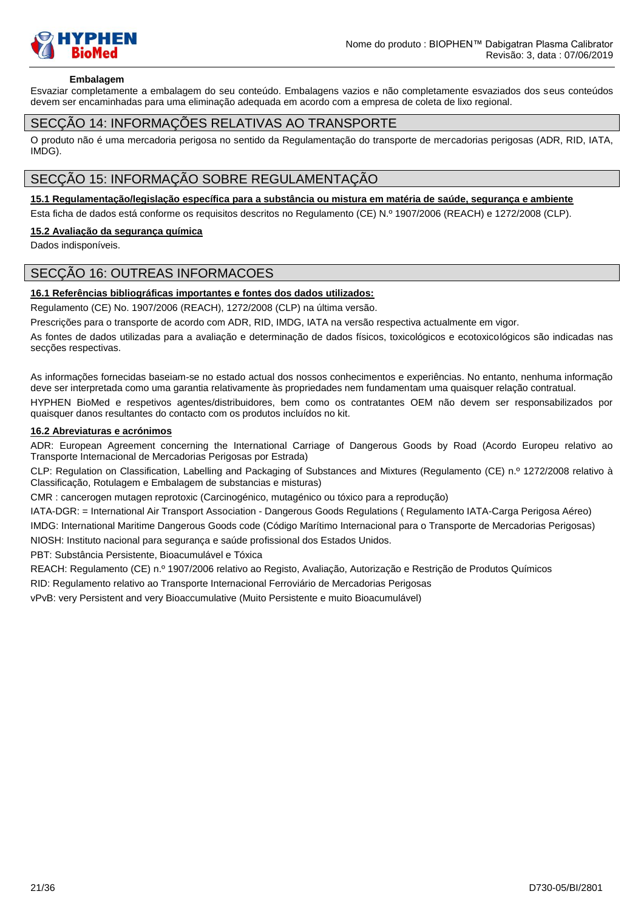**Embalagem**

Esvaziar completamente a embalagem do seu conteúdo. Embalagens vazios e não completamente esvaziados dos seus conteúdos devem ser encaminhadas para uma eliminação adequada em acordo com a empresa de coleta de lixo regional.

## SECÇÃO 14: INFORMAÇÕES RELATIVAS AO TRANSPORTE

O produto não é uma mercadoria perigosa no sentido da Regulamentação do transporte de mercadorias perigosas (ADR, RID, IATA, IMDG).

## SECÇÃO 15: INFORMAÇÃO SOBRE REGULAMENTAÇÃO

**15.1 Regulamentação/legislação específica para a substância ou mistura em matéria de saúde, segurança e ambiente**

Esta ficha de dados está conforme os requisitos descritos no Regulamento (CE) N.º 1907/2006 (REACH) e 1272/2008 (CLP).

**15.2 Avaliação da segurança química**

Dados indisponíveis.

## SECÇÃO 16: OUTREAS INFORMACOES

**16.1 Referências bibliográficas importantes e fontes dos dados utilizados:**

Regulamento (CE) No. 1907/2006 (REACH), 1272/2008 (CLP) na última versão.

Prescrições para o transporte de acordo com ADR, RID, IMDG, IATA na versão respectiva actualmente em vigor.

As fontes de dados utilizadas para a avaliação e determinação de dados físicos, toxicológicos e ecotoxicológicos são indicadas nas secções respectivas.

As informações fornecidas baseiam-se no estado actual dos nossos conhecimentos e experiências. No entanto, nenhuma informação deve ser interpretada como uma garantia relativamente às propriedades nem fundamentam uma quaisquer relação contratual.

HYPHEN BioMed e respetivos agentes/distribuidores, bem como os contratantes OEM não devem ser responsabilizados por quaisquer danos resultantes do contacto com os produtos incluídos no kit.

**16.2 Abreviaturas e acrónimos**

ADR: European Agreement concerning the International Carriage of Dangerous Goods by Road (Acordo Europeu relativo ao Transporte Internacional de Mercadorias Perigosas por Estrada)

CLP: Regulation on Classification, Labelling and Packaging of Substances and Mixtures (Regulamento (CE) n.º 1272/2008 relativo à Classificação, Rotulagem e Embalagem de substancias e misturas)

CMR : cancerogen mutagen reprotoxic (Carcinogénico, mutagénico ou tóxico para a reprodução)

IATA-DGR: = International Air Transport Association - Dangerous Goods Regulations ( Regulamento IATA-Carga Perigosa Aéreo)

IMDG: International Maritime Dangerous Goods code (Código Marítimo Internacional para o Transporte de Mercadorias Perigosas)

NIOSH: Instituto nacional para segurança e saúde profissional dos Estados Unidos.

PBT: Substância Persistente, Bioacumulável e Tóxica

REACH: Regulamento (CE) n.º 1907/2006 relativo ao Registo, Avaliação, Autorização e Restrição de Produtos Químicos

RID: Regulamento relativo ao Transporte Internacional Ferroviário de Mercadorias Perigosas

vPvB: very Persistent and very Bioaccumulative (Muito Persistente e muito Bioacumulável)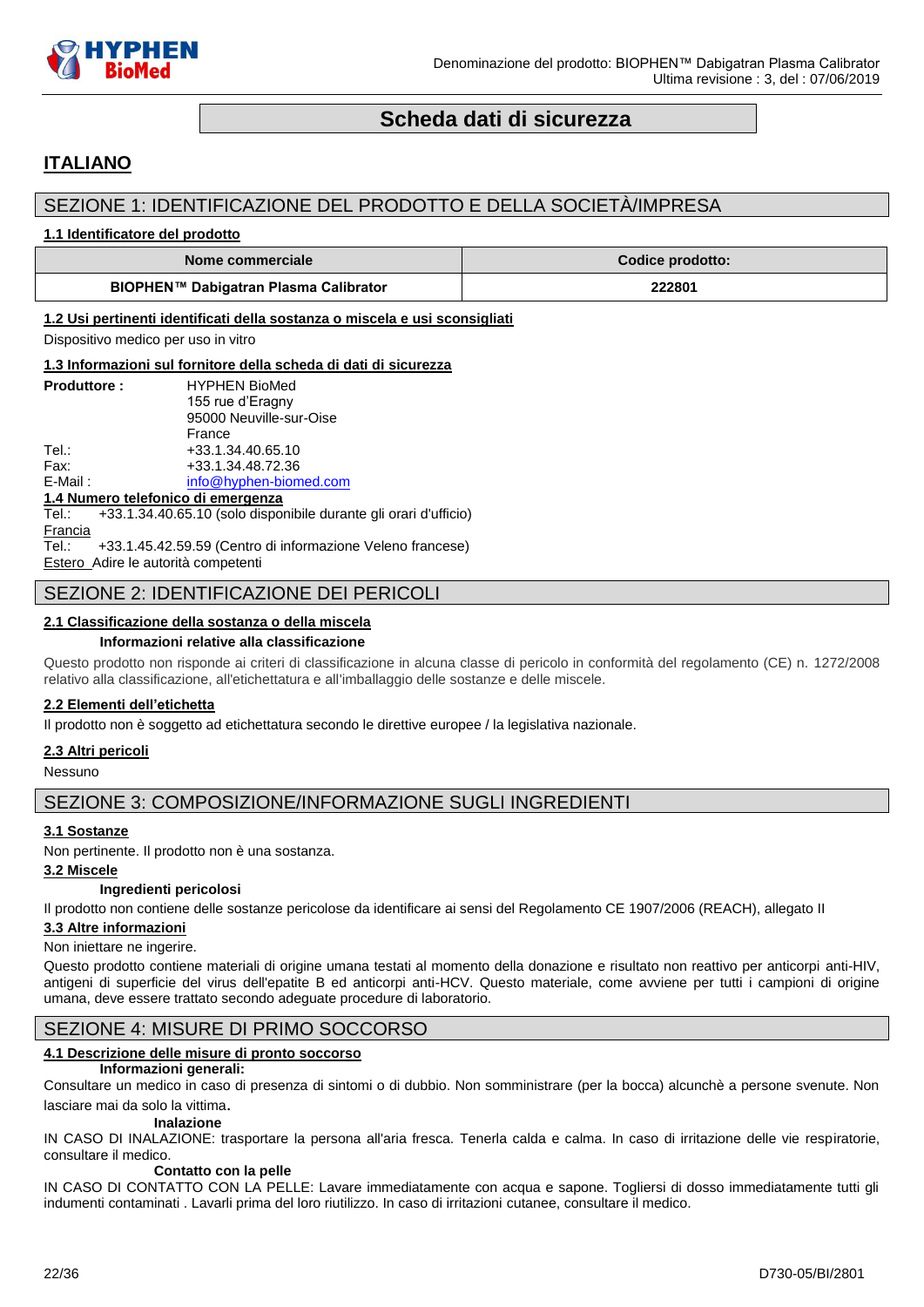# Scheda dati di sicurezza

## ITALIANO

## SEZIONE 1: IDENTIFICAZIONE DEL PRODOTTO E DELLA SOCIETÀ/IMPRESA

### 1.1 Identificatore del prodotto

| Nome commerciale | Codice prodotto: |
|---|---|
| BIOPHEN™ Dabigatran Plasma Calibrator | 222801 |

### 1.2 Usi pertinenti identificati della sostanza o miscela e usi sconsigliati

Dispositivo medico per uso in vitro

### 1.3 Informazioni sul fornitore della scheda di dati di sicurezza

**Produttore :** HYPHEN BioMed
155 rue d'Eragny
95000 Neuville-sur-Oise
France

Tel.: +33.1.34.40.65.10
Fax: +33.1.34.48.72.36
E-Mail : info@hyphen-biomed.com

### 1.4 Numero telefonico di emergenza

Tel.: +33.1.34.40.65.10 (solo disponibile durante gli orari d'ufficio)

Francia

Tel.: +33.1.45.42.59.59 (Centro di informazione Veleno francese)

Estero Adire le autorità competenti

## SEZIONE 2: IDENTIFICAZIONE DEI PERICOLI

### 2.1 Classificazione della sostanza o della miscela

**Informazioni relative alla classificazione**

Questo prodotto non risponde ai criteri di classificazione in alcuna classe di pericolo in conformità del regolamento (CE) n. 1272/2008 relativo alla classificazione, all'etichettatura e all'imballaggio delle sostanze e delle miscele.

### 2.2 Elementi dell'etichetta

Il prodotto non è soggetto ad etichettatura secondo le direttive europee / la legislativa nazionale.

### 2.3 Altri pericoli

Nessuno

## SEZIONE 3: COMPOSIZIONE/INFORMAZIONE SUGLI INGREDIENTI

### 3.1 Sostanze

Non pertinente. Il prodotto non è una sostanza.

### 3.2 Miscele

**Ingredienti pericolosi**

Il prodotto non contiene delle sostanze pericolose da identificare ai sensi del Regolamento CE 1907/2006 (REACH), allegato II

### 3.3 Altre informazioni

Non iniettare ne ingerire.

Questo prodotto contiene materiali di origine umana testati al momento della donazione e risultato non reattivo per anticorpi anti-HIV, antigeni di superficie del virus dell'epatite B ed anticorpi anti-HCV. Questo materiale, come avviene per tutti i campioni di origine umana, deve essere trattato secondo adeguate procedure di laboratorio.

## SEZIONE 4: MISURE DI PRIMO SOCCORSO

### 4.1 Descrizione delle misure di pronto soccorso

**Informazioni generali:**

Consultare un medico in caso di presenza di sintomi o di dubbio. Non somministrare (per la bocca) alcunchè a persone svenute. Non lasciare mai da solo la vittima.

**Inalazione**

IN CASO DI INALAZIONE: trasportare la persona all'aria fresca. Tenerla calda e calma. In caso di irritazione delle vie respiratorie, consultare il medico.

**Contatto con la pelle**

IN CASO DI CONTATTO CON LA PELLE: Lavare immediatamente con acqua e sapone. Togliersi di dosso immediatamente tutti gli indumenti contaminati . Lavarli prima del loro riutilizzo. In caso di irritazioni cutanee, consultare il medico.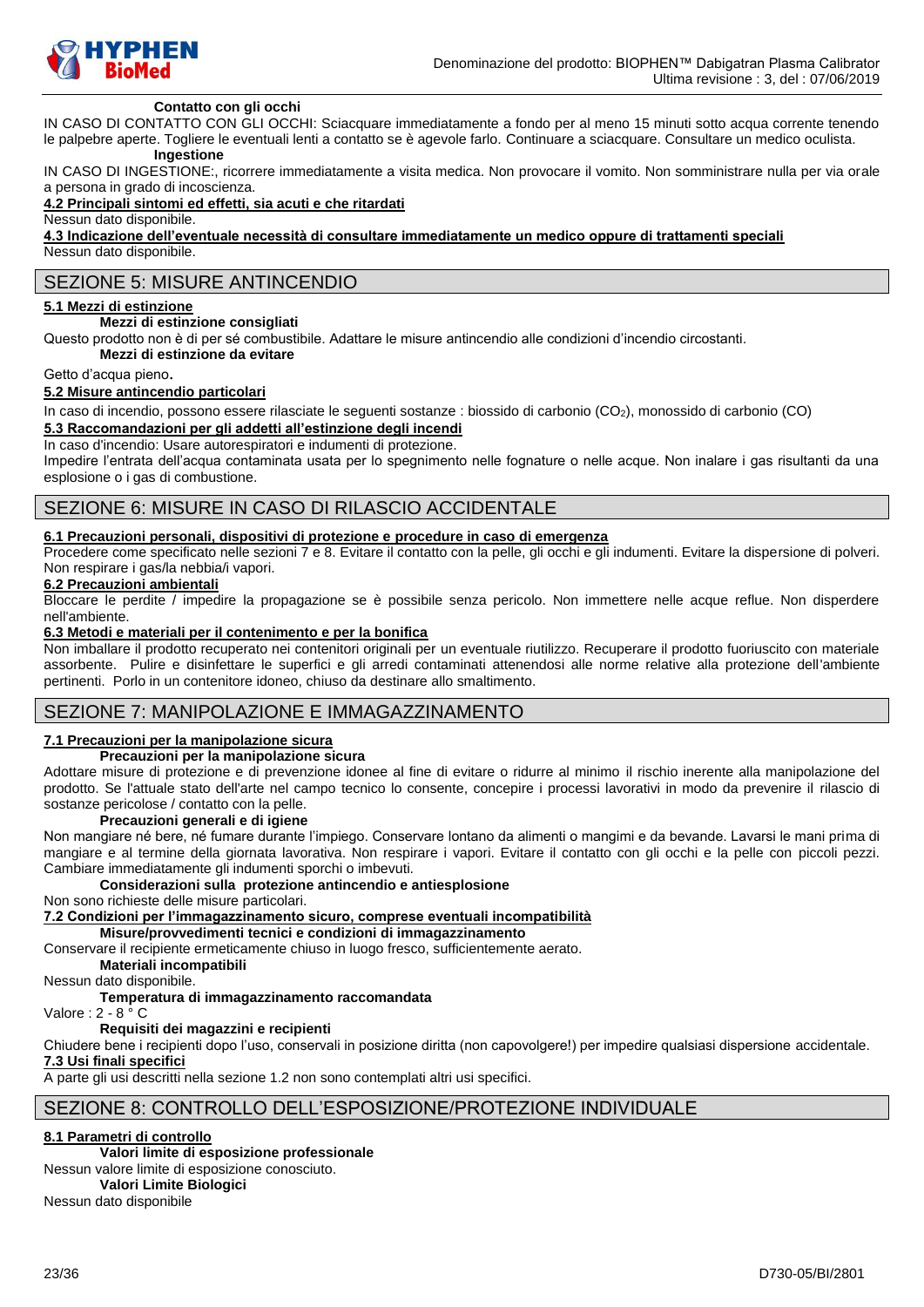**Contatto con gli occhi**

IN CASO DI CONTATTO CON GLI OCCHI: Sciacquare immediatamente a fondo per al meno 15 minuti sotto acqua corrente tenendo le palpebre aperte. Togliere le eventuali lenti a contatto se è agevole farlo. Continuare a sciacquare. Consultare un medico oculista.

**Ingestione**

IN CASO DI INGESTIONE:, ricorrere immediatamente a visita medica. Non provocare il vomito. Non somministrare nulla per via orale a persona in grado di incoscienza.

**4.2 Principali sintomi ed effetti, sia acuti e che ritardati**

Nessun dato disponibile.

**4.3 Indicazione dell'eventuale necessità di consultare immediatamente un medico oppure di trattamenti speciali**

Nessun dato disponibile.

## SEZIONE 5: MISURE ANTINCENDIO

**5.1 Mezzi di estinzione**

**Mezzi di estinzione consigliati**

Questo prodotto non è di per sé combustibile. Adattare le misure antincendio alle condizioni d'incendio circostanti.

**Mezzi di estinzione da evitare**

Getto d'acqua pieno.

**5.2 Misure antincendio particolari**

In caso di incendio, possono essere rilasciate le seguenti sostanze : biossido di carbonio ($CO_2$), monossido di carbonio (CO)

**5.3 Raccomandazioni per gli addetti all'estinzione degli incendi**

In caso d'incendio: Usare autorespiratori e indumenti di protezione.

Impedire l'entrata dell'acqua contaminata usata per lo spegnimento nelle fognature o nelle acque. Non inalare i gas risultanti da una esplosione o i gas di combustione.

## SEZIONE 6: MISURE IN CASO DI RILASCIO ACCIDENTALE

**6.1 Precauzioni personali, dispositivi di protezione e procedure in caso di emergenza**

Procedere come specificato nelle sezioni 7 e 8. Evitare il contatto con la pelle, gli occhi e gli indumenti. Evitare la dispersione di polveri. Non respirare i gas/la nebbia/i vapori.

**6.2 Precauzioni ambientali**

Bloccare le perdite / impedire la propagazione se è possibile senza pericolo. Non immettere nelle acque reflue. Non disperdere nell'ambiente.

**6.3 Metodi e materiali per il contenimento e per la bonifica**

Non imballare il prodotto recuperato nei contenitori originali per un eventuale riutilizzo. Recuperare il prodotto fuoriuscito con materiale assorbente. Pulire e disinfettare le superfici e gli arredi contaminati attenendosi alle norme relative alla protezione dell'ambiente pertinenti. Porlo in un contenitore idoneo, chiuso da destinare allo smaltimento.

## SEZIONE 7: MANIPOLAZIONE E IMMAGAZZINAMENTO

**7.1 Precauzioni per la manipolazione sicura**

**Precauzioni per la manipolazione sicura**

Adottare misure di protezione e di prevenzione idonee al fine di evitare o ridurre al minimo il rischio inerente alla manipolazione del prodotto. Se l'attuale stato dell'arte nel campo tecnico lo consente, concepire i processi lavorativi in modo da prevenire il rilascio di sostanze pericolose / contatto con la pelle.

**Precauzioni generali e di igiene**

Non mangiare né bere, né fumare durante l'impiego. Conservare lontano da alimenti o mangimi e da bevande. Lavarsi le mani prima di mangiare e al termine della giornata lavorativa. Non respirare i vapori. Evitare il contatto con gli occhi e la pelle con piccoli pezzi. Cambiare immediatamente gli indumenti sporchi o imbevuti.

**Considerazioni sulla protezione antincendio e antiesplosione**

Non sono richieste delle misure particolari.

**7.2 Condizioni per l'immagazzinamento sicuro, comprese eventuali incompatibilità**

**Misure/provvedimenti tecnici e condizioni di immagazzinamento**

Conservare il recipiente ermeticamente chiuso in luogo fresco, sufficientemente aerato.

**Materiali incompatibili**

Nessun dato disponibile.

**Temperatura di immagazzinamento raccomandata**

Valore : 2 - 8 ° C

**Requisiti dei magazzini e recipienti**

Chiudere bene i recipienti dopo l'uso, conservali in posizione diritta (non capovolgere!) per impedire qualsiasi dispersione accidentale.

**7.3 Usi finali specifici**

A parte gli usi descritti nella sezione 1.2 non sono contemplati altri usi specifici.

## SEZIONE 8: CONTROLLO DELL'ESPOSIZIONE/PROTEZIONE INDIVIDUALE

**8.1 Parametri di controllo**

**Valori limite di esposizione professionale**

Nessun valore limite di esposizione conosciuto.

**Valori Limite Biologici**

Nessun dato disponibile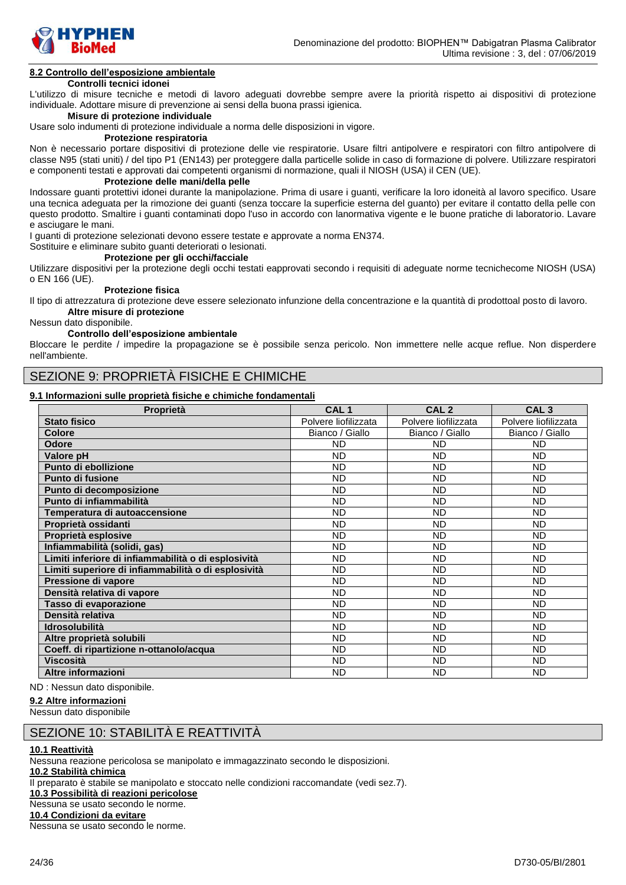#### 8.2 Controllo dell'esposizione ambientale

**Controlli tecnici idonei**

L'utilizzo di misure tecniche e metodi di lavoro adeguati dovrebbe sempre avere la priorità rispetto ai dispositivi di protezione individuale. Adottare misure di prevenzione ai sensi della buona prassi igienica.

**Misure di protezione individuale**

Usare solo indumenti di protezione individuale a norma delle disposizioni in vigore.

**Protezione respiratoria**

Non è necessario portare dispositivi di protezione delle vie respiratorie. Usare filtri antipolvere e respiratori con filtro antipolvere di classe N95 (stati uniti) / del tipo P1 (EN143) per proteggere dalla particelle solide in caso di formazione di polvere. Utilizzare respiratori e componenti testati e approvati dai competenti organismi di normazione, quali il NIOSH (USA) il CEN (UE).

**Protezione delle mani/della pelle**

Indossare guanti protettivi idonei durante la manipolazione. Prima di usare i guanti, verificare la loro idoneità al lavoro specifico. Usare una tecnica adeguata per la rimozione dei guanti (senza toccare la superficie esterna del guanto) per evitare il contatto della pelle con questo prodotto. Smaltire i guanti contaminati dopo l'uso in accordo con lanormativa vigente e le buone pratiche di laboratorio. Lavare e asciugare le mani.

I guanti di protezione selezionati devono essere testate e approvate a norma EN374.

Sostituire e eliminare subito guanti deteriorati o lesionati.

**Protezione per gli occhi/facciale**

Utilizzare dispositivi per la protezione degli occhi testati eapprovati secondo i requisiti di adeguate norme tecnichecome NIOSH (USA) o EN 166 (UE).

**Protezione fisica**

Il tipo di attrezzatura di protezione deve essere selezionato infunzione della concentrazione e la quantità di prodottoal posto di lavoro.

**Altre misure di protezione**

Nessun dato disponibile.

**Controllo dell'esposizione ambientale**

Bloccare le perdite / impedire la propagazione se è possibile senza pericolo. Non immettere nelle acque reflue. Non disperdere nell'ambiente.

## SEZIONE 9: PROPRIETÀ FISICHE E CHIMICHE

#### 9.1 Informazioni sulle proprietà fisiche e chimiche fondamentali

| Proprietà | CAL 1 | CAL 2 | CAL 3 |
|---|---|---|---|
| **Stato fisico** | Polvere liofilizzata | Polvere liofilizzata | Polvere liofilizzata |
| **Colore** | Bianco / Giallo | Bianco / Giallo | Bianco / Giallo |
| **Odore** | ND | ND | ND |
| **Valore pH** | ND | ND | ND |
| **Punto di ebollizione** | ND | ND | ND |
| **Punto di fusione** | ND | ND | ND |
| **Punto di decomposizione** | ND | ND | ND |
| **Punto di infiammabilità** | ND | ND | ND |
| **Temperatura di autoaccensione** | ND | ND | ND |
| **Proprietà ossidanti** | ND | ND | ND |
| **Proprietà esplosive** | ND | ND | ND |
| **Infiammabilità (solidi, gas)** | ND | ND | ND |
| **Limiti inferiore di infiammabilità o di esplosività** | ND | ND | ND |
| **Limiti superiore di infiammabilità o di esplosività** | ND | ND | ND |
| **Pressione di vapore** | ND | ND | ND |
| **Densità relativa di vapore** | ND | ND | ND |
| **Tasso di evaporazione** | ND | ND | ND |
| **Densità relativa** | ND | ND | ND |
| **Idrosolubilità** | ND | ND | ND |
| **Altre proprietà solubili** | ND | ND | ND |
| **Coeff. di ripartizione n-ottanolo/acqua** | ND | ND | ND |
| **Viscosità** | ND | ND | ND |
| **Altre informazioni** | ND | ND | ND |

ND : Nessun dato disponibile.

#### 9.2 Altre informazioni

Nessun dato disponibile

## SEZIONE 10: STABILITÀ E REATTIVITÀ

#### 10.1 Reattività

Nessuna reazione pericolosa se manipolato e immagazzinato secondo le disposizioni.

#### 10.2 Stabilità chimica

Il preparato è stabile se manipolato e stoccato nelle condizioni raccomandate (vedi sez.7).

#### 10.3 Possibilità di reazioni pericolose

Nessuna se usato secondo le norme.

#### 10.4 Condizioni da evitare

Nessuna se usato secondo le norme.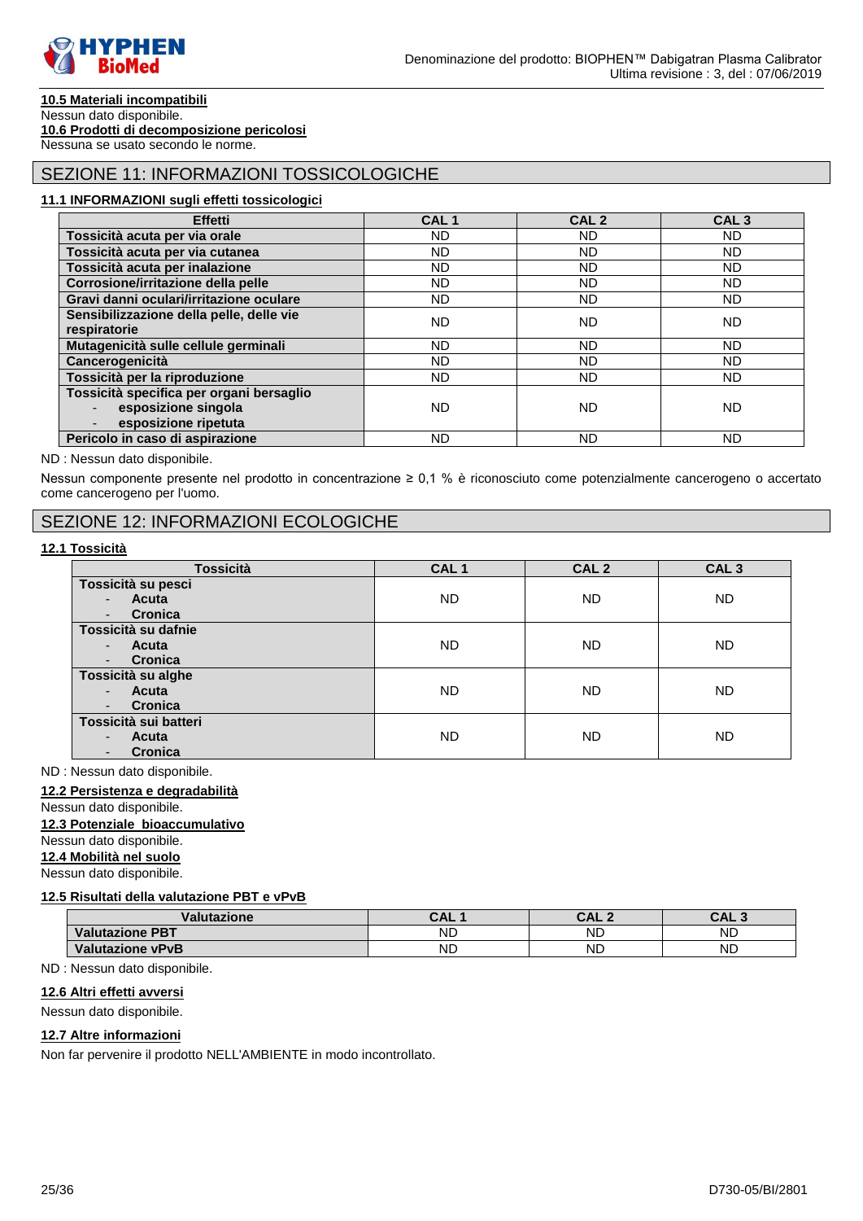**10.5 Materiali incompatibili**

Nessun dato disponibile.

**10.6 Prodotti di decomposizione pericolosi**

Nessuna se usato secondo le norme.

## SEZIONE 11: INFORMAZIONI TOSSICOLOGICHE

**11.1 INFORMAZIONI sugli effetti tossicologici**

| Effetti | CAL 1 | CAL 2 | CAL 3 |
|---|---|---|---|
| **Tossicità acuta per via orale** | ND | ND | ND |
| **Tossicità acuta per via cutanea** | ND | ND | ND |
| **Tossicità acuta per inalazione** | ND | ND | ND |
| **Corrosione/irritazione della pelle** | ND | ND | ND |
| **Gravi danni oculari/irritazione oculare** | ND | ND | ND |
| **Sensibilizzazione della pelle, delle vie respiratorie** | ND | ND | ND |
| **Mutagenicità sulle cellule germinali** | ND | ND | ND |
| **Cancerogenicità** | ND | ND | ND |
| **Tossicità per la riproduzione** | ND | ND | ND |
| **Tossicità specifica per organi bersaglio** - **esposizione singola** - **esposizione ripetuta** | ND | ND | ND |
| **Pericolo in caso di aspirazione** | ND | ND | ND |

ND : Nessun dato disponibile.

Nessun componente presente nel prodotto in concentrazione ≥ 0,1 % è riconosciuto come potenzialmente cancerogeno o accertato come cancerogeno per l'uomo.

## SEZIONE 12: INFORMAZIONI ECOLOGICHE

**12.1 Tossicità**

| Tossicità | CAL 1 | CAL 2 | CAL 3 |
|---|---|---|---|
| **Tossicità su pesci** - **Acuta** - **Cronica** | ND | ND | ND |
| **Tossicità su dafnie** - **Acuta** - **Cronica** | ND | ND | ND |
| **Tossicità su alghe** - **Acuta** - **Cronica** | ND | ND | ND |
| **Tossicità sui batteri** - **Acuta** - **Cronica** | ND | ND | ND |

ND : Nessun dato disponibile.

**12.2 Persistenza e degradabilità**

Nessun dato disponibile.

**12.3 Potenziale bioaccumulativo**

Nessun dato disponibile.

**12.4 Mobilità nel suolo**

Nessun dato disponibile.

**12.5 Risultati della valutazione PBT e vPvB**

| Valutazione | CAL 1 | CAL 2 | CAL 3 |
|---|---|---|---|
| **Valutazione PBT** | ND | ND | ND |
| **Valutazione vPvB** | ND | ND | ND |

ND : Nessun dato disponibile.

**12.6 Altri effetti avversi**

Nessun dato disponibile.

**12.7 Altre informazioni**

Non far pervenire il prodotto NELL'AMBIENTE in modo incontrollato.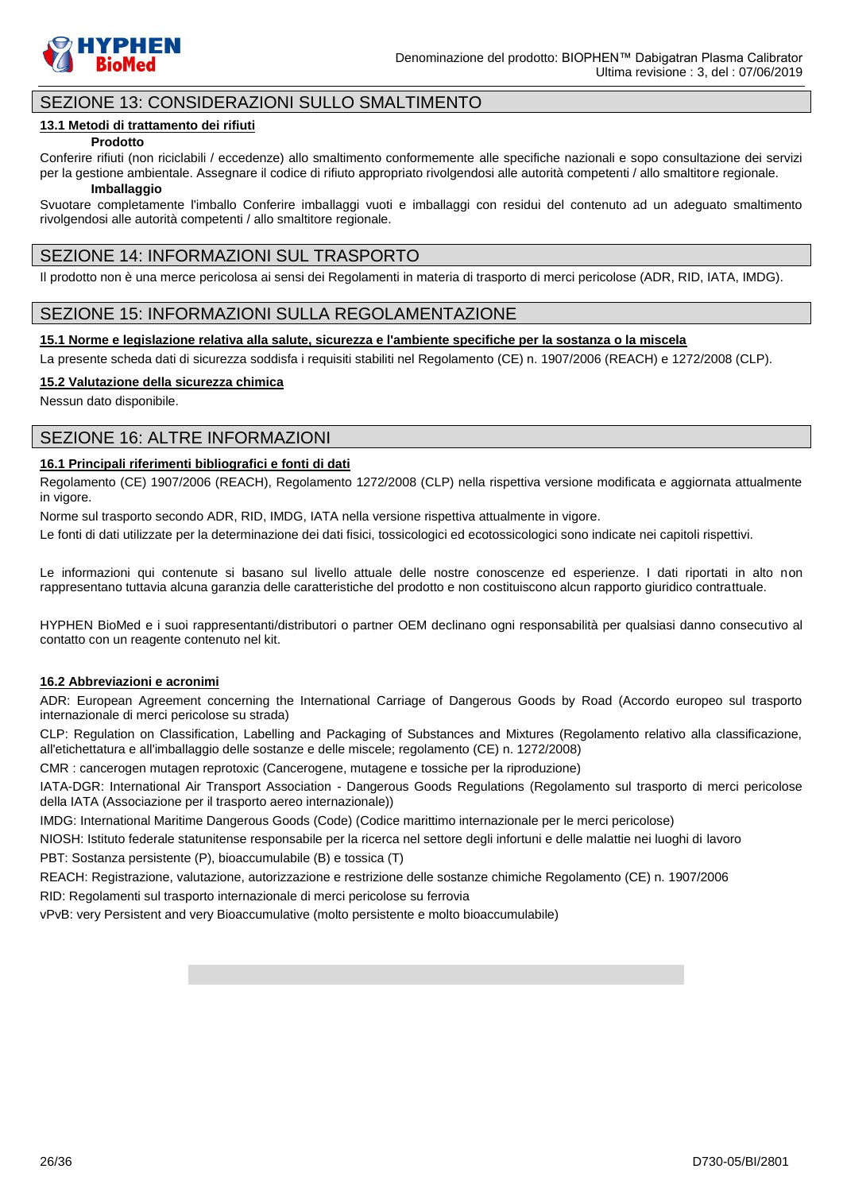## SEZIONE 13: CONSIDERAZIONI SULLO SMALTIMENTO

### 13.1 Metodi di trattamento dei rifiuti

**Prodotto**

Conferire rifiuti (non riciclabili / eccedenze) allo smaltimento conformemente alle specifiche nazionali e sopo consultazione dei servizi per la gestione ambientale. Assegnare il codice di rifiuto appropriato rivolgendosi alle autorità competenti / allo smaltitore regionale.

**Imballaggio**

Svuotare completamente l'imballo Conferire imballaggi vuoti e imballaggi con residui del contenuto ad un adeguato smaltimento rivolgendosi alle autorità competenti / allo smaltitore regionale.

## SEZIONE 14: INFORMAZIONI SUL TRASPORTO

Il prodotto non è una merce pericolosa ai sensi dei Regolamenti in materia di trasporto di merci pericolose (ADR, RID, IATA, IMDG).

## SEZIONE 15: INFORMAZIONI SULLA REGOLAMENTAZIONE

### 15.1 Norme e legislazione relativa alla salute, sicurezza e l'ambiente specifiche per la sostanza o la miscela

La presente scheda dati di sicurezza soddisfa i requisiti stabiliti nel Regolamento (CE) n. 1907/2006 (REACH) e 1272/2008 (CLP).

### 15.2 Valutazione della sicurezza chimica

Nessun dato disponibile.

## SEZIONE 16: ALTRE INFORMAZIONI

### 16.1 Principali riferimenti bibliografici e fonti di dati

Regolamento (CE) 1907/2006 (REACH), Regolamento 1272/2008 (CLP) nella rispettiva versione modificata e aggiornata attualmente in vigore.

Norme sul trasporto secondo ADR, RID, IMDG, IATA nella versione rispettiva attualmente in vigore.

Le fonti di dati utilizzate per la determinazione dei dati fisici, tossicologici ed ecotossicologici sono indicate nei capitoli rispettivi.

Le informazioni qui contenute si basano sul livello attuale delle nostre conoscenze ed esperienze. I dati riportati in alto non rappresentano tuttavia alcuna garanzia delle caratteristiche del prodotto e non costituiscono alcun rapporto giuridico contrattuale.

HYPHEN BioMed e i suoi rappresentanti/distributori o partner OEM declinano ogni responsabilità per qualsiasi danno consecutivo al contatto con un reagente contenuto nel kit.

### 16.2 Abbreviazioni e acronimi

ADR: European Agreement concerning the International Carriage of Dangerous Goods by Road (Accordo europeo sul trasporto internazionale di merci pericolose su strada)

CLP: Regulation on Classification, Labelling and Packaging of Substances and Mixtures (Regolamento relativo alla classificazione, all'etichettatura e all'imballaggio delle sostanze e delle miscele; regolamento (CE) n. 1272/2008)

CMR : cancerogen mutagen reprotoxic (Cancerogene, mutagene e tossiche per la riproduzione)

IATA-DGR: International Air Transport Association - Dangerous Goods Regulations (Regolamento sul trasporto di merci pericolose della IATA (Associazione per il trasporto aereo internazionale))

IMDG: International Maritime Dangerous Goods (Code) (Codice marittimo internazionale per le merci pericolose)

NIOSH: Istituto federale statunitense responsabile per la ricerca nel settore degli infortuni e delle malattie nei luoghi di lavoro

PBT: Sostanza persistente (P), bioaccumulabile (B) e tossica (T)

REACH: Registrazione, valutazione, autorizzazione e restrizione delle sostanze chimiche Regolamento (CE) n. 1907/2006

RID: Regolamenti sul trasporto internazionale di merci pericolose su ferrovia

vPvB: very Persistent and very Bioaccumulative (molto persistente e molto bioaccumulabile)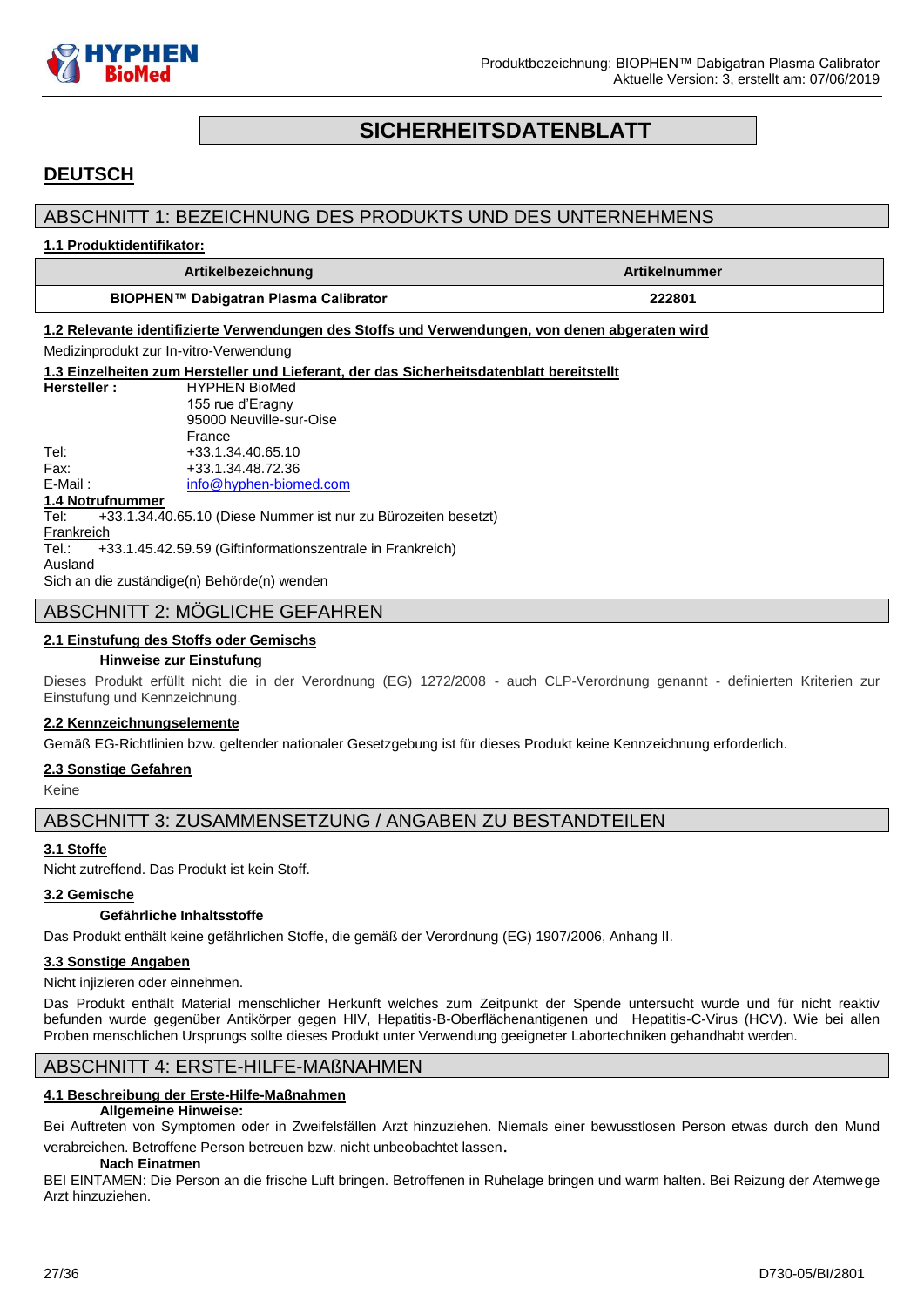# SICHERHEITSDATENBLATT

## DEUTSCH

## ABSCHNITT 1: BEZEICHNUNG DES PRODUKTS UND DES UNTERNEHMENS

**1.1 Produktidentifikator:**

| Artikelbezeichnung | Artikelnummer |
|---|---|
| **BIOPHEN™ Dabigatran Plasma Calibrator** | **222801** |

**1.2 Relevante identifizierte Verwendungen des Stoffs und Verwendungen, von denen abgeraten wird**

Medizinprodukt zur In-vitro-Verwendung

**1.3 Einzelheiten zum Hersteller und Lieferant, der das Sicherheitsdatenblatt bereitstellt**

**Hersteller :** HYPHEN BioMed
155 rue d'Eragny
95000 Neuville-sur-Oise
France

Tel: +33.1.34.40.65.10
Fax: +33.1.34.48.72.36
E-Mail : info@hyphen-biomed.com

**1.4 Notrufnummer**

Tel: +33.1.34.40.65.10 (Diese Nummer ist nur zu Bürozeiten besetzt)

Frankreich

Tel.: +33.1.45.42.59.59 (Giftinformationszentrale in Frankreich)

Ausland

Sich an die zuständige(n) Behörde(n) wenden

## ABSCHNITT 2: MÖGLICHE GEFAHREN

**2.1 Einstufung des Stoffs oder Gemischs**

**Hinweise zur Einstufung**

Dieses Produkt erfüllt nicht die in der Verordnung (EG) 1272/2008 - auch CLP-Verordnung genannt - definierten Kriterien zur Einstufung und Kennzeichnung.

**2.2 Kennzeichnungselemente**

Gemäß EG-Richtlinien bzw. geltender nationaler Gesetzgebung ist für dieses Produkt keine Kennzeichnung erforderlich.

**2.3 Sonstige Gefahren**

Keine

## ABSCHNITT 3: ZUSAMMENSETZUNG / ANGABEN ZU BESTANDTEILEN

**3.1 Stoffe**

Nicht zutreffend. Das Produkt ist kein Stoff.

**3.2 Gemische**

**Gefährliche Inhaltsstoffe**

Das Produkt enthält keine gefährlichen Stoffe, die gemäß der Verordnung (EG) 1907/2006, Anhang II.

**3.3 Sonstige Angaben**

Nicht injizieren oder einnehmen.

Das Produkt enthält Material menschlicher Herkunft welches zum Zeitpunkt der Spende untersucht wurde und für nicht reaktiv befunden wurde gegenüber Antikörper gegen HIV, Hepatitis-B-Oberflächenantigenen und Hepatitis-C-Virus (HCV). Wie bei allen Proben menschlichen Ursprungs sollte dieses Produkt unter Verwendung geeigneter Labortechniken gehandhabt werden.

## ABSCHNITT 4: ERSTE-HILFE-MAßNAHMEN

**4.1 Beschreibung der Erste-Hilfe-Maßnahmen**

**Allgemeine Hinweise:**

Bei Auftreten von Symptomen oder in Zweifelsfällen Arzt hinzuziehen. Niemals einer bewusstlosen Person etwas durch den Mund verabreichen. Betroffene Person betreuen bzw. nicht unbeobachtet lassen.

**Nach Einatmen**

BEI EINTAMEN: Die Person an die frische Luft bringen. Betroffenen in Ruhelage bringen und warm halten. Bei Reizung der Atemwege Arzt hinzuziehen.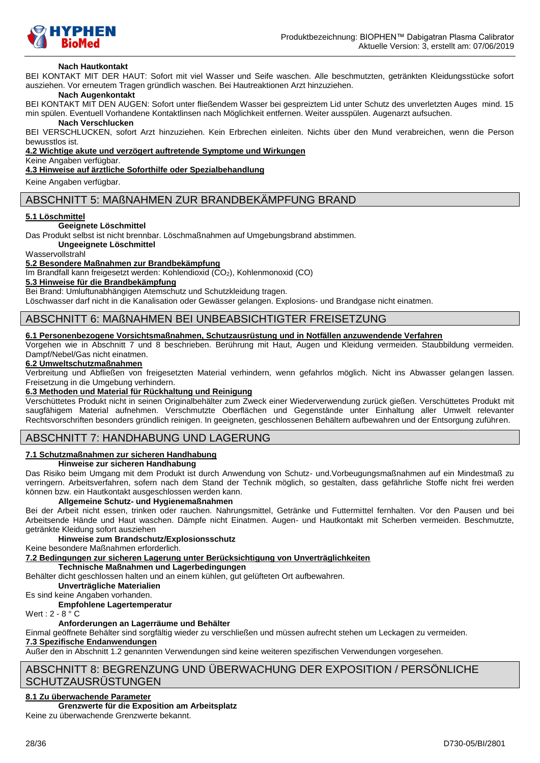**Nach Hautkontakt**

BEI KONTAKT MIT DER HAUT: Sofort mit viel Wasser und Seife waschen. Alle beschmutzten, getränkten Kleidungsstücke sofort ausziehen. Vor erneutem Tragen gründlich waschen. Bei Hautreaktionen Arzt hinzuziehen.

**Nach Augenkontakt**

BEI KONTAKT MIT DEN AUGEN: Sofort unter fließendem Wasser bei gespreiztem Lid unter Schutz des unverletzten Auges mind. 15 min spülen. Eventuell Vorhandene Kontaktlinsen nach Möglichkeit entfernen. Weiter ausspülen. Augenarzt aufsuchen.

**Nach Verschlucken**

BEI VERSCHLUCKEN, sofort Arzt hinzuziehen. Kein Erbrechen einleiten. Nichts über den Mund verabreichen, wenn die Person bewusstlos ist.

**4.2 Wichtige akute und verzögert auftretende Symptome und Wirkungen**

Keine Angaben verfügbar.

**4.3 Hinweise auf ärztliche Soforthilfe oder Spezialbehandlung**

Keine Angaben verfügbar.

## ABSCHNITT 5: MAßNAHMEN ZUR BRANDBEKÄMPFUNG BRAND

**5.1 Löschmittel**

**Geeignete Löschmittel**

Das Produkt selbst ist nicht brennbar. Löschmaßnahmen auf Umgebungsbrand abstimmen.

**Ungeeignete Löschmittel**

Wasservollstrahl

**5.2 Besondere Maßnahmen zur Brandbekämpfung**

Im Brandfall kann freigesetzt werden: Kohlendioxid ($CO_2$), Kohlenmonoxid (CO)

**5.3 Hinweise für die Brandbekämpfung**

Bei Brand: Umluftunabhängigen Atemschutz und Schutzkleidung tragen.

Löschwasser darf nicht in die Kanalisation oder Gewässer gelangen. Explosions- und Brandgase nicht einatmen.

## ABSCHNITT 6: MAßNAHMEN BEI UNBEABSICHTIGTER FREISETZUNG

**6.1 Personenbezogene Vorsichtsmaßnahmen, Schutzausrüstung und in Notfällen anzuwendende Verfahren**

Vorgehen wie in Abschnitt 7 und 8 beschrieben. Berührung mit Haut, Augen und Kleidung vermeiden. Staubbildung vermeiden. Dampf/Nebel/Gas nicht einatmen.

**6.2 Umweltschutzmaßnahmen**

Verbreitung und Abfließen von freigesetzten Material verhindern, wenn gefahrlos möglich. Nicht ins Abwasser gelangen lassen. Freisetzung in die Umgebung verhindern.

**6.3 Methoden und Material für Rückhaltung und Reinigung**

Verschüttetes Produkt nicht in seinen Originalbehälter zum Zweck einer Wiederverwendung zurück gießen. Verschüttetes Produkt mit saugfähigem Material aufnehmen. Verschmutzte Oberflächen und Gegenstände unter Einhaltung aller Umwelt relevanter Rechtsvorschriften besonders gründlich reinigen. In geeigneten, geschlossenen Behältern aufbewahren und der Entsorgung zuführen.

## ABSCHNITT 7: HANDHABUNG UND LAGERUNG

**7.1 Schutzmaßnahmen zur sicheren Handhabung**

**Hinweise zur sicheren Handhabung**

Das Risiko beim Umgang mit dem Produkt ist durch Anwendung von Schutz- und.Vorbeugungsmaßnahmen auf ein Mindestmaß zu verringern. Arbeitsverfahren, sofern nach dem Stand der Technik möglich, so gestalten, dass gefährliche Stoffe nicht frei werden können bzw. ein Hautkontakt ausgeschlossen werden kann.

**Allgemeine Schutz- und Hygienemaßnahmen**

Bei der Arbeit nicht essen, trinken oder rauchen. Nahrungsmittel, Getränke und Futtermittel fernhalten. Vor den Pausen und bei Arbeitsende Hände und Haut waschen. Dämpfe nicht Einatmen. Augen- und Hautkontakt mit Scherben vermeiden. Beschmutzte, getränkte Kleidung sofort ausziehen

**Hinweise zum Brandschutz/Explosionsschutz**

Keine besondere Maßnahmen erforderlich.

**7.2 Bedingungen zur sicheren Lagerung unter Berücksichtigung von Unverträglichkeiten**

**Technische Maßnahmen und Lagerbedingungen**

Behälter dicht geschlossen halten und an einem kühlen, gut gelüfteten Ort aufbewahren.

**Unverträgliche Materialien**

Es sind keine Angaben vorhanden.

**Empfohlene Lagertemperatur**

Wert : 2 - 8 ° C

**Anforderungen an Lagerräume und Behälter**

Einmal geöffnete Behälter sind sorgfältig wieder zu verschließen und müssen aufrecht stehen um Leckagen zu vermeiden.

**7.3 Spezifische Endanwendungen**

Außer den in Abschnitt 1.2 genannten Verwendungen sind keine weiteren spezifischen Verwendungen vorgesehen.

## ABSCHNITT 8: BEGRENZUNG UND ÜBERWACHUNG DER EXPOSITION / PERSÖNLICHE SCHUTZAUSRÜSTUNGEN

**8.1 Zu überwachende Parameter**

**Grenzwerte für die Exposition am Arbeitsplatz**

Keine zu überwachende Grenzwerte bekannt.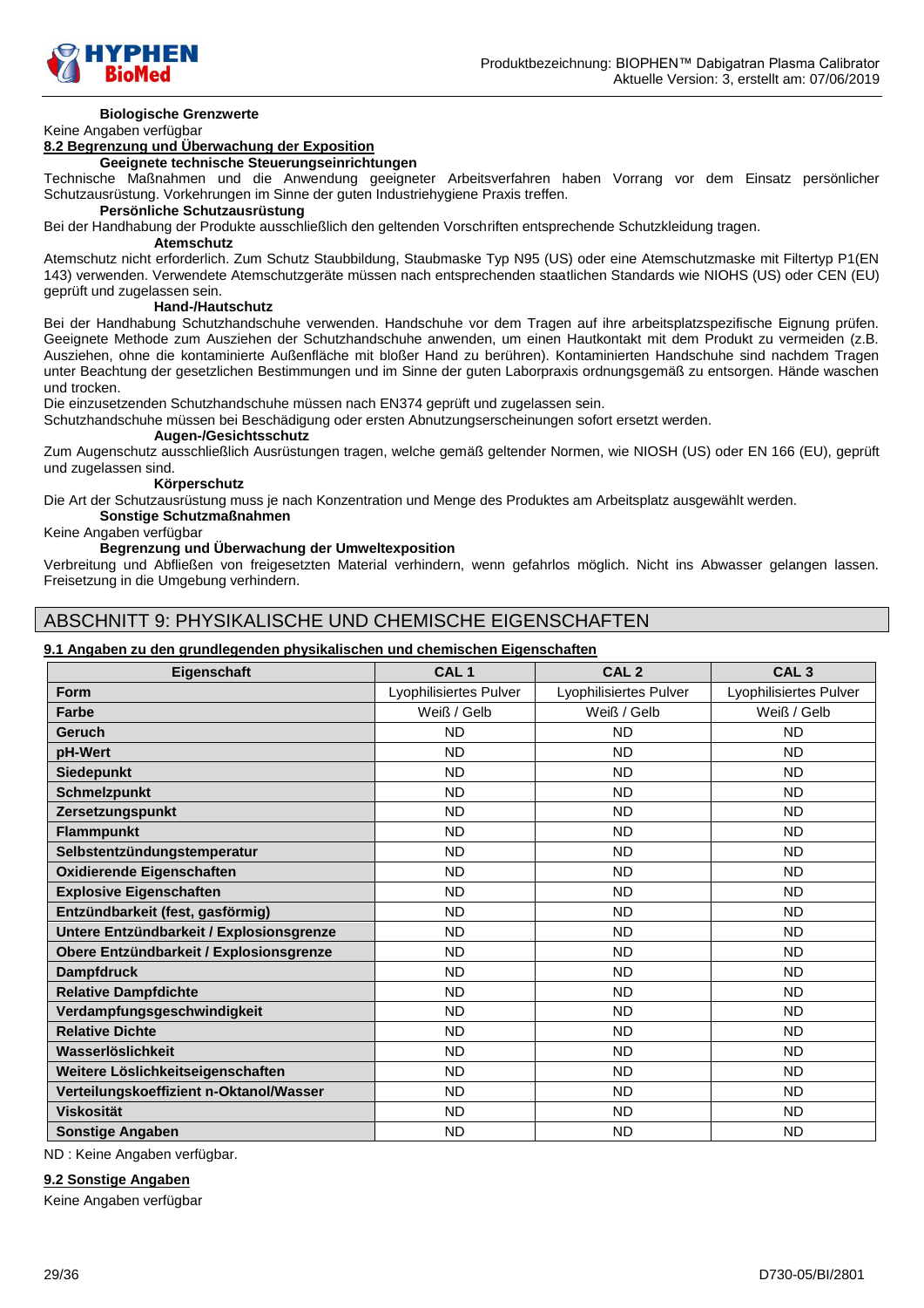**Biologische Grenzwerte**

Keine Angaben verfügbar

**8.2 Begrenzung und Überwachung der Exposition**

**Geeignete technische Steuerungseinrichtungen**

Technische Maßnahmen und die Anwendung geeigneter Arbeitsverfahren haben Vorrang vor dem Einsatz persönlicher Schutzausrüstung. Vorkehrungen im Sinne der guten Industriehygiene Praxis treffen.

**Persönliche Schutzausrüstung**

Bei der Handhabung der Produkte ausschließlich den geltenden Vorschriften entsprechende Schutzkleidung tragen.

**Atemschutz**

Atemschutz nicht erforderlich. Zum Schutz Staubbildung, Staubmaske Typ N95 (US) oder eine Atemschutzmaske mit Filtertyp P1(EN 143) verwenden. Verwendete Atemschutzgeräte müssen nach entsprechenden staatlichen Standards wie NIOHS (US) oder CEN (EU) geprüft und zugelassen sein.

**Hand-/Hautschutz**

Bei der Handhabung Schutzhandschuhe verwenden. Handschuhe vor dem Tragen auf ihre arbeitsplatzspezifische Eignung prüfen. Geeignete Methode zum Ausziehen der Schutzhandschuhe anwenden, um einen Hautkontakt mit dem Produkt zu vermeiden (z.B. Ausziehen, ohne die kontaminierte Außenfläche mit bloßer Hand zu berühren). Kontaminierten Handschuhe sind nachdem Tragen unter Beachtung der gesetzlichen Bestimmungen und im Sinne der guten Laborpraxis ordnungsgemäß zu entsorgen. Hände waschen und trocken.

Die einzusetzenden Schutzhandschuhe müssen nach EN374 geprüft und zugelassen sein.

Schutzhandschuhe müssen bei Beschädigung oder ersten Abnutzungserscheinungen sofort ersetzt werden.

**Augen-/Gesichtsschutz**

Zum Augenschutz ausschließlich Ausrüstungen tragen, welche gemäß geltender Normen, wie NIOSH (US) oder EN 166 (EU), geprüft und zugelassen sind.

**Körperschutz**

Die Art der Schutzausrüstung muss je nach Konzentration und Menge des Produktes am Arbeitsplatz ausgewählt werden.

**Sonstige Schutzmaßnahmen**

Keine Angaben verfügbar

**Begrenzung und Überwachung der Umweltexposition**

Verbreitung und Abfließen von freigesetzten Material verhindern, wenn gefahrlos möglich. Nicht ins Abwasser gelangen lassen. Freisetzung in die Umgebung verhindern.

## ABSCHNITT 9: PHYSIKALISCHE UND CHEMISCHE EIGENSCHAFTEN

**9.1 Angaben zu den grundlegenden physikalischen und chemischen Eigenschaften**

| Eigenschaft | CAL 1 | CAL 2 | CAL 3 |
|---|---|---|---|
| **Form** | Lyophilisiertes Pulver | Lyophilisiertes Pulver | Lyophilisiertes Pulver |
| **Farbe** | Weiß / Gelb | Weiß / Gelb | Weiß / Gelb |
| **Geruch** | ND | ND | ND |
| **pH-Wert** | ND | ND | ND |
| **Siedepunkt** | ND | ND | ND |
| **Schmelzpunkt** | ND | ND | ND |
| **Zersetzungspunkt** | ND | ND | ND |
| **Flammpunkt** | ND | ND | ND |
| **Selbstentzündungstemperatur** | ND | ND | ND |
| **Oxidierende Eigenschaften** | ND | ND | ND |
| **Explosive Eigenschaften** | ND | ND | ND |
| **Entzündbarkeit (fest, gasförmig)** | ND | ND | ND |
| **Untere Entzündbarkeit / Explosionsgrenze** | ND | ND | ND |
| **Obere Entzündbarkeit / Explosionsgrenze** | ND | ND | ND |
| **Dampfdruck** | ND | ND | ND |
| **Relative Dampfdichte** | ND | ND | ND |
| **Verdampfungsgeschwindigkeit** | ND | ND | ND |
| **Relative Dichte** | ND | ND | ND |
| **Wasserlöslichkeit** | ND | ND | ND |
| **Weitere Löslichkeitseigenschaften** | ND | ND | ND |
| **Verteilungskoeffizient n-Oktanol/Wasser** | ND | ND | ND |
| **Viskosität** | ND | ND | ND |
| **Sonstige Angaben** | ND | ND | ND |

ND : Keine Angaben verfügbar.

**9.2 Sonstige Angaben**

Keine Angaben verfügbar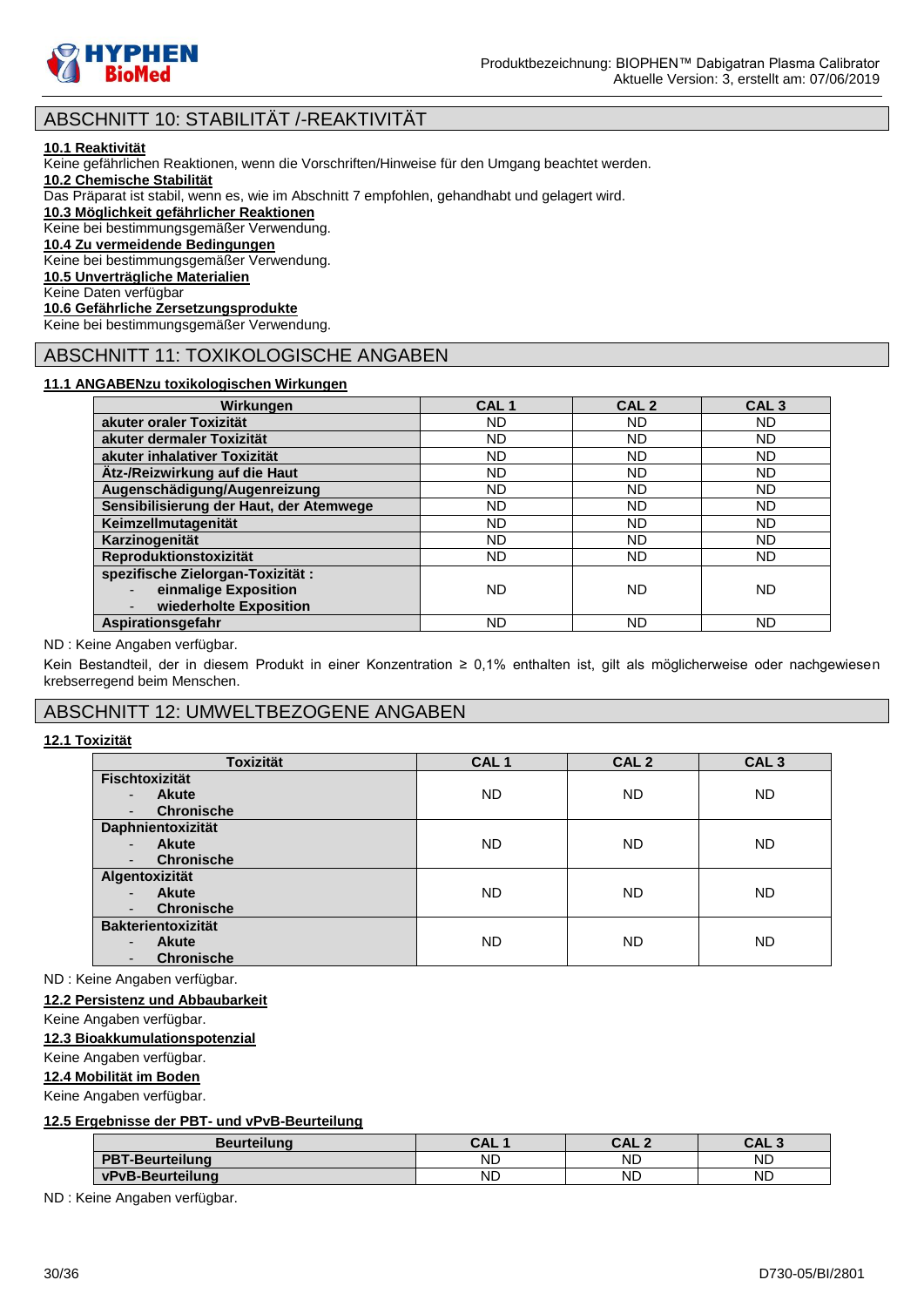## ABSCHNITT 10: STABILITÄT /-REAKTIVITÄT

**10.1 Reaktivität**
Keine gefährlichen Reaktionen, wenn die Vorschriften/Hinweise für den Umgang beachtet werden.

**10.2 Chemische Stabilität**
Das Präparat ist stabil, wenn es, wie im Abschnitt 7 empfohlen, gehandhabt und gelagert wird.

**10.3 Möglichkeit gefährlicher Reaktionen**
Keine bei bestimmungsgemäßer Verwendung.

**10.4 Zu vermeidende Bedingungen**
Keine bei bestimmungsgemäßer Verwendung.

**10.5 Unverträgliche Materialien**
Keine Daten verfügbar

**10.6 Gefährliche Zersetzungsprodukte**
Keine bei bestimmungsgemäßer Verwendung.

## ABSCHNITT 11: TOXIKOLOGISCHE ANGABEN

**11.1 ANGABENzu toxikologischen Wirkungen**

| Wirkungen | CAL 1 | CAL 2 | CAL 3 |
|---|---|---|---|
| **akuter oraler Toxizität** | ND | ND | ND |
| **akuter dermaler Toxizität** | ND | ND | ND |
| **akuter inhalativer Toxizität** | ND | ND | ND |
| **Ätz-/Reizwirkung auf die Haut** | ND | ND | ND |
| **Augenschädigung/Augenreizung** | ND | ND | ND |
| **Sensibilisierung der Haut, der Atemwege** | ND | ND | ND |
| **Keimzellmutagenität** | ND | ND | ND |
| **Karzinogenität** | ND | ND | ND |
| **Reproduktionstoxizität** | ND | ND | ND |
| **spezifische Zielorgan-Toxizität :**<br>- **einmalige Exposition**<br>- **wiederholte Exposition** | ND | ND | ND |
| **Aspirationsgefahr** | ND | ND | ND |

ND : Keine Angaben verfügbar.

Kein Bestandteil, der in diesem Produkt in einer Konzentration ≥ 0,1% enthalten ist, gilt als möglicherweise oder nachgewiesen krebserregend beim Menschen.

## ABSCHNITT 12: UMWELTBEZOGENE ANGABEN

**12.1 Toxizität**

| Toxizität | CAL 1 | CAL 2 | CAL 3 |
|---|---|---|---|
| **Fischtoxizität**<br>- **Akute**<br>- **Chronische** | ND | ND | ND |
| **Daphnientoxizität**<br>- **Akute**<br>- **Chronische** | ND | ND | ND |
| **Algentoxizität**<br>- **Akute**<br>- **Chronische** | ND | ND | ND |
| **Bakterientoxizität**<br>- **Akute**<br>- **Chronische** | ND | ND | ND |

ND : Keine Angaben verfügbar.

**12.2 Persistenz und Abbaubarkeit**
Keine Angaben verfügbar.

**12.3 Bioakkumulationspotenzial**
Keine Angaben verfügbar.

**12.4 Mobilität im Boden**
Keine Angaben verfügbar.

**12.5 Ergebnisse der PBT- und vPvB-Beurteilung**

| Beurteilung | CAL 1 | CAL 2 | CAL 3 |
|---|---|---|---|
| **PBT-Beurteilung** | ND | ND | ND |
| **vPvB-Beurteilung** | ND | ND | ND |

ND : Keine Angaben verfügbar.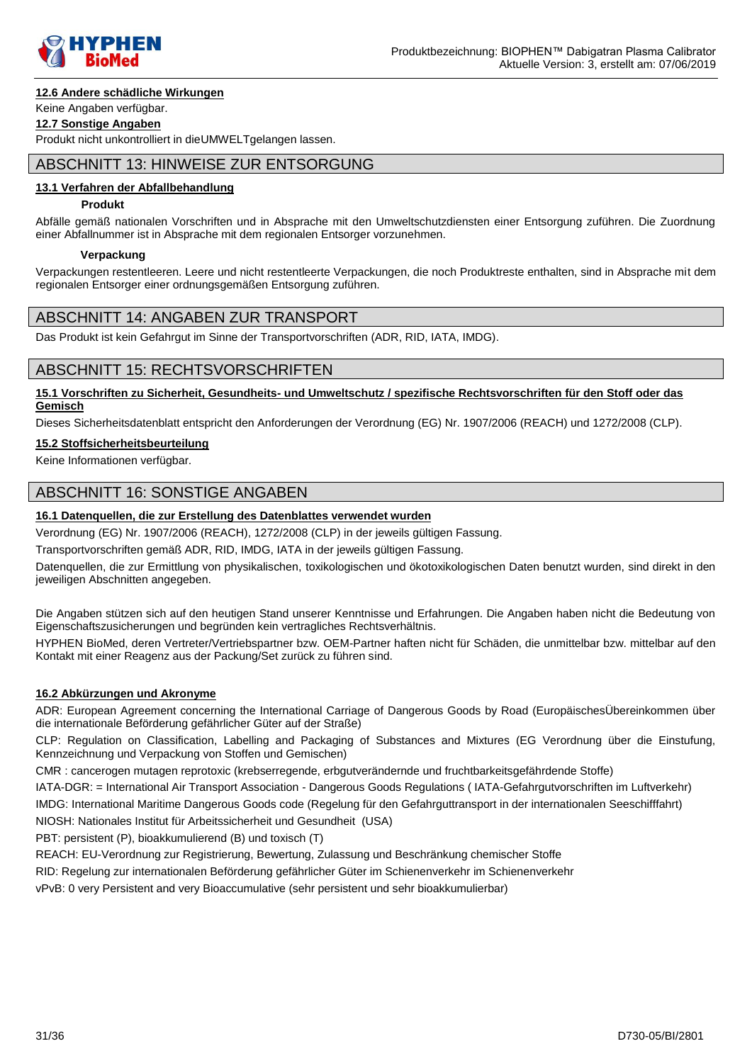#### 12.6 Andere schädliche Wirkungen

Keine Angaben verfügbar.

#### 12.7 Sonstige Angaben

Produkt nicht unkontrolliert in dieUMWELTgelangen lassen.

## ABSCHNITT 13: HINWEISE ZUR ENTSORGUNG

#### 13.1 Verfahren der Abfallbehandlung

**Produkt**

Abfälle gemäß nationalen Vorschriften und in Absprache mit den Umweltschutzdiensten einer Entsorgung zuführen. Die Zuordnung einer Abfallnummer ist in Absprache mit dem regionalen Entsorger vorzunehmen.

**Verpackung**

Verpackungen restentleeren. Leere und nicht restentleerte Verpackungen, die noch Produktreste enthalten, sind in Absprache mit dem regionalen Entsorger einer ordnungsgemäßen Entsorgung zuführen.

## ABSCHNITT 14: ANGABEN ZUR TRANSPORT

Das Produkt ist kein Gefahrgut im Sinne der Transportvorschriften (ADR, RID, IATA, IMDG).

## ABSCHNITT 15: RECHTSVORSCHRIFTEN

#### 15.1 Vorschriften zu Sicherheit, Gesundheits- und Umweltschutz / spezifische Rechtsvorschriften für den Stoff oder das Gemisch

Dieses Sicherheitsdatenblatt entspricht den Anforderungen der Verordnung (EG) Nr. 1907/2006 (REACH) und 1272/2008 (CLP).

#### 15.2 Stoffsicherheitsbeurteilung

Keine Informationen verfügbar.

## ABSCHNITT 16: SONSTIGE ANGABEN

#### 16.1 Datenquellen, die zur Erstellung des Datenblattes verwendet wurden

Verordnung (EG) Nr. 1907/2006 (REACH), 1272/2008 (CLP) in der jeweils gültigen Fassung.

Transportvorschriften gemäß ADR, RID, IMDG, IATA in der jeweils gültigen Fassung.

Datenquellen, die zur Ermittlung von physikalischen, toxikologischen und ökotoxikologischen Daten benutzt wurden, sind direkt in den jeweiligen Abschnitten angegeben.

Die Angaben stützen sich auf den heutigen Stand unserer Kenntnisse und Erfahrungen. Die Angaben haben nicht die Bedeutung von Eigenschaftszusicherungen und begründen kein vertragliches Rechtsverhältnis.

HYPHEN BioMed, deren Vertreter/Vertriebspartner bzw. OEM-Partner haften nicht für Schäden, die unmittelbar bzw. mittelbar auf den Kontakt mit einer Reagenz aus der Packung/Set zurück zu führen sind.

#### 16.2 Abkürzungen und Akronyme

ADR: European Agreement concerning the International Carriage of Dangerous Goods by Road (EuropäischesÜbereinkommen über die internationale Beförderung gefährlicher Güter auf der Straße)

CLP: Regulation on Classification, Labelling and Packaging of Substances and Mixtures (EG Verordnung über die Einstufung, Kennzeichnung und Verpackung von Stoffen und Gemischen)

CMR : cancerogen mutagen reprotoxic (krebserregende, erbgutverändernde und fruchtbarkeitsgefährdende Stoffe)

IATA-DGR: = International Air Transport Association - Dangerous Goods Regulations ( IATA-Gefahrgutvorschriften im Luftverkehr)

IMDG: International Maritime Dangerous Goods code (Regelung für den Gefahrguttransport in der internationalen Seeschifffahrt)

NIOSH: Nationales Institut für Arbeitssicherheit und Gesundheit (USA)

PBT: persistent (P), bioakkumulierend (B) und toxisch (T)

REACH: EU-Verordnung zur Registrierung, Bewertung, Zulassung und Beschränkung chemischer Stoffe

RID: Regelung zur internationalen Beförderung gefährlicher Güter im Schienenverkehr im Schienenverkehr

vPvB: 0 very Persistent and very Bioaccumulative (sehr persistent und sehr bioakkumulierbar)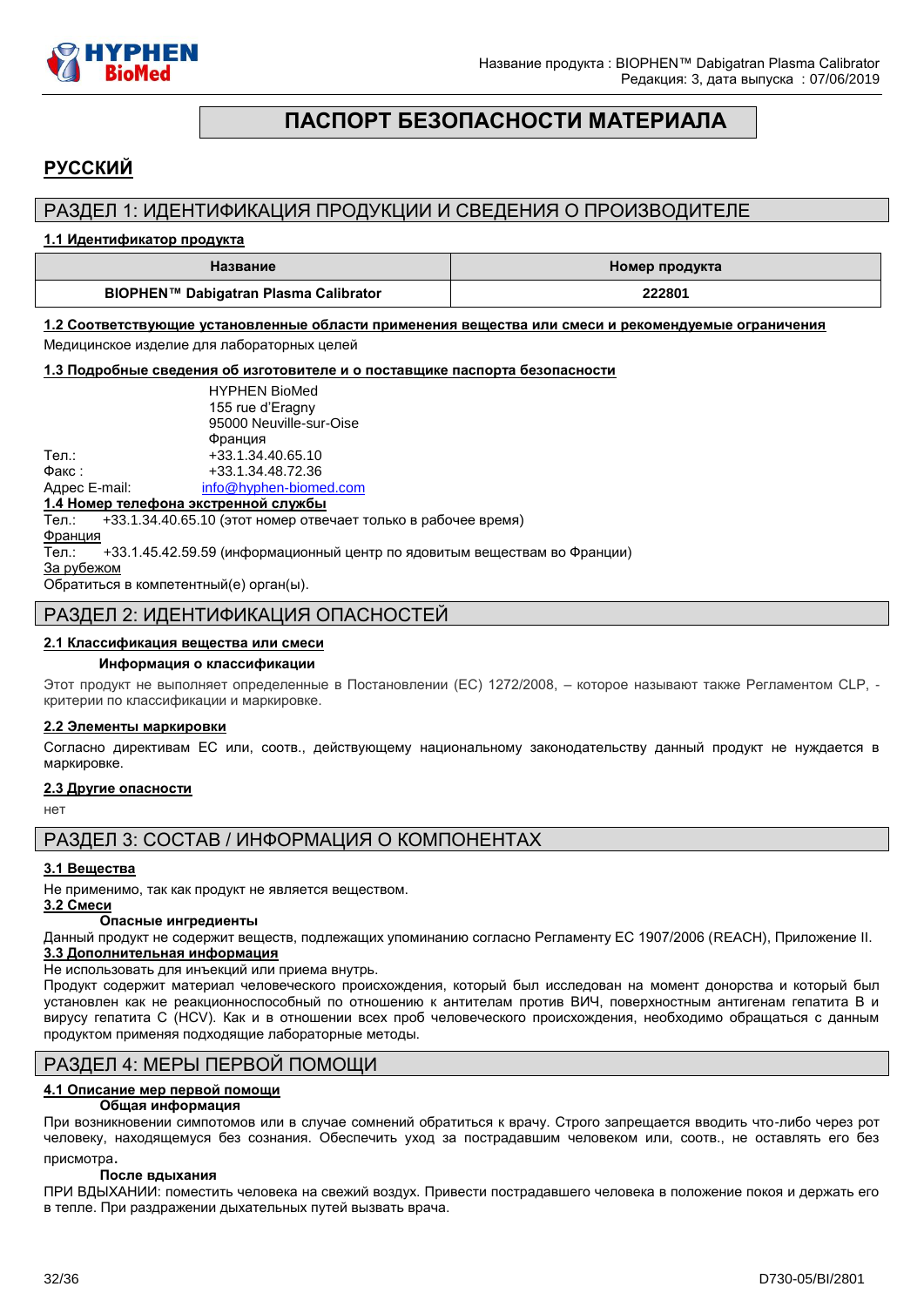# ПАСПОРТ БЕЗОПАСНОСТИ МАТЕРИАЛА

## РУССКИЙ

## РАЗДЕЛ 1: ИДЕНТИФИКАЦИЯ ПРОДУКЦИИ И СВЕДЕНИЯ О ПРОИЗВОДИТЕЛЕ

### 1.1 Идентификатор продукта

| Название | Номер продукта |
|---|---|
| BIOPHEN™ Dabigatran Plasma Calibrator | 222801 |

### 1.2 Соответствующие установленные области применения вещества или смеси и рекомендуемые ограничения

Медицинское изделие для лабораторных целей

### 1.3 Подробные сведения об изготовителе и о поставщике паспорта безопасности

HYPHEN BioMed
155 rue d'Eragny
95000 Neuville-sur-Oise
Франция

Тел.: +33.1.34.40.65.10
Факс : +33.1.34.48.72.36
Адрес E-mail: info@hyphen-biomed.com

### 1.4 Номер телефона экстренной службы

Тел.: +33.1.34.40.65.10 (этот номер отвечает только в рабочее время)

Франция

Тел.: +33.1.45.42.59.59 (информационный центр по ядовитым веществам во Франции)

За рубежом

Обратиться в компетентный(е) орган(ы).

## РАЗДЕЛ 2: ИДЕНТИФИКАЦИЯ ОПАСНОСТЕЙ

### 2.1 Классификация вещества или смеси

**Информация о классификации**

Этот продукт не выполняет определенные в Постановлении (ЕС) 1272/2008, – которое называют также Регламентом CLP, - критерии по классификации и маркировке.

### 2.2 Элементы маркировки

Согласно директивам ЕС или, соотв., действующему национальному законодательству данный продукт не нуждается в маркировке.

### 2.3 Другие опасности

нет

## РАЗДЕЛ 3: СОСТАВ / ИНФОРМАЦИЯ О КОМПОНЕНТАХ

### 3.1 Вещества

Не применимо, так как продукт не является веществом.

### 3.2 Смеси

**Опасные ингредиенты**

Данный продукт не содержит веществ, подлежащих упоминанию согласно Регламенту ЕС 1907/2006 (REACH), Приложение II.

### 3.3 Дополнительная информация

Не использовать для инъекций или приема внутрь.

Продукт содержит материал человеческого происхождения, который был исследован на момент донорства и который был установлен как не реакционноспособный по отношению к антителам против ВИЧ, поверхностным антигенам гепатита B и вирусу гепатита C (HCV). Как и в отношении всех проб человеческого происхождения, необходимо обращаться с данным продуктом применяя подходящие лабораторные методы.

## РАЗДЕЛ 4: МЕРЫ ПЕРВОЙ ПОМОЩИ

### 4.1 Описание мер первой помощи

**Общая информация**

При возникновении симпотомов или в случае сомнений обратиться к врачу. Строго запрещается вводить что-либо через рот человеку, находящемуся без сознания. Обеспечить уход за пострадавшим человеком или, соотв., не оставлять его без присмотра.

**После вдыхания**

ПРИ ВДЫХАНИИ: поместить человека на свежий воздух. Привести пострадавшего человека в положение покоя и держать его в тепле. При раздражении дыхательных путей вызвать врача.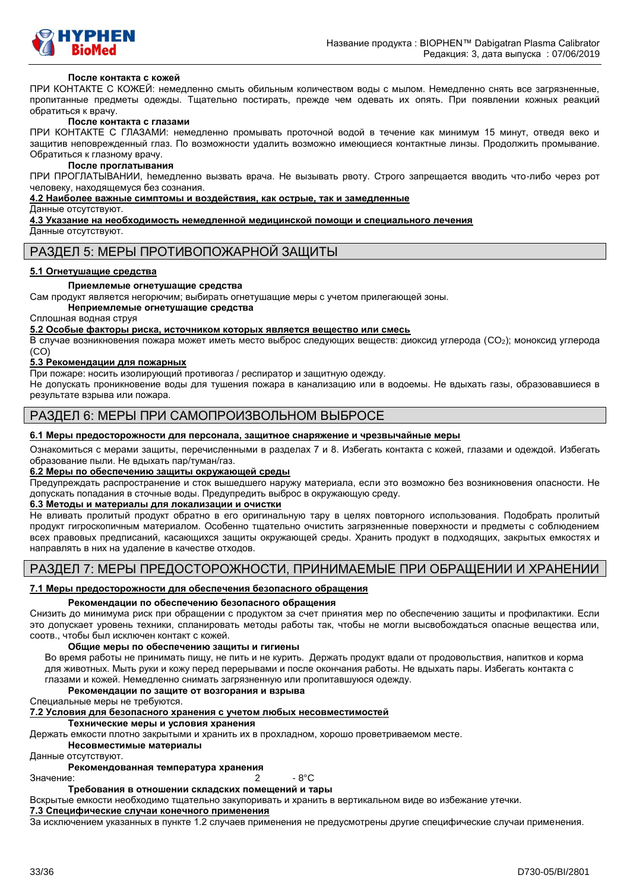**После контакта с кожей**

ПРИ КОНТАКТЕ С КОЖЕЙ: немедленно смыть обильным количеством воды с мылом. Немедленно снять все загрязненные, пропитанные предметы одежды. Тщательно постирать, прежде чем одевать их опять. При появлении кожных реакций обратиться к врачу.

**После контакта с глазами**

ПРИ КОНТАКТЕ С ГЛАЗАМИ: немедленно промывать проточной водой в течение как минимум 15 минут, отведя веко и защитив неповрежденный глаз. По возможности удалить возможно имеющиеся контактные линзы. Продолжить промывание. Обратиться к глазному врачу.

**После проглатывания**

ПРИ ПРОГЛАТЫВАНИИ, hемедленно вызвать врача. Не вызывать рвоту. Строго запрещается вводить что-либо через рот человеку, находящемуся без сознания.

**4.2 Наиболее важные симптомы и воздействия, как острые, так и замедленные**

Данные отсутствуют.

**4.3 Указание на необходимость немедленной медицинской помощи и специального лечения**

Данные отсутствуют.

## РАЗДЕЛ 5: МЕРЫ ПРОТИВОПОЖАРНОЙ ЗАЩИТЫ

**5.1 Огнетушащие средства**

**Приемлемые огнетушащие средства**

Сам продукт является негорючим; выбирать огнетушащие меры с учетом прилегающей зоны.

**Неприемлемые огнетушащие средства**

Сплошная водная струя

**5.2 Особые факторы риска, источником которых является вещество или смесь**

В случае возникновения пожара может иметь место выброс следующих веществ: диоксид углерода ($CO_2$); моноксид углерода (CO)

**5.3 Рекомендации для пожарных**

При пожаре: носить изолирующий противогаз / респиратор и защитную одежду.

Не допускать проникновение воды для тушения пожара в канализацию или в водоемы. Не вдыхать газы, образовавшиеся в результате взрыва или пожара.

## РАЗДЕЛ 6: МЕРЫ ПРИ САМОПРОИЗВОЛЬНОМ ВЫБРОСЕ

**6.1 Меры предосторожности для персонала, защитное снаряжение и чрезвычайные меры**

Ознакомиться с мерами защиты, перечисленными в разделах 7 и 8. Избегать контакта с кожей, глазами и одеждой. Избегать образование пыли. Не вдыхать пар/туман/газ.

**6.2 Меры по обеспечению защиты окружающей среды**

Предупреждать распространение и сток вышедшего наружу материала, если это возможно без возникновения опасности. Не допускать попадания в сточные воды. Предупредить выброс в окружающую среду.

**6.3 Методы и материалы для локализации и очистки**

Не вливать пролитый продукт обратно в его оригинальную тару в целях повторного использования. Подобрать пролитый продукт гигроскопичным материалом. Особенно тщательно очистить загрязненные поверхности и предметы с соблюдением всех правовых предписаний, касающихся защиты окружающей среды. Хранить продукт в подходящих, закрытых емкостях и направлять в них на удаление в качестве отходов.

## РАЗДЕЛ 7: МЕРЫ ПРЕДОСТОРОЖНОСТИ, ПРИНИМАЕМЫЕ ПРИ ОБРАЩЕНИИ И ХРАНЕНИИ

**7.1 Меры предосторожности для обеспечения безопасного обращения**

**Рекомендации по обеспечению безопасного обращения**

Снизить до минимума риск при обращении с продуктом за счет принятия мер по обеспечению защиты и профилактики. Если это допускает уровень техники, спланировать методы работы так, чтобы не могли высвобождаться опасные вещества или, соотв., чтобы был исключен контакт с кожей.

**Общие меры по обеспечению защиты и гигиены**

Во время работы не принимать пищу, не пить и не курить. Держать продукт вдали от продовольствия, напитков и корма для животных. Мыть руки и кожу перед перерывами и после окончания работы. Не вдыхать пары. Избегать контакта с глазами и кожей. Немедленно снимать загрязненную или пропитавшуюся одежду.

**Рекомендации по защите от возгорания и взрыва**

Специальные меры не требуются.

**7.2 Условия для безопасного хранения с учетом любых несовместимостей**

**Технические меры и условия хранения**

Держать емкости плотно закрытыми и хранить их в прохладном, хорошо проветриваемом месте.

**Несовместимые материалы**

Данные отсутствуют.

**Рекомендованная температура хранения**

Значение: 2 - 8°C

**Требования в отношении складских помещений и тары**

Вскрытые емкости необходимо тщательно закупоривать и хранить в вертикальном виде во избежание утечки.

**7.3 Специфические случаи конечного применения**

За исключением указанных в пункте 1.2 случаев применения не предусмотрены другие специфические случаи применения.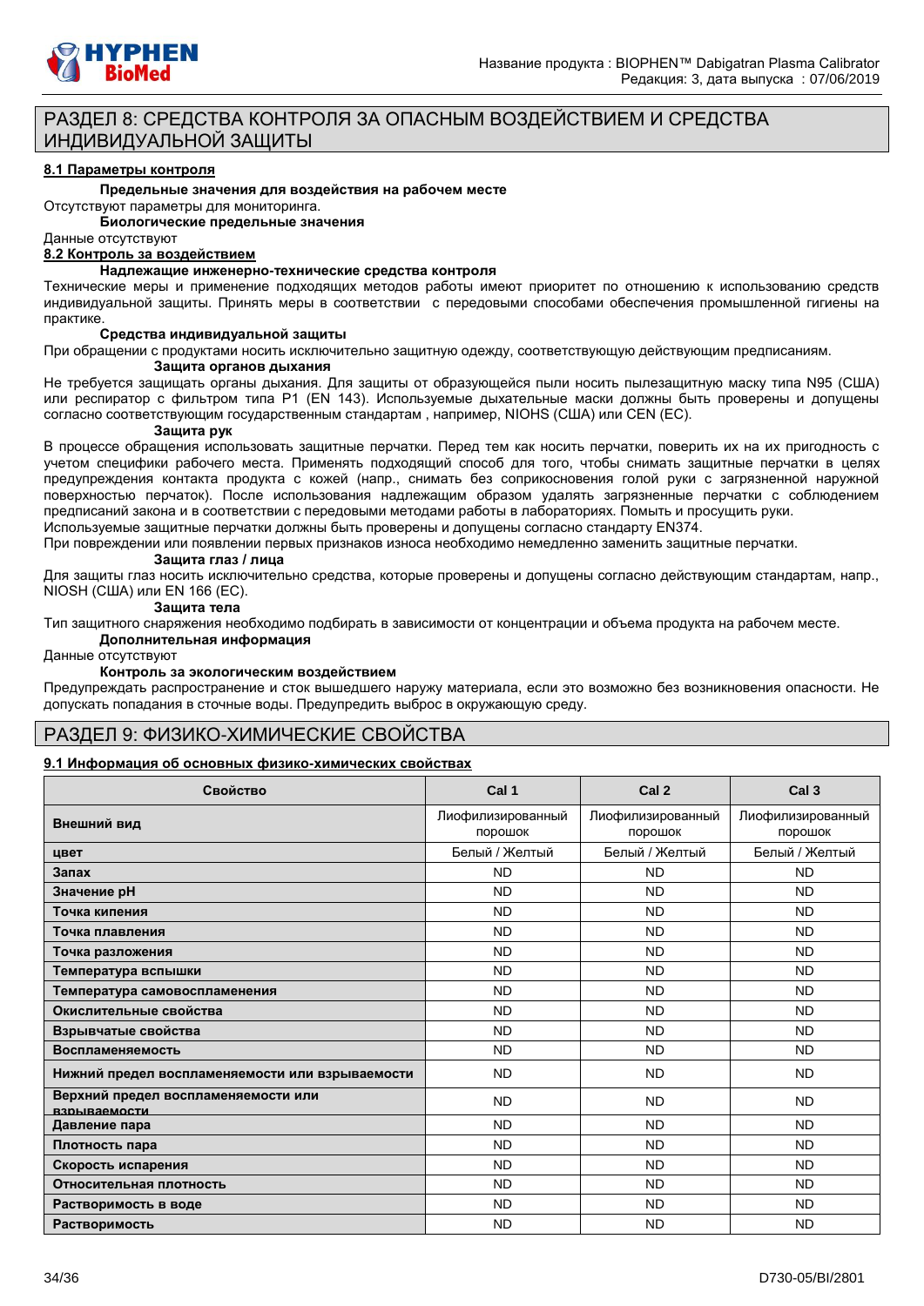## РАЗДЕЛ 8: СРЕДСТВА КОНТРОЛЯ ЗА ОПАСНЫМ ВОЗДЕЙСТВИЕМ И СРЕДСТВА ИНДИВИДУАЛЬНОЙ ЗАЩИТЫ

### 8.1 Параметры контроля

**Предельные значения для воздействия на рабочем месте**

Отсутствуют параметры для мониторинга.

**Биологические предельные значения**

Данные отсутствуют

### 8.2 Контроль за воздействием

**Надлежащие инженерно-технические средства контроля**

Технические меры и применение подходящих методов работы имеют приоритет по отношению к использованию средств индивидуальной защиты. Принять меры в соответствии с передовыми способами обеспечения промышленной гигиены на практике.

**Средства индивидуальной защиты**

При обращении с продуктами носить исключительно защитную одежду, соответствующую действующим предписаниям.

**Защита органов дыхания**

Не требуется защищать органы дыхания. Для защиты от образующейся пыли носить пылезащитную маску типа N95 (США) или респиратор с фильтром типа P1 (EN 143). Используемые дыхательные маски должны быть проверены и допущены согласно соответствующим государственным стандартам , например, NIOHS (США) или CEN (ЕС).

**Защита рук**

В процессе обращения использовать защитные перчатки. Перед тем как носить перчатки, поверить их на их пригодность с учетом специфики рабочего места. Применять подходящий способ для того, чтобы снимать защитные перчатки в целях предупреждения контакта продукта с кожей (напр., снимать без соприкосновения голой руки с загрязненной наружной поверхностью перчаток). После использования надлежащим образом удалять загрязненные перчатки с соблюдением предписаний закона и в соответствии с передовыми методами работы в лабораториях. Помыть и просушить руки.

Используемые защитные перчатки должны быть проверены и допущены согласно стандарту EN374.

При повреждении или появлении первых признаков износа необходимо немедленно заменить защитные перчатки.

**Защита глаз / лица**

Для защиты глаз носить исключительно средства, которые проверены и допущены согласно действующим стандартам, напр., NIOSH (США) или EN 166 (ЕС).

**Защита тела**

Тип защитного снаряжения необходимо подбирать в зависимости от концентрации и объема продукта на рабочем месте.

**Дополнительная информация**

Данные отсутствуют

**Контроль за экологическим воздействием**

Предупреждать распространение и сток вышедшего наружу материала, если это возможно без возникновения опасности. Не допускать попадания в сточные воды. Предупредить выброс в окружающую среду.

## РАЗДЕЛ 9: ФИЗИКО-ХИМИЧЕСКИЕ СВОЙСТВА

### 9.1 Информация об основных физико-химических свойствах

| Свойство | Cal 1 | Cal 2 | Cal 3 |
|---|---|---|---|
| **Внешний вид** | Лиофилизированный порошок | Лиофилизированный порошок | Лиофилизированный порошок |
| **цвет** | Белый / Желтый | Белый / Желтый | Белый / Желтый |
| **Запах** | ND | ND | ND |
| **Значение pH** | ND | ND | ND |
| **Точка кипения** | ND | ND | ND |
| **Точка плавления** | ND | ND | ND |
| **Точка разложения** | ND | ND | ND |
| **Температура вспышки** | ND | ND | ND |
| **Температура самовоспламенения** | ND | ND | ND |
| **Окислительные свойства** | ND | ND | ND |
| **Взрывчатые свойства** | ND | ND | ND |
| **Воспламеняемость** | ND | ND | ND |
| **Нижний предел воспламеняемости или взрываемости** | ND | ND | ND |
| **Верхний предел воспламеняемости или взрываемости** | ND | ND | ND |
| **Давление пара** | ND | ND | ND |
| **Плотность пара** | ND | ND | ND |
| **Скорость испарения** | ND | ND | ND |
| **Относительная плотность** | ND | ND | ND |
| **Растворимость в воде** | ND | ND | ND |
| **Растворимость** | ND | ND | ND |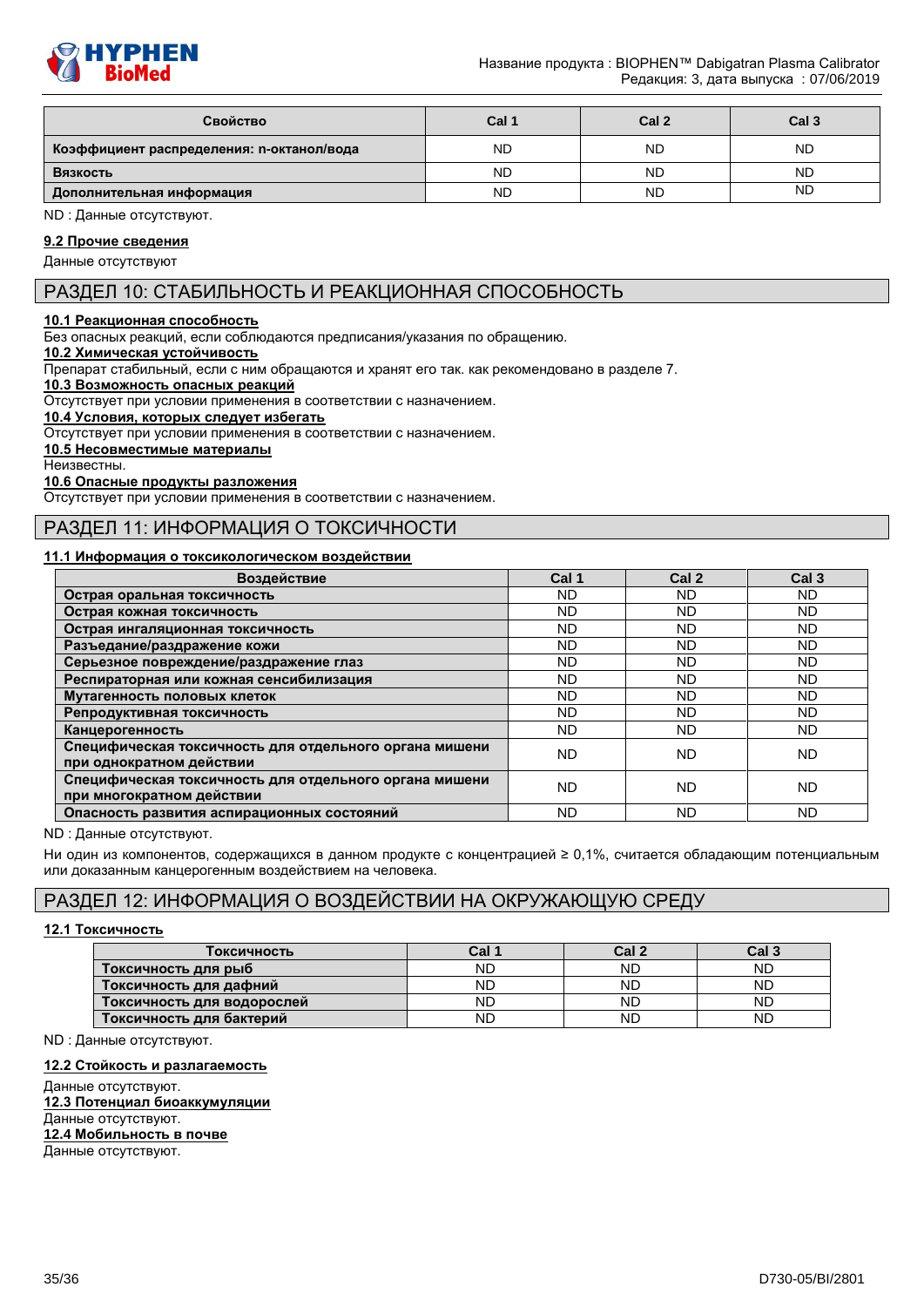| Свойство | Cal 1 | Cal 2 | Cal 3 |
|---|---|---|---|
| **Коэффициент распределения: n-октанол/вода** | ND | ND | ND |
| **Вязкость** | ND | ND | ND |
| **Дополнительная информация** | ND | ND | ND |

ND : Данные отсутствуют.

**9.2 Прочие сведения**

Данные отсутствуют

## РАЗДЕЛ 10: СТАБИЛЬНОСТЬ И РЕАКЦИОННАЯ СПОСОБНОСТЬ

**10.1 Реакционная способность**

Без опасных реакций, если соблюдаются предписания/указания по обращению.

**10.2 Химическая устойчивость**

Препарат стабильный, если с ним обращаются и хранят его так. как рекомендовано в разделе 7.

**10.3 Возможность опасных реакций**

Отсутствует при условии применения в соответствии с назначением.

**10.4 Условия, которых следует избегать**

Отсутствует при условии применения в соответствии с назначением.

**10.5 Несовместимые материалы**

Неизвестны.

**10.6 Опасные продукты разложения**

Отсутствует при условии применения в соответствии с назначением.

## РАЗДЕЛ 11: ИНФОРМАЦИЯ О ТОКСИЧНОСТИ

**11.1 Информация о токсикологическом воздействии**

| Воздействие | Cal 1 | Cal 2 | Cal 3 |
|---|---|---|---|
| **Острая оральная токсичность** | ND | ND | ND |
| **Острая кожная токсичность** | ND | ND | ND |
| **Острая ингаляционная токсичность** | ND | ND | ND |
| **Разъедание/раздражение кожи** | ND | ND | ND |
| **Серьезное повреждение/раздражение глаз** | ND | ND | ND |
| **Респираторная или кожная сенсибилизация** | ND | ND | ND |
| **Мутагенность половых клеток** | ND | ND | ND |
| **Репродуктивная токсичность** | ND | ND | ND |
| **Канцерогенность** | ND | ND | ND |
| **Специфическая токсичность для отдельного органа мишени при однократном действии** | ND | ND | ND |
| **Специфическая токсичность для отдельного органа мишени при многократном действии** | ND | ND | ND |
| **Опасность развития аспирационных состояний** | ND | ND | ND |

ND : Данные отсутствуют.

Ни один из компонентов, содержащихся в данном продукте с концентрацией ≥ 0,1%, считается обладающим потенциальным или доказанным канцерогенным воздействием на человека.

## РАЗДЕЛ 12: ИНФОРМАЦИЯ О ВОЗДЕЙСТВИИ НА ОКРУЖАЮЩУЮ СРЕДУ

**12.1 Токсичность**

| Токсичность | Cal 1 | Cal 2 | Cal 3 |
|---|---|---|---|
| **Токсичность для рыб** | ND | ND | ND |
| **Токсичность для дафний** | ND | ND | ND |
| **Токсичность для водорослей** | ND | ND | ND |
| **Токсичность для бактерий** | ND | ND | ND |

ND : Данные отсутствуют.

**12.2 Стойкость и разлагаемость**

Данные отсутствуют.

**12.3 Потенциал биоаккумуляции**

Данные отсутствуют.

**12.4 Мобильность в почве**

Данные отсутствуют.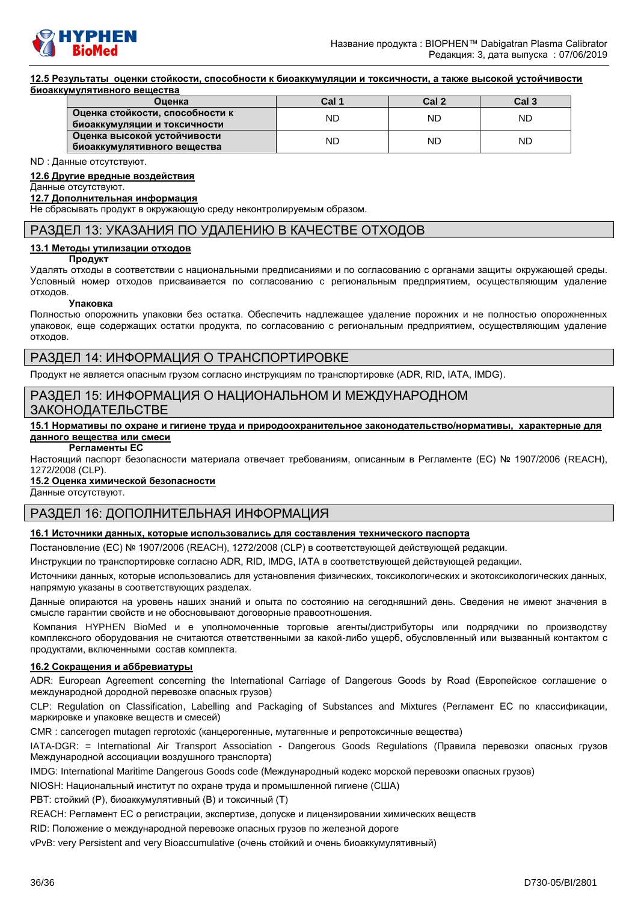#### 12.5 Результаты оценки стойкости, способности к биоаккумуляции и токсичности, а также высокой устойчивости биоаккумулятивного вещества

| Оценка | Cal 1 | Cal 2 | Cal 3 |
|---|---|---|---|
| Оценка стойкости, способности к биоаккумуляции и токсичности | ND | ND | ND |
| Оценка высокой устойчивости биоаккумулятивного вещества | ND | ND | ND |

ND : Данные отсутствуют.

#### 12.6 Другие вредные воздействия

Данные отсутствуют.

#### 12.7 Дополнительная информация

Не сбрасывать продукт в окружающую среду неконтролируемым образом.

## РАЗДЕЛ 13: УКАЗАНИЯ ПО УДАЛЕНИЮ В КАЧЕСТВЕ ОТХОДОВ

#### 13.1 Методы утилизации отходов

**Продукт**

Удалять отходы в соответствии с национальными предписаниями и по согласованию с органами защиты окружающей среды. Условный номер отходов присваивается по согласованию с региональным предприятием, осуществляющим удаление отходов.

**Упаковка**

Полностью опорожнить упаковки без остатка. Обеспечить надлежащее удаление порожних и не полностью опорожненных упаковок, еще содержащих остатки продукта, по согласованию с региональным предприятием, осуществляющим удаление отходов.

## РАЗДЕЛ 14: ИНФОРМАЦИЯ О ТРАНСПОРТИРОВКЕ

Продукт не является опасным грузом согласно инструкциям по транспортировке (ADR, RID, IATA, IMDG).

## РАЗДЕЛ 15: ИНФОРМАЦИЯ О НАЦИОНАЛЬНОМ И МЕЖДУНАРОДНОМ ЗАКОНОДАТЕЛЬСТВЕ

#### 15.1 Нормативы по охране и гигиене труда и природоохранительное законодательство/нормативы, характерные для данного вещества или смеси

**Регламенты ЕС**

Настоящий паспорт безопасности материала отвечает требованиям, описанным в Регламенте (ЕС) № 1907/2006 (REACH), 1272/2008 (CLP).

#### 15.2 Оценка химической безопасности

Данные отсутствуют.

## РАЗДЕЛ 16: ДОПОЛНИТЕЛЬНАЯ ИНФОРМАЦИЯ

#### 16.1 Источники данных, которые использовались для составления технического паспорта

Постановление (ЕС) № 1907/2006 (REACH), 1272/2008 (CLP) в соответствующей действующей редакции.

Инструкции по транспортировке согласно ADR, RID, IMDG, IATA в соответствующей действующей редакции.

Источники данных, которые использовались для установления физических, токсикологических и экотоксикологических данных, напрямую указаны в соответствующих разделах.

Данные опираются на уровень наших знаний и опыта по состоянию на сегодняшний день. Сведения не имеют значения в смысле гарантии свойств и не обосновывают договорные правоотношения.

Компания HYPHEN BioMed и е уполномоченные торговые агенты/дистрибуторы или подрядчики по производству комплексного оборудования не считаются ответственными за какой-либо ущерб, обусловленный или вызванный контактом с продуктами, включенными состав комплекта.

#### 16.2 Сокращения и аббревиатуры

ADR: European Agreement concerning the International Carriage of Dangerous Goods by Road (Европейское соглашение о международной дорожной перевозке опасных грузов)

CLP: Regulation on Classification, Labelling and Packaging of Substances and Mixtures (Регламент ЕС по классификации, маркировке и упаковке веществ и смесей)

CMR : cancerogen mutagen reprotoxic (канцерогенные, мутагенные и репротоксичные вещества)

IATA-DGR: = International Air Transport Association - Dangerous Goods Regulations (Правила перевозки опасных грузов Международной ассоциации воздушного транспорта)

IMDG: International Maritime Dangerous Goods code (Международный кодекс морской перевозки опасных грузов)

NIOSH: Национальный институт по охране труда и промышленной гигиене (США)

PBT: стойкий (P), биоаккумулятивный (B) и токсичный (T)

REACH: Регламент ЕС о регистрации, экспертизе, допуске и лицензировании химических веществ

RID: Положение о международной перевозке опасных грузов по железной дороге

vPvB: very Persistent and very Bioaccumulative (очень стойкий и очень биоаккумулятивный)